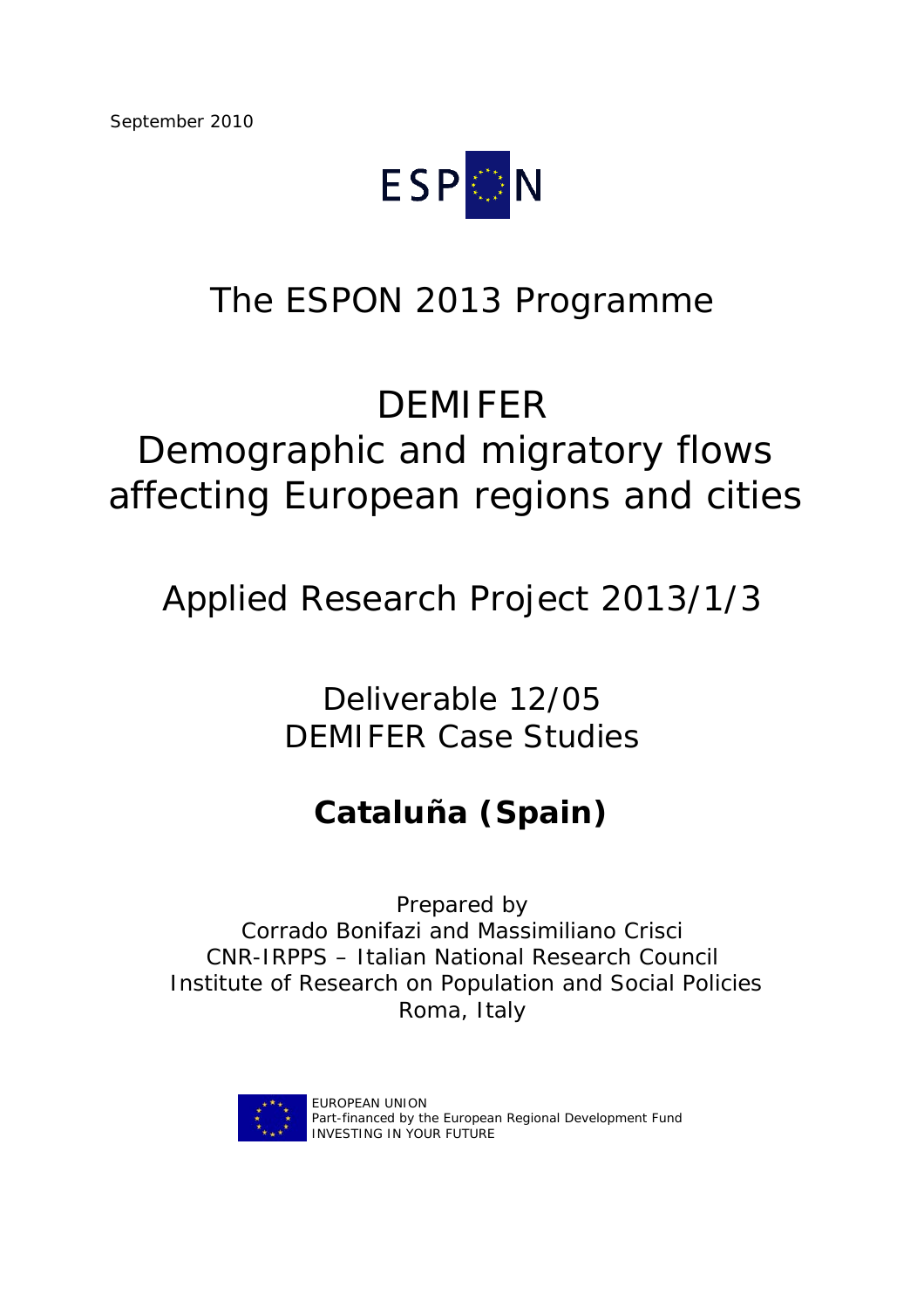September 2010

ESPON

# The ESPON 2013 Programme

# DEMIFER
# Demographic and migratory flows affecting European regions and cities

## Applied Research Project 2013/1/3

Deliverable 12/05
DEMIFER Case Studies

## **Cataluña (Spain)**

Prepared by
Corrado Bonifazi and Massimiliano Crisci
CNR-IRPPS – Italian National Research Council
Institute of Research on Population and Social Policies
Roma, Italy

EUROPEAN UNION
Part-financed by the European Regional Development Fund
INVESTING IN YOUR FUTURE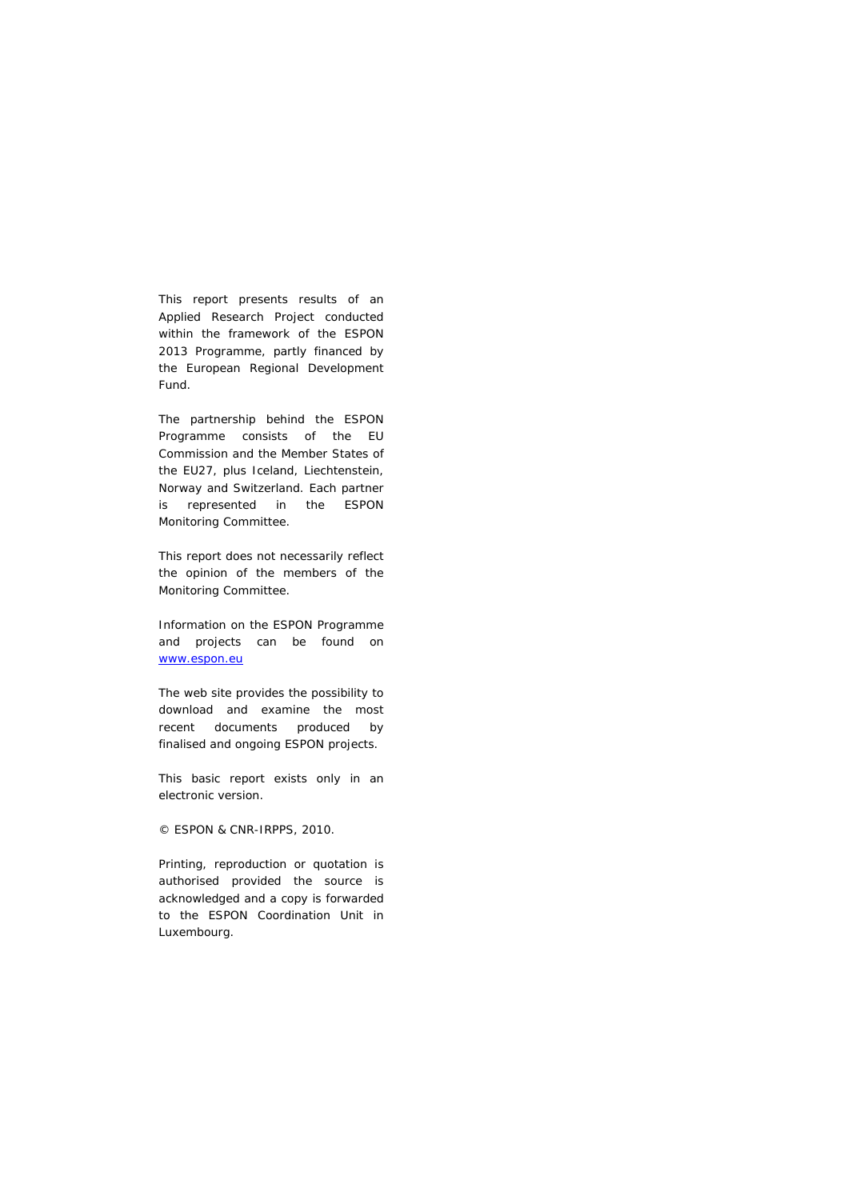This report presents results of an Applied Research Project conducted within the framework of the ESPON 2013 Programme, partly financed by the European Regional Development Fund.

The partnership behind the ESPON Programme consists of the EU Commission and the Member States of the EU27, plus Iceland, Liechtenstein, Norway and Switzerland. Each partner is represented in the ESPON Monitoring Committee.

This report does not necessarily reflect the opinion of the members of the Monitoring Committee.

Information on the ESPON Programme and projects can be found on [www.espon.eu](http://www.espon.eu)

The web site provides the possibility to download and examine the most recent documents produced by finalised and ongoing ESPON projects.

This basic report exists only in an electronic version.

© ESPON & CNR-IRPPS, 2010.

Printing, reproduction or quotation is authorised provided the source is acknowledged and a copy is forwarded to the ESPON Coordination Unit in Luxembourg.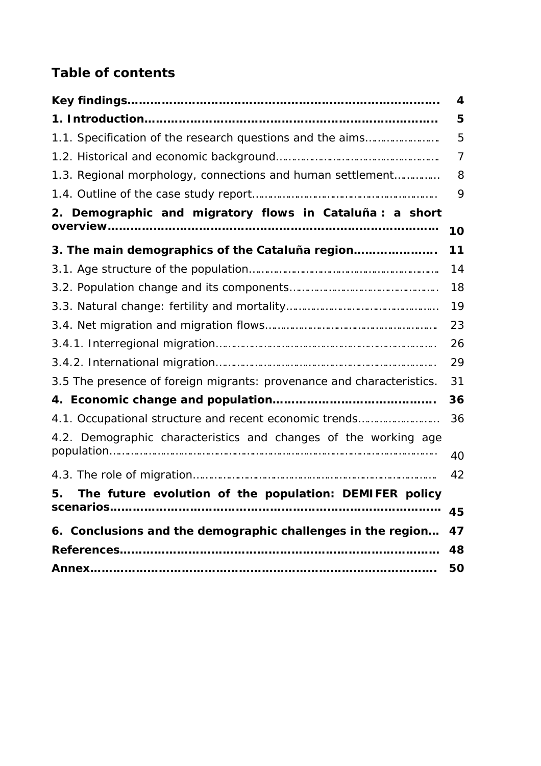## Table of contents

| | |
|---|---|
| **Key findings** | **4** |
| **1. Introduction** | **5** |
| 1.1. Specification of the research questions and the aims | 5 |
| 1.2. Historical and economic background | 7 |
| 1.3. Regional morphology, connections and human settlement | 8 |
| 1.4. Outline of the case study report | 9 |
| **2. Demographic and migratory flows in Cataluña : a short overview** | **10** |
| **3. The main demographics of the Cataluña region** | **11** |
| 3.1. Age structure of the population | 14 |
| 3.2. Population change and its components | 18 |
| 3.3. Natural change: fertility and mortality | 19 |
| 3.4. Net migration and migration flows | 23 |
| 3.4.1. Interregional migration | 26 |
| 3.4.2. International migration | 29 |
| 3.5 The presence of foreign migrants: provenance and characteristics. | 31 |
| **4. Economic change and population** | **36** |
| 4.1. Occupational structure and recent economic trends | 36 |
| 4.2. Demographic characteristics and changes of the working age population | 40 |
| 4.3. The role of migration | 42 |
| **5. The future evolution of the population: DEMIFER policy scenarios** | **45** |
| **6. Conclusions and the demographic challenges in the region** | **47** |
| **References** | **48** |
| **Annex** | **50** |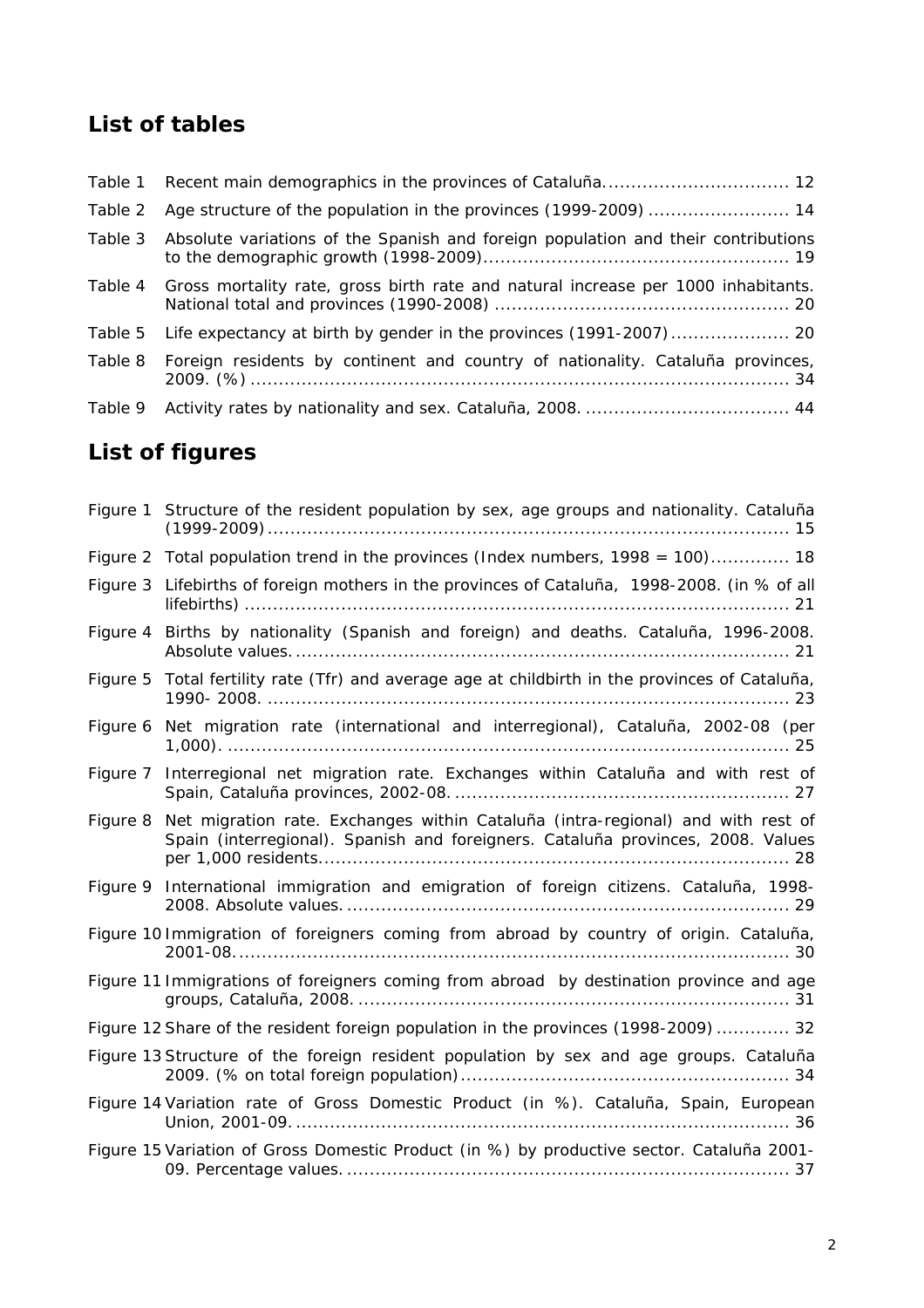## List of tables

| | | |
|---|---|---|
| Table 1 | Recent main demographics in the provinces of Cataluña | 12 |
| Table 2 | Age structure of the population in the provinces (1999-2009) | 14 |
| Table 3 | Absolute variations of the Spanish and foreign population and their contributions to the demographic growth (1998-2009) | 19 |
| Table 4 | Gross mortality rate, gross birth rate and natural increase per 1000 inhabitants. National total and provinces (1990-2008) | 20 |
| Table 5 | Life expectancy at birth by gender in the provinces (1991-2007) | 20 |
| Table 8 | Foreign residents by continent and country of nationality. Cataluña provinces, 2009. (%) | 34 |
| Table 9 | Activity rates by nationality and sex. Cataluña, 2008. | 44 |

## List of figures

| | | |
|---|---|---|
| Figure 1 | Structure of the resident population by sex, age groups and nationality. Cataluña (1999-2009) | 15 |
| Figure 2 | Total population trend in the provinces (Index numbers, 1998 = 100) | 18 |
| Figure 3 | Lifebirths of foreign mothers in the provinces of Cataluña, 1998-2008. (in % of all lifebirths) | 21 |
| Figure 4 | Births by nationality (Spanish and foreign) and deaths. Cataluña, 1996-2008. Absolute values. | 21 |
| Figure 5 | Total fertility rate (Tfr) and average age at childbirth in the provinces of Cataluña, 1990- 2008. | 23 |
| Figure 6 | Net migration rate (international and interregional), Cataluña, 2002-08 (per 1,000). | 25 |
| Figure 7 | Interregional net migration rate. Exchanges within Cataluña and with rest of Spain, Cataluña provinces, 2002-08. | 27 |
| Figure 8 | Net migration rate. Exchanges within Cataluña (intra-regional) and with rest of Spain (interregional). Spanish and foreigners. Cataluña provinces, 2008. Values per 1,000 residents. | 28 |
| Figure 9 | International immigration and emigration of foreign citizens. Cataluña, 1998-2008. Absolute values. | 29 |
| Figure 10 | Immigration of foreigners coming from abroad by country of origin. Cataluña, 2001-08. | 30 |
| Figure 11 | Immigrations of foreigners coming from abroad by destination province and age groups, Cataluña, 2008. | 31 |
| Figure 12 | Share of the resident foreign population in the provinces (1998-2009) | 32 |
| Figure 13 | Structure of the foreign resident population by sex and age groups. Cataluña 2009. (% on total foreign population) | 34 |
| Figure 14 | Variation rate of Gross Domestic Product (in %). Cataluña, Spain, European Union, 2001-09. | 36 |
| Figure 15 | Variation of Gross Domestic Product (in %) by productive sector. Cataluña 2001-09. Percentage values. | 37 |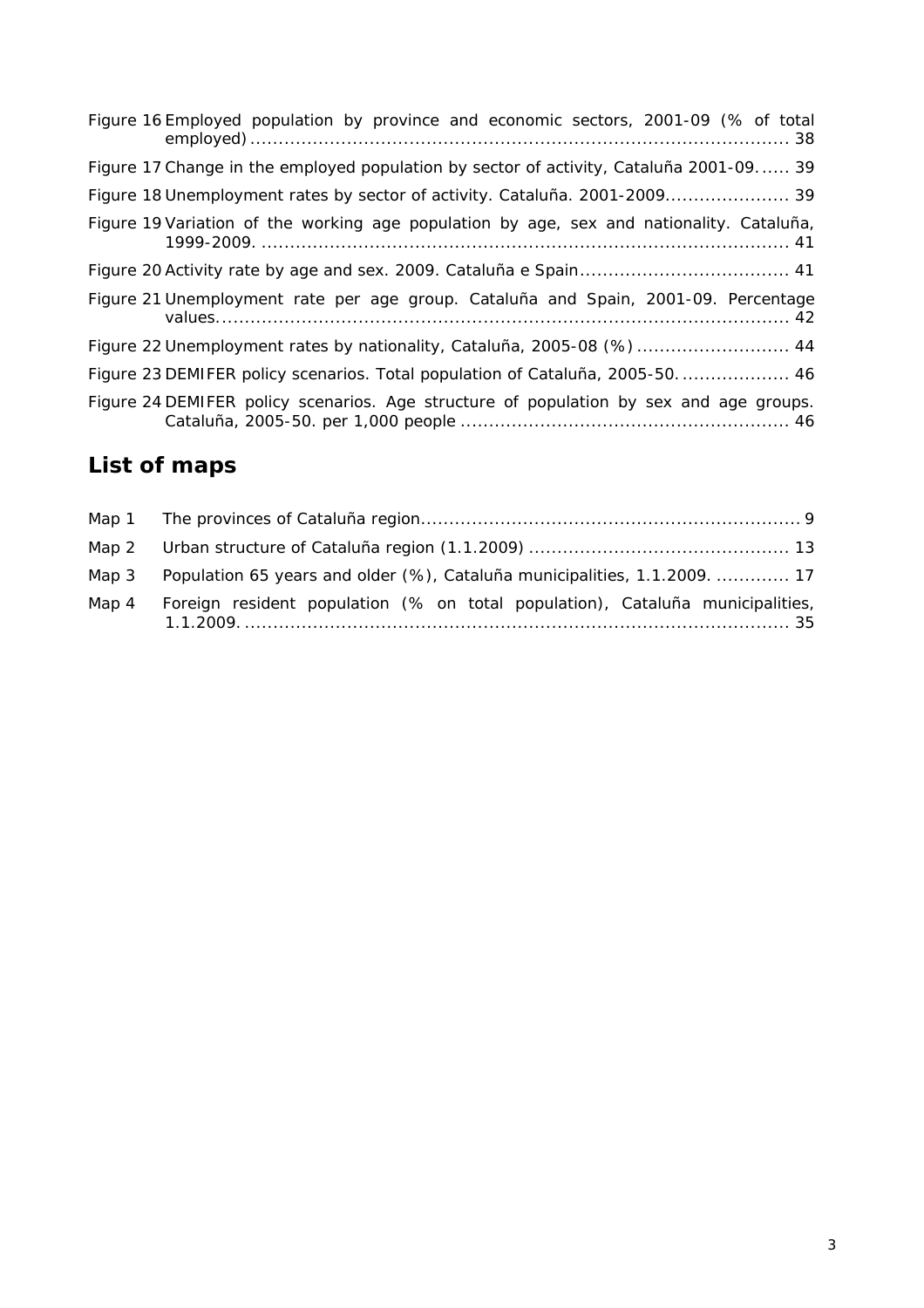Figure 16 Employed population by province and economic sectors, 2001-09 (% of total employed) .................................................................................................. 38

Figure 17 Change in the employed population by sector of activity, Cataluña 2001-09. ..... 39

Figure 18 Unemployment rates by sector of activity. Cataluña. 2001-2009...................... 39

Figure 19 Variation of the working age population by age, sex and nationality. Cataluña, 1999-2009. ............................................................................................... 41

Figure 20 Activity rate by age and sex. 2009. Cataluña e Spain..................................... 41

Figure 21 Unemployment rate per age group. Cataluña and Spain, 2001-09. Percentage values...................................................................................................... 42

Figure 22 Unemployment rates by nationality, Cataluña, 2005-08 (%) ........................... 44

Figure 23 DEMIFER policy scenarios. Total population of Cataluña, 2005-50. .................. 46

Figure 24 DEMIFER policy scenarios. Age structure of population by sex and age groups. Cataluña, 2005-50. per 1,000 people .......................................................... 46

## List of maps

Map 1 The provinces of Cataluña region.................................................................. 9

Map 2 Urban structure of Cataluña region (1.1.2009) ............................................. 13

Map 3 Population 65 years and older (%), Cataluña municipalities, 1.1.2009. ............. 17

Map 4 Foreign resident population (% on total population), Cataluña municipalities, 1.1.2009. ................................................................................................. 35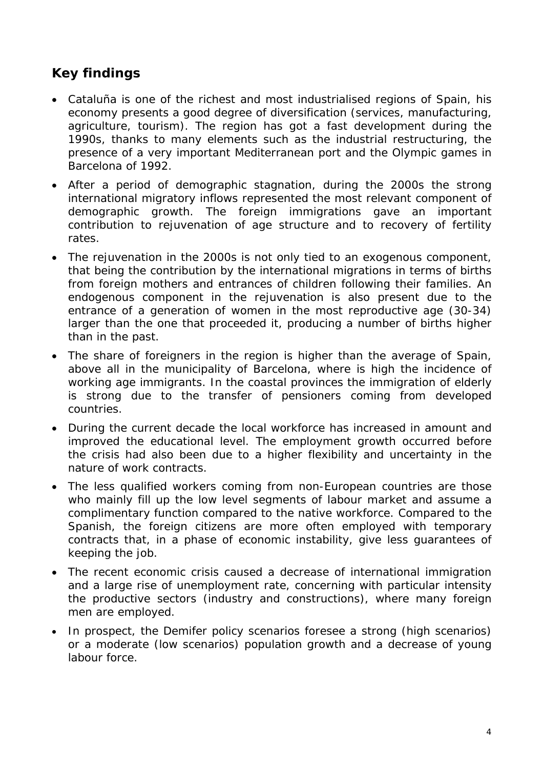## Key findings

- Cataluña is one of the richest and most industrialised regions of Spain, his economy presents a good degree of diversification (services, manufacturing, agriculture, tourism). The region has got a fast development during the 1990s, thanks to many elements such as the industrial restructuring, the presence of a very important Mediterranean port and the Olympic games in Barcelona of 1992.
- After a period of demographic stagnation, during the 2000s the strong international migratory inflows represented the most relevant component of demographic growth. The foreign immigrations gave an important contribution to rejuvenation of age structure and to recovery of fertility rates.
- The rejuvenation in the 2000s is not only tied to an exogenous component, that being the contribution by the international migrations in terms of births from foreign mothers and entrances of children following their families. An endogenous component in the rejuvenation is also present due to the entrance of a generation of women in the most reproductive age (30-34) larger than the one that proceeded it, producing a number of births higher than in the past.
- The share of foreigners in the region is higher than the average of Spain, above all in the municipality of Barcelona, where is high the incidence of working age immigrants. In the coastal provinces the immigration of elderly is strong due to the transfer of pensioners coming from developed countries.
- During the current decade the local workforce has increased in amount and improved the educational level. The employment growth occurred before the crisis had also been due to a higher flexibility and uncertainty in the nature of work contracts.
- The less qualified workers coming from non-European countries are those who mainly fill up the low level segments of labour market and assume a complimentary function compared to the native workforce. Compared to the Spanish, the foreign citizens are more often employed with temporary contracts that, in a phase of economic instability, give less guarantees of keeping the job.
- The recent economic crisis caused a decrease of international immigration and a large rise of unemployment rate, concerning with particular intensity the productive sectors (industry and constructions), where many foreign men are employed.
- In prospect, the Demifer policy scenarios foresee a strong (high scenarios) or a moderate (low scenarios) population growth and a decrease of young labour force.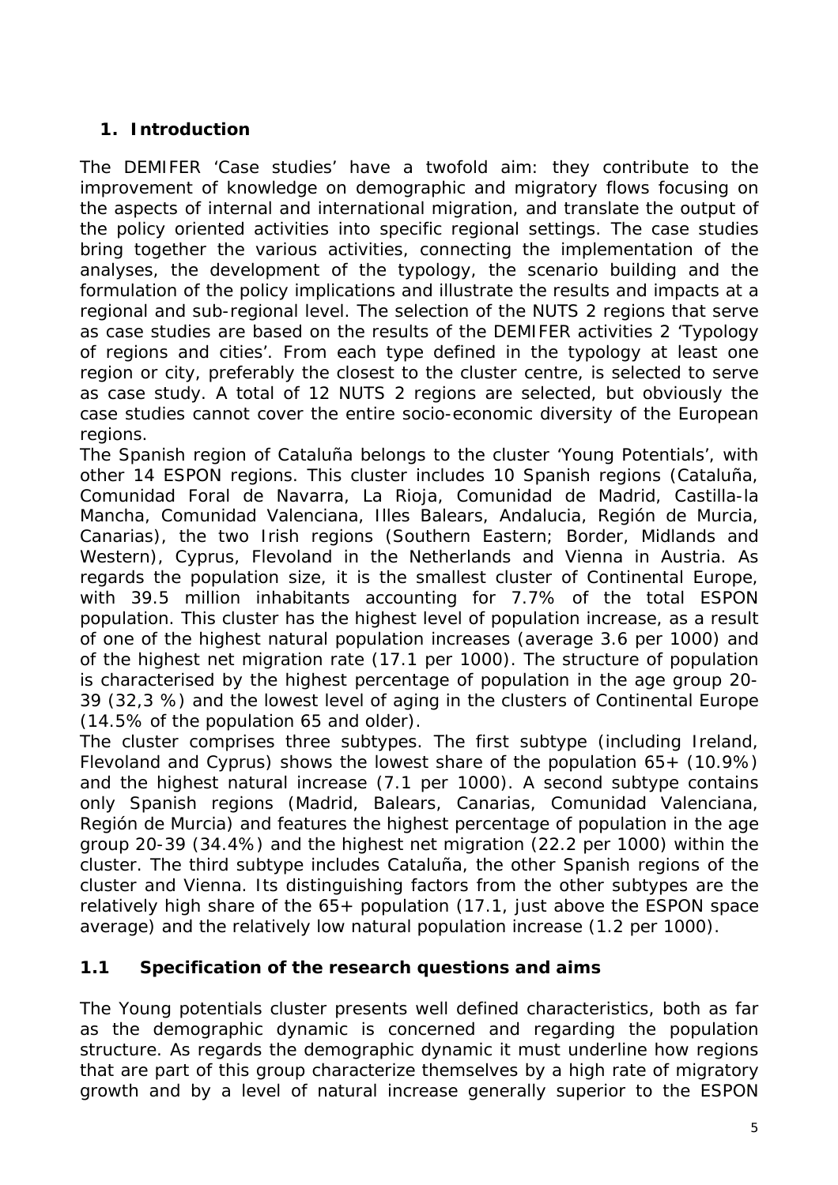## 1. Introduction

The DEMIFER 'Case studies' have a twofold aim: they contribute to the improvement of knowledge on demographic and migratory flows focusing on the aspects of internal and international migration, and translate the output of the policy oriented activities into specific regional settings. The case studies bring together the various activities, connecting the implementation of the analyses, the development of the typology, the scenario building and the formulation of the policy implications and illustrate the results and impacts at a regional and sub-regional level. The selection of the NUTS 2 regions that serve as case studies are based on the results of the DEMIFER activities 2 'Typology of regions and cities'. From each type defined in the typology at least one region or city, preferably the closest to the cluster centre, is selected to serve as case study. A total of 12 NUTS 2 regions are selected, but obviously the case studies cannot cover the entire socio-economic diversity of the European regions.

The Spanish region of Cataluña belongs to the cluster 'Young Potentials', with other 14 ESPON regions. This cluster includes 10 Spanish regions (Cataluña, Comunidad Foral de Navarra, La Rioja, Comunidad de Madrid, Castilla-la Mancha, Comunidad Valenciana, Illes Balears, Andalucia, Región de Murcia, Canarias), the two Irish regions (Southern Eastern; Border, Midlands and Western), Cyprus, Flevoland in the Netherlands and Vienna in Austria. As regards the population size, it is the smallest cluster of Continental Europe, with 39.5 million inhabitants accounting for 7.7% of the total ESPON population. This cluster has the highest level of population increase, as a result of one of the highest natural population increases (average 3.6 per 1000) and of the highest net migration rate (17.1 per 1000). The structure of population is characterised by the highest percentage of population in the age group 20-39 (32,3 %) and the lowest level of aging in the clusters of Continental Europe (14.5% of the population 65 and older).

The cluster comprises three subtypes. The first subtype (including Ireland, Flevoland and Cyprus) shows the lowest share of the population 65+ (10.9%) and the highest natural increase (7.1 per 1000). A second subtype contains only Spanish regions (Madrid, Balears, Canarias, Comunidad Valenciana, Región de Murcia) and features the highest percentage of population in the age group 20-39 (34.4%) and the highest net migration (22.2 per 1000) within the cluster. The third subtype includes Cataluña, the other Spanish regions of the cluster and Vienna. Its distinguishing factors from the other subtypes are the relatively high share of the 65+ population (17.1, just above the ESPON space average) and the relatively low natural population increase (1.2 per 1000).

### 1.1 Specification of the research questions and aims

The Young potentials cluster presents well defined characteristics, both as far as the demographic dynamic is concerned and regarding the population structure. As regards the demographic dynamic it must underline how regions that are part of this group characterize themselves by a high rate of migratory growth and by a level of natural increase generally superior to the ESPON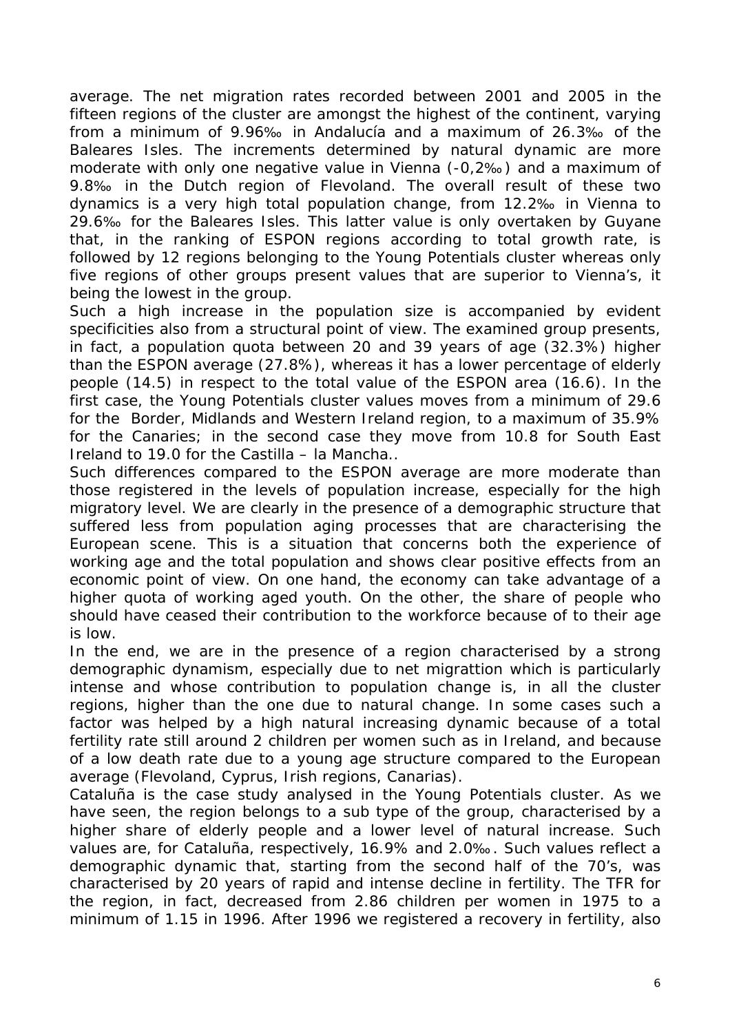average. The net migration rates recorded between 2001 and 2005 in the fifteen regions of the cluster are amongst the highest of the continent, varying from a minimum of 9.96‰ in Andalucía and a maximum of 26.3‰ of the Baleares Isles. The increments determined by natural dynamic are more moderate with only one negative value in Vienna (-0,2‰) and a maximum of 9.8‰ in the Dutch region of Flevoland. The overall result of these two dynamics is a very high total population change, from 12.2‰ in Vienna to 29.6‰ for the Baleares Isles. This latter value is only overtaken by Guyane that, in the ranking of ESPON regions according to total growth rate, is followed by 12 regions belonging to the Young Potentials cluster whereas only five regions of other groups present values that are superior to Vienna's, it being the lowest in the group.

Such a high increase in the population size is accompanied by evident specificities also from a structural point of view. The examined group presents, in fact, a population quota between 20 and 39 years of age (32.3%) higher than the ESPON average (27.8%), whereas it has a lower percentage of elderly people (14.5) in respect to the total value of the ESPON area (16.6). In the first case, the Young Potentials cluster values moves from a minimum of 29.6 for the Border, Midlands and Western Ireland region, to a maximum of 35.9% for the Canaries; in the second case they move from 10.8 for South East Ireland to 19.0 for the Castilla – la Mancha..

Such differences compared to the ESPON average are more moderate than those registered in the levels of population increase, especially for the high migratory level. We are clearly in the presence of a demographic structure that suffered less from population aging processes that are characterising the European scene. This is a situation that concerns both the experience of working age and the total population and shows clear positive effects from an economic point of view. On one hand, the economy can take advantage of a higher quota of working aged youth. On the other, the share of people who should have ceased their contribution to the workforce because of to their age is low.

In the end, we are in the presence of a region characterised by a strong demographic dynamism, especially due to net migrattion which is particularly intense and whose contribution to population change is, in all the cluster regions, higher than the one due to natural change. In some cases such a factor was helped by a high natural increasing dynamic because of a total fertility rate still around 2 children per women such as in Ireland, and because of a low death rate due to a young age structure compared to the European average (Flevoland, Cyprus, Irish regions, Canarias).

Cataluña is the case study analysed in the Young Potentials cluster. As we have seen, the region belongs to a sub type of the group, characterised by a higher share of elderly people and a lower level of natural increase. Such values are, for Cataluña, respectively, 16.9% and 2.0‰. Such values reflect a demographic dynamic that, starting from the second half of the 70's, was characterised by 20 years of rapid and intense decline in fertility. The TFR for the region, in fact, decreased from 2.86 children per women in 1975 to a minimum of 1.15 in 1996. After 1996 we registered a recovery in fertility, also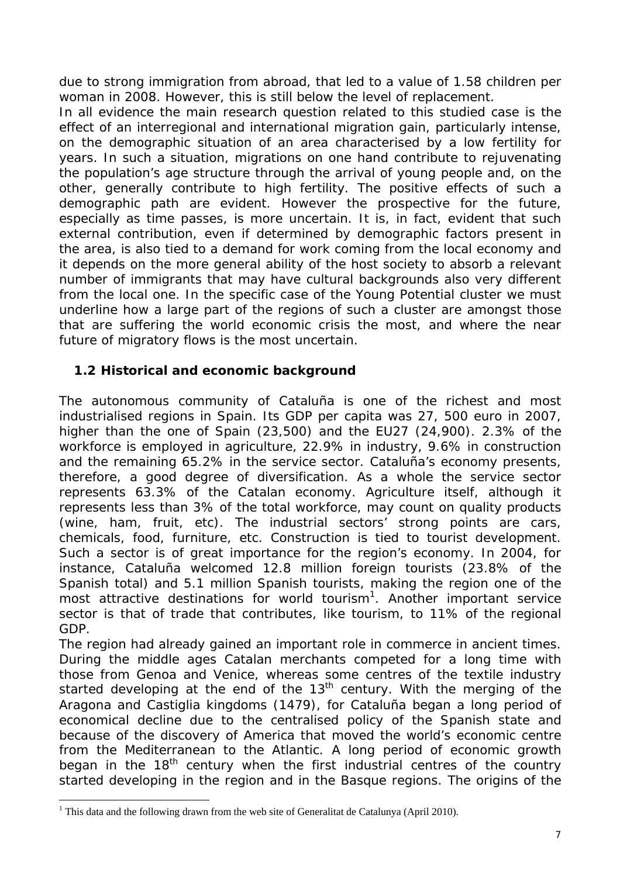due to strong immigration from abroad, that led to a value of 1.58 children per woman in 2008. However, this is still below the level of replacement.

In all evidence the main research question related to this studied case is the effect of an interregional and international migration gain, particularly intense, on the demographic situation of an area characterised by a low fertility for years. In such a situation, migrations on one hand contribute to rejuvenating the population's age structure through the arrival of young people and, on the other, generally contribute to high fertility. The positive effects of such a demographic path are evident. However the prospective for the future, especially as time passes, is more uncertain. It is, in fact, evident that such external contribution, even if determined by demographic factors present in the area, is also tied to a demand for work coming from the local economy and it depends on the more general ability of the host society to absorb a relevant number of immigrants that may have cultural backgrounds also very different from the local one. In the specific case of the Young Potential cluster we must underline how a large part of the regions of such a cluster are amongst those that are suffering the world economic crisis the most, and where the near future of migratory flows is the most uncertain.

## 1.2 Historical and economic background

The autonomous community of Cataluña is one of the richest and most industrialised regions in Spain. Its GDP per capita was 27, 500 euro in 2007, higher than the one of Spain (23,500) and the EU27 (24,900). 2.3% of the workforce is employed in agriculture, 22.9% in industry, 9.6% in construction and the remaining 65.2% in the service sector. Cataluña's economy presents, therefore, a good degree of diversification. As a whole the service sector represents 63.3% of the Catalan economy. Agriculture itself, although it represents less than 3% of the total workforce, may count on quality products (wine, ham, fruit, etc). The industrial sectors' strong points are cars, chemicals, food, furniture, etc. Construction is tied to tourist development. Such a sector is of great importance for the region's economy. In 2004, for instance, Cataluña welcomed 12.8 million foreign tourists (23.8% of the Spanish total) and 5.1 million Spanish tourists, making the region one of the most attractive destinations for world tourism[1]. Another important service sector is that of trade that contributes, like tourism, to 11% of the regional GDP.

The region had already gained an important role in commerce in ancient times. During the middle ages Catalan merchants competed for a long time with those from Genoa and Venice, whereas some centres of the textile industry started developing at the end of the 13th century. With the merging of the Aragona and Castiglia kingdoms (1479), for Cataluña began a long period of economical decline due to the centralised policy of the Spanish state and because of the discovery of America that moved the world's economic centre from the Mediterranean to the Atlantic. A long period of economic growth began in the 18th century when the first industrial centres of the country started developing in the region and in the Basque regions. The origins of the

[1] This data and the following drawn from the web site of Generalitat de Catalunya (April 2010).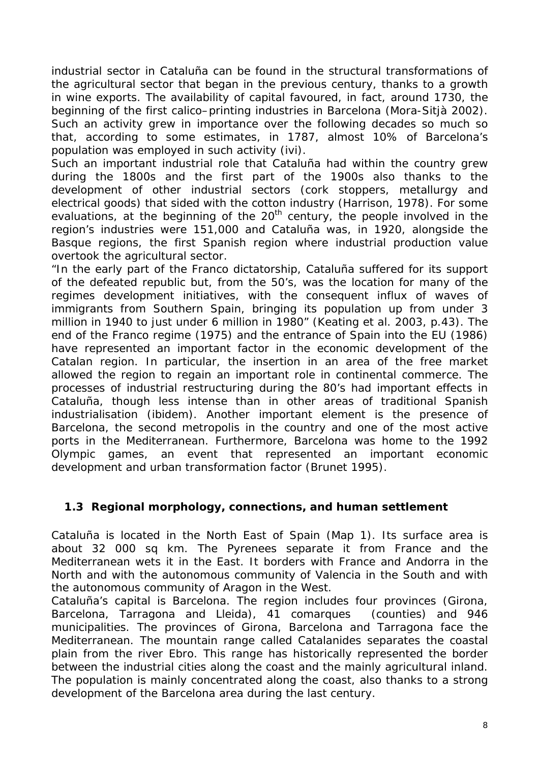industrial sector in Cataluña can be found in the structural transformations of the agricultural sector that began in the previous century, thanks to a growth in wine exports. The availability of capital favoured, in fact, around 1730, the beginning of the first calico–printing industries in Barcelona (Mora-Sitjà 2002). Such an activity grew in importance over the following decades so much so that, according to some estimates, in 1787, almost 10% of Barcelona's population was employed in such activity (ivi).

Such an important industrial role that Cataluña had within the country grew during the 1800s and the first part of the 1900s also thanks to the development of other industrial sectors (cork stoppers, metallurgy and electrical goods) that sided with the cotton industry (Harrison, 1978). For some evaluations, at the beginning of the 20th century, the people involved in the region's industries were 151,000 and Cataluña was, in 1920, alongside the Basque regions, the first Spanish region where industrial production value overtook the agricultural sector.

"In the early part of the Franco dictatorship, Cataluña suffered for its support of the defeated republic but, from the 50's, was the location for many of the regimes development initiatives, with the consequent influx of waves of immigrants from Southern Spain, bringing its population up from under 3 million in 1940 to just under 6 million in 1980" (Keating et al. 2003, p.43). The end of the Franco regime (1975) and the entrance of Spain into the EU (1986) have represented an important factor in the economic development of the Catalan region. In particular, the insertion in an area of the free market allowed the region to regain an important role in continental commerce. The processes of industrial restructuring during the 80's had important effects in Cataluña, though less intense than in other areas of traditional Spanish industrialisation (ibidem). Another important element is the presence of Barcelona, the second metropolis in the country and one of the most active ports in the Mediterranean. Furthermore, Barcelona was home to the 1992 Olympic games, an event that represented an important economic development and urban transformation factor (Brunet 1995).

### 1.3 Regional morphology, connections, and human settlement

Cataluña is located in the North East of Spain (Map 1). Its surface area is about 32 000 sq km. The Pyrenees separate it from France and the Mediterranean wets it in the East. It borders with France and Andorra in the North and with the autonomous community of Valencia in the South and with the autonomous community of Aragon in the West.

Cataluña's capital is Barcelona. The region includes four provinces (Girona, Barcelona, Tarragona and Lleida), 41 comarques (counties) and 946 municipalities. The provinces of Girona, Barcelona and Tarragona face the Mediterranean. The mountain range called Catalanides separates the coastal plain from the river Ebro. This range has historically represented the border between the industrial cities along the coast and the mainly agricultural inland. The population is mainly concentrated along the coast, also thanks to a strong development of the Barcelona area during the last century.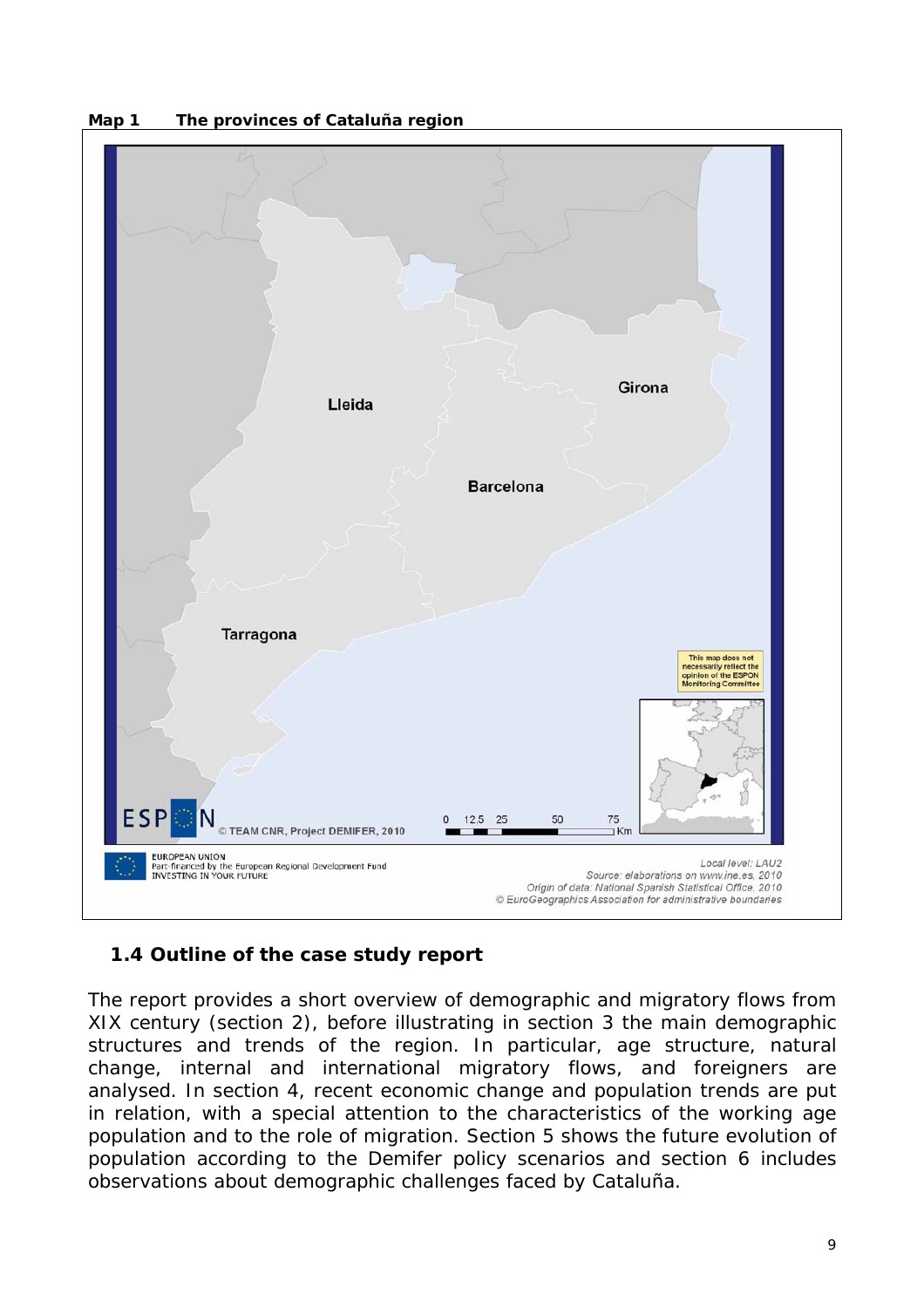**Map 1 The provinces of Cataluña region**

## 1.4 Outline of the case study report

The report provides a short overview of demographic and migratory flows from XIX century (section 2), before illustrating in section 3 the main demographic structures and trends of the region. In particular, age structure, natural change, internal and international migratory flows, and foreigners are analysed. In section 4, recent economic change and population trends are put in relation, with a special attention to the characteristics of the working age population and to the role of migration. Section 5 shows the future evolution of population according to the Demifer policy scenarios and section 6 includes observations about demographic challenges faced by Cataluña.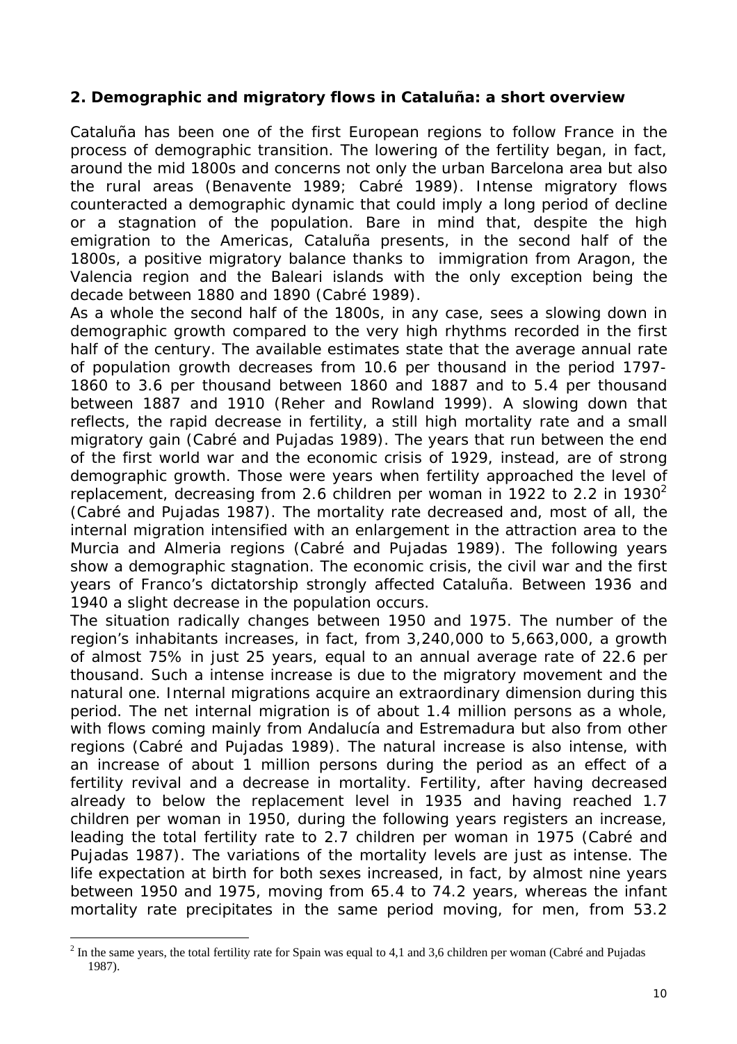## 2. Demographic and migratory flows in Cataluña: a short overview

Cataluña has been one of the first European regions to follow France in the process of demographic transition. The lowering of the fertility began, in fact, around the mid 1800s and concerns not only the urban Barcelona area but also the rural areas (Benavente 1989; Cabré 1989). Intense migratory flows counteracted a demographic dynamic that could imply a long period of decline or a stagnation of the population. Bare in mind that, despite the high emigration to the Americas, Cataluña presents, in the second half of the 1800s, a positive migratory balance thanks to immigration from Aragon, the Valencia region and the Baleari islands with the only exception being the decade between 1880 and 1890 (Cabré 1989).

As a whole the second half of the 1800s, in any case, sees a slowing down in demographic growth compared to the very high rhythms recorded in the first half of the century. The available estimates state that the average annual rate of population growth decreases from 10.6 per thousand in the period 1797-1860 to 3.6 per thousand between 1860 and 1887 and to 5.4 per thousand between 1887 and 1910 (Reher and Rowland 1999). A slowing down that reflects, the rapid decrease in fertility, a still high mortality rate and a small migratory gain (Cabré and Pujadas 1989). The years that run between the end of the first world war and the economic crisis of 1929, instead, are of strong demographic growth. Those were years when fertility approached the level of replacement, decreasing from 2.6 children per woman in 1922 to 2.2 in 1930[2] (Cabré and Pujadas 1987). The mortality rate decreased and, most of all, the internal migration intensified with an enlargement in the attraction area to the Murcia and Almeria regions (Cabré and Pujadas 1989). The following years show a demographic stagnation. The economic crisis, the civil war and the first years of Franco's dictatorship strongly affected Cataluña. Between 1936 and 1940 a slight decrease in the population occurs.

The situation radically changes between 1950 and 1975. The number of the region's inhabitants increases, in fact, from 3,240,000 to 5,663,000, a growth of almost 75% in just 25 years, equal to an annual average rate of 22.6 per thousand. Such a intense increase is due to the migratory movement and the natural one. Internal migrations acquire an extraordinary dimension during this period. The net internal migration is of about 1.4 million persons as a whole, with flows coming mainly from Andalucía and Estremadura but also from other regions (Cabré and Pujadas 1989). The natural increase is also intense, with an increase of about 1 million persons during the period as an effect of a fertility revival and a decrease in mortality. Fertility, after having decreased already to below the replacement level in 1935 and having reached 1.7 children per woman in 1950, during the following years registers an increase, leading the total fertility rate to 2.7 children per woman in 1975 (Cabré and Pujadas 1987). The variations of the mortality levels are just as intense. The life expectation at birth for both sexes increased, in fact, by almost nine years between 1950 and 1975, moving from 65.4 to 74.2 years, whereas the infant mortality rate precipitates in the same period moving, for men, from 53.2

[2] In the same years, the total fertility rate for Spain was equal to 4,1 and 3,6 children per woman (Cabré and Pujadas 1987).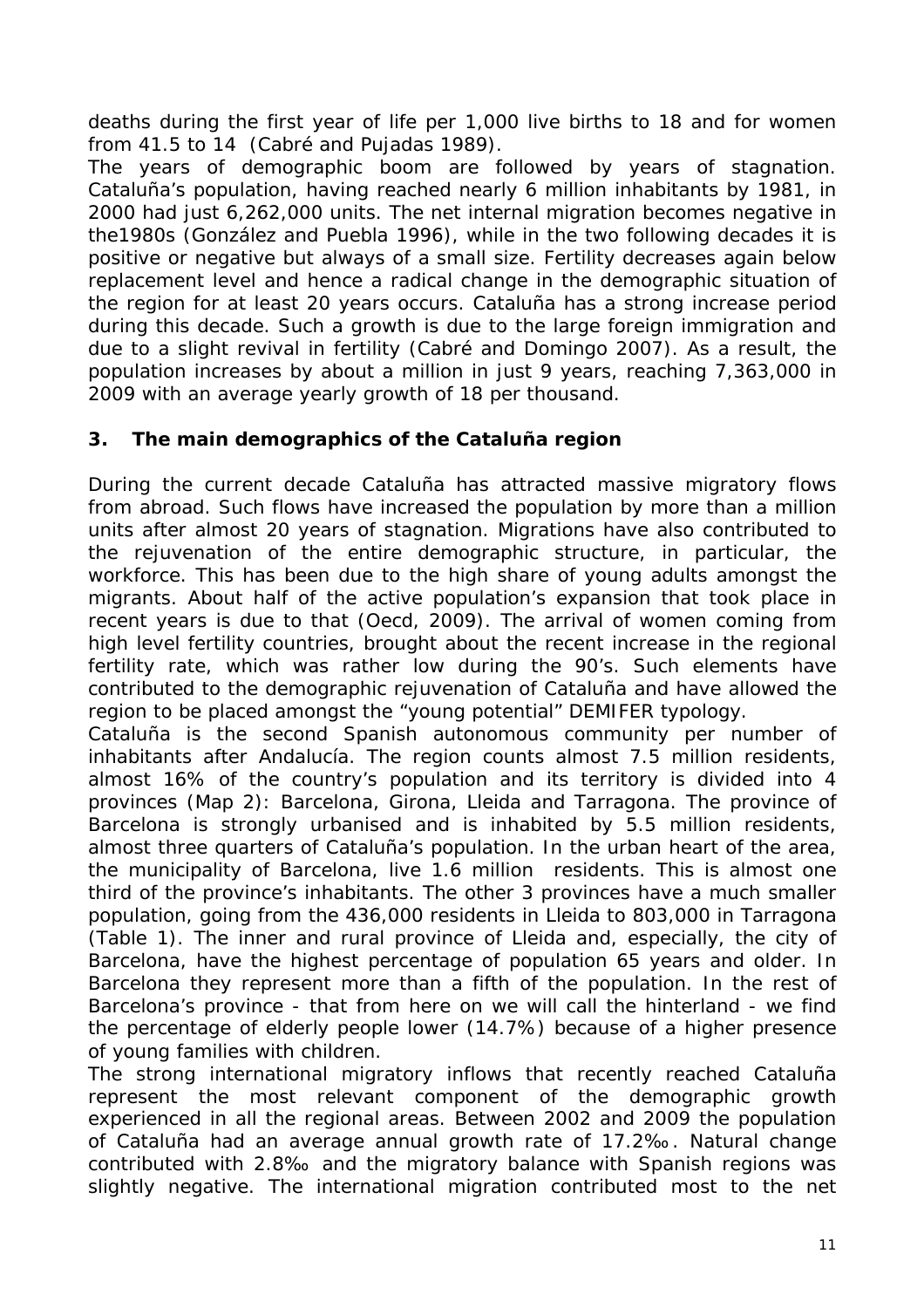deaths during the first year of life per 1,000 live births to 18 and for women from 41.5 to 14 (Cabré and Pujadas 1989).

The years of demographic boom are followed by years of stagnation. Cataluña's population, having reached nearly 6 million inhabitants by 1981, in 2000 had just 6,262,000 units. The net internal migration becomes negative in the1980s (González and Puebla 1996), while in the two following decades it is positive or negative but always of a small size. Fertility decreases again below replacement level and hence a radical change in the demographic situation of the region for at least 20 years occurs. Cataluña has a strong increase period during this decade. Such a growth is due to the large foreign immigration and due to a slight revival in fertility (Cabré and Domingo 2007). As a result, the population increases by about a million in just 9 years, reaching 7,363,000 in 2009 with an average yearly growth of 18 per thousand.

## 3. The main demographics of the Cataluña region

During the current decade Cataluña has attracted massive migratory flows from abroad. Such flows have increased the population by more than a million units after almost 20 years of stagnation. Migrations have also contributed to the rejuvenation of the entire demographic structure, in particular, the workforce. This has been due to the high share of young adults amongst the migrants. About half of the active population's expansion that took place in recent years is due to that (Oecd, 2009). The arrival of women coming from high level fertility countries, brought about the recent increase in the regional fertility rate, which was rather low during the 90's. Such elements have contributed to the demographic rejuvenation of Cataluña and have allowed the region to be placed amongst the "young potential" DEMIFER typology.

Cataluña is the second Spanish autonomous community per number of inhabitants after Andalucía. The region counts almost 7.5 million residents, almost 16% of the country's population and its territory is divided into 4 provinces (Map 2): Barcelona, Girona, Lleida and Tarragona. The province of Barcelona is strongly urbanised and is inhabited by 5.5 million residents, almost three quarters of Cataluña's population. In the urban heart of the area, the municipality of Barcelona, live 1.6 million residents. This is almost one third of the province's inhabitants. The other 3 provinces have a much smaller population, going from the 436,000 residents in Lleida to 803,000 in Tarragona (Table 1). The inner and rural province of Lleida and, especially, the city of Barcelona, have the highest percentage of population 65 years and older. In Barcelona they represent more than a fifth of the population. In the rest of Barcelona's province - that from here on we will call the hinterland - we find the percentage of elderly people lower (14.7%) because of a higher presence of young families with children.

The strong international migratory inflows that recently reached Cataluña represent the most relevant component of the demographic growth experienced in all the regional areas. Between 2002 and 2009 the population of Cataluña had an average annual growth rate of 17.2‰. Natural change contributed with 2.8‰ and the migratory balance with Spanish regions was slightly negative. The international migration contributed most to the net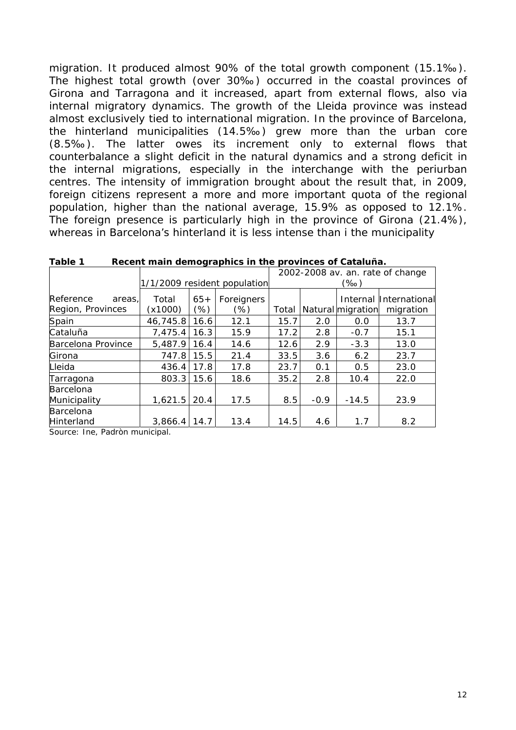migration. It produced almost 90% of the total growth component (15.1‰). The highest total growth (over 30‰) occurred in the coastal provinces of Girona and Tarragona and it increased, apart from external flows, also via internal migratory dynamics. The growth of the Lleida province was instead almost exclusively tied to international migration. In the province of Barcelona, the hinterland municipalities (14.5‰) grew more than the urban core (8.5‰). The latter owes its increment only to external flows that counterbalance a slight deficit in the natural dynamics and a strong deficit in the internal migrations, especially in the interchange with the periurban centres. The intensity of immigration brought about the result that, in 2009, foreign citizens represent a more and more important quota of the regional population, higher than the national average, 15.9% as opposed to 12.1%. The foreign presence is particularly high in the province of Girona (21.4%), whereas in Barcelona's hinterland it is less intense than i the municipality

**Table 1 Recent main demographics in the provinces of Cataluña.**

| | 1/1/2009 resident population | | | 2002-2008 av. an. rate of change (‰) | | | |
|---|---|---|---|---|---|---|---|
| Reference areas, Region, Provinces | Total (x1000) | 65+ (%) | Foreigners (%) | Total | Natural | Internal migration | International migration |
| Spain | 46,745.8 | 16.6 | 12.1 | 15.7 | 2.0 | 0.0 | 13.7 |
| Cataluña | 7,475.4 | 16.3 | 15.9 | 17.2 | 2.8 | -0.7 | 15.1 |
| Barcelona Province | 5,487.9 | 16.4 | 14.6 | 12.6 | 2.9 | -3.3 | 13.0 |
| Girona | 747.8 | 15.5 | 21.4 | 33.5 | 3.6 | 6.2 | 23.7 |
| Lleida | 436.4 | 17.8 | 17.8 | 23.7 | 0.1 | 0.5 | 23.0 |
| Tarragona | 803.3 | 15.6 | 18.6 | 35.2 | 2.8 | 10.4 | 22.0 |
| Barcelona Municipality | 1,621.5 | 20.4 | 17.5 | 8.5 | -0.9 | -14.5 | 23.9 |
| Barcelona Hinterland | 3,866.4 | 14.7 | 13.4 | 14.5 | 4.6 | 1.7 | 8.2 |

Source: Ine, Padròn municipal.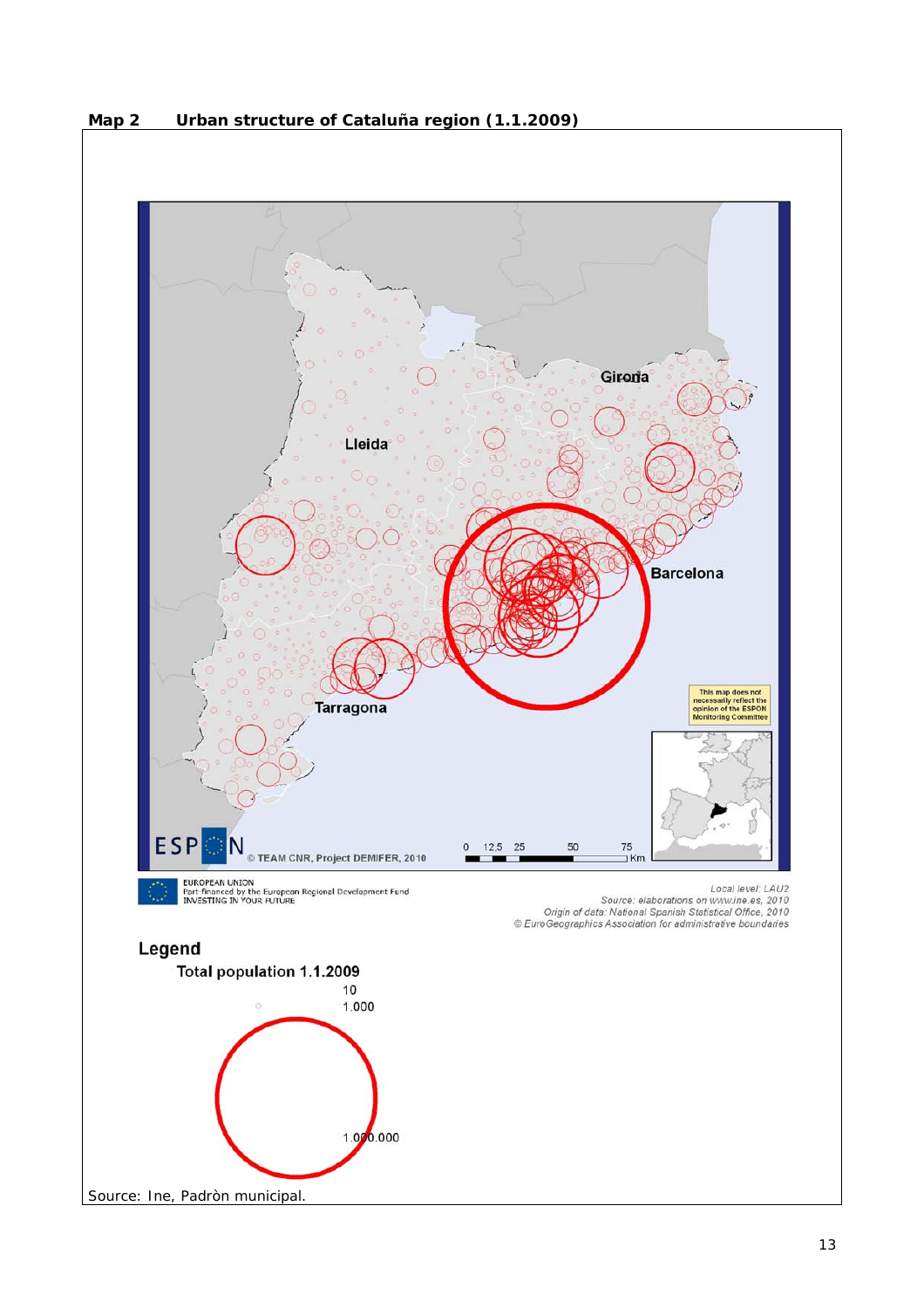**Map 2 Urban structure of Cataluña region (1.1.2009)**

Source: Ine, Padròn municipal.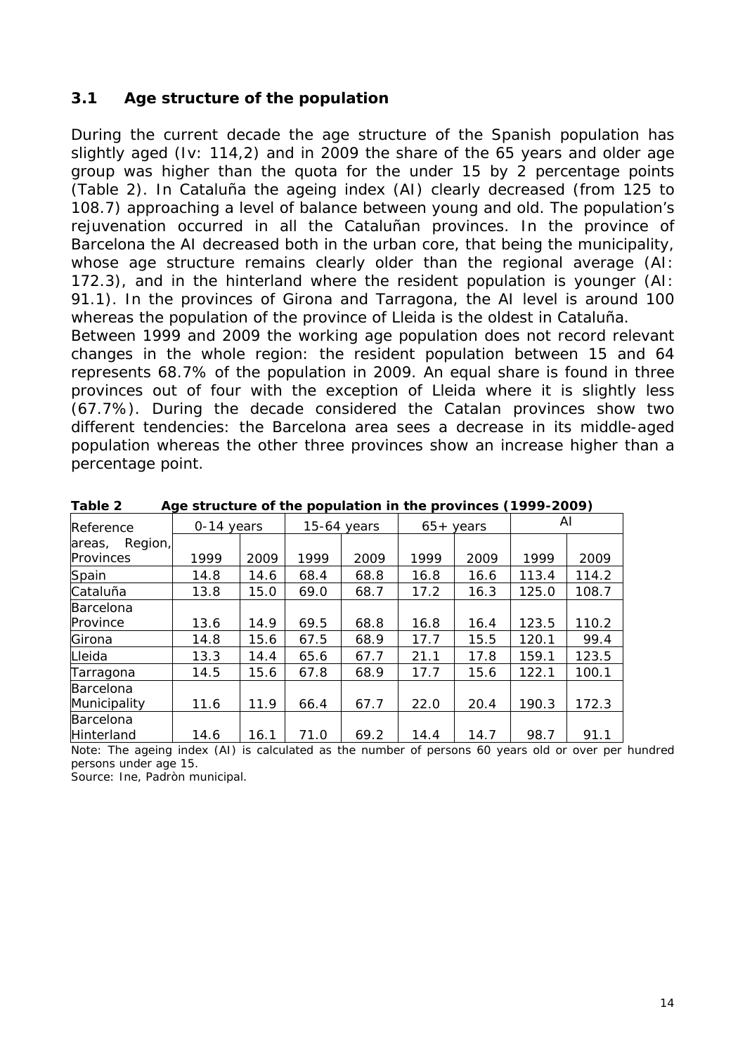### 3.1 Age structure of the population

During the current decade the age structure of the Spanish population has slightly aged (Iv: 114,2) and in 2009 the share of the 65 years and older age group was higher than the quota for the under 15 by 2 percentage points (Table 2). In Cataluña the ageing index (AI) clearly decreased (from 125 to 108.7) approaching a level of balance between young and old. The population's rejuvenation occurred in all the Cataluñan provinces. In the province of Barcelona the AI decreased both in the urban core, that being the municipality, whose age structure remains clearly older than the regional average (AI: 172.3), and in the hinterland where the resident population is younger (AI: 91.1). In the provinces of Girona and Tarragona, the AI level is around 100 whereas the population of the province of Lleida is the oldest in Cataluña.

Between 1999 and 2009 the working age population does not record relevant changes in the whole region: the resident population between 15 and 64 represents 68.7% of the population in 2009. An equal share is found in three provinces out of four with the exception of Lleida where it is slightly less (67.7%). During the decade considered the Catalan provinces show two different tendencies: the Barcelona area sees a decrease in its middle-aged population whereas the other three provinces show an increase higher than a percentage point.

**Table 2 Age structure of the population in the provinces (1999-2009)**

| Reference areas, Region, Provinces | 0-14 years | | 15-64 years | | 65+ years | | AI | |
|---|---|---|---|---|---|---|---|---|
| | 1999 | 2009 | 1999 | 2009 | 1999 | 2009 | 1999 | 2009 |
| Spain | 14.8 | 14.6 | 68.4 | 68.8 | 16.8 | 16.6 | 113.4 | 114.2 |
| Cataluña | 13.8 | 15.0 | 69.0 | 68.7 | 17.2 | 16.3 | 125.0 | 108.7 |
| Barcelona Province | 13.6 | 14.9 | 69.5 | 68.8 | 16.8 | 16.4 | 123.5 | 110.2 |
| Girona | 14.8 | 15.6 | 67.5 | 68.9 | 17.7 | 15.5 | 120.1 | 99.4 |
| Lleida | 13.3 | 14.4 | 65.6 | 67.7 | 21.1 | 17.8 | 159.1 | 123.5 |
| Tarragona | 14.5 | 15.6 | 67.8 | 68.9 | 17.7 | 15.6 | 122.1 | 100.1 |
| Barcelona Municipality | 11.6 | 11.9 | 66.4 | 67.7 | 22.0 | 20.4 | 190.3 | 172.3 |
| Barcelona Hinterland | 14.6 | 16.1 | 71.0 | 69.2 | 14.4 | 14.7 | 98.7 | 91.1 |

Note: The ageing index (AI) is calculated as the number of persons 60 years old or over per hundred persons under age 15.

Source: Ine, Padròn municipal.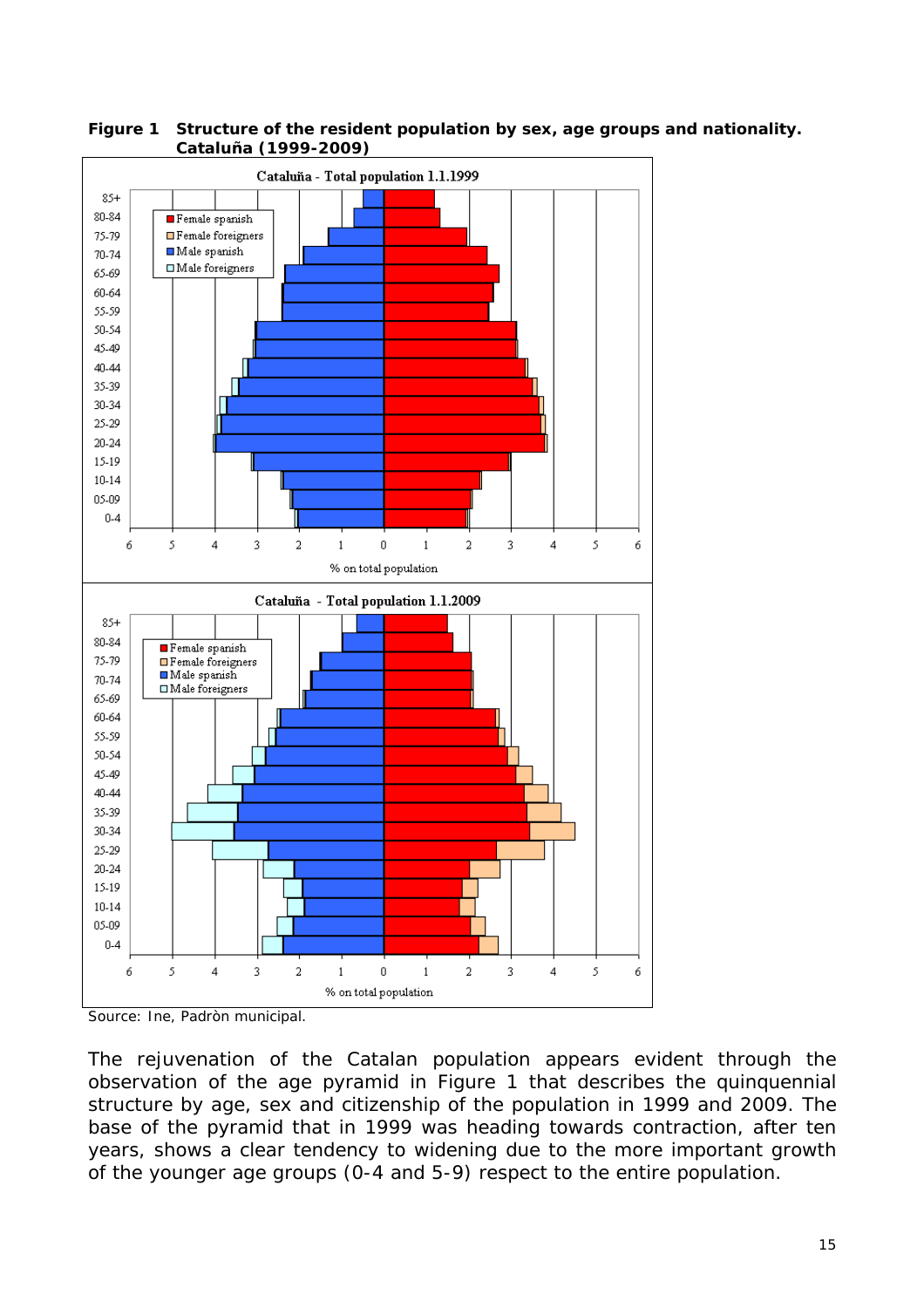**Figure 1 Structure of the resident population by sex, age groups and nationality. Cataluña (1999-2009)**

Source: Ine, Padròn municipal.

The rejuvenation of the Catalan population appears evident through the observation of the age pyramid in Figure 1 that describes the quinquennial structure by age, sex and citizenship of the population in 1999 and 2009. The base of the pyramid that in 1999 was heading towards contraction, after ten years, shows a clear tendency to widening due to the more important growth of the younger age groups (0-4 and 5-9) respect to the entire population.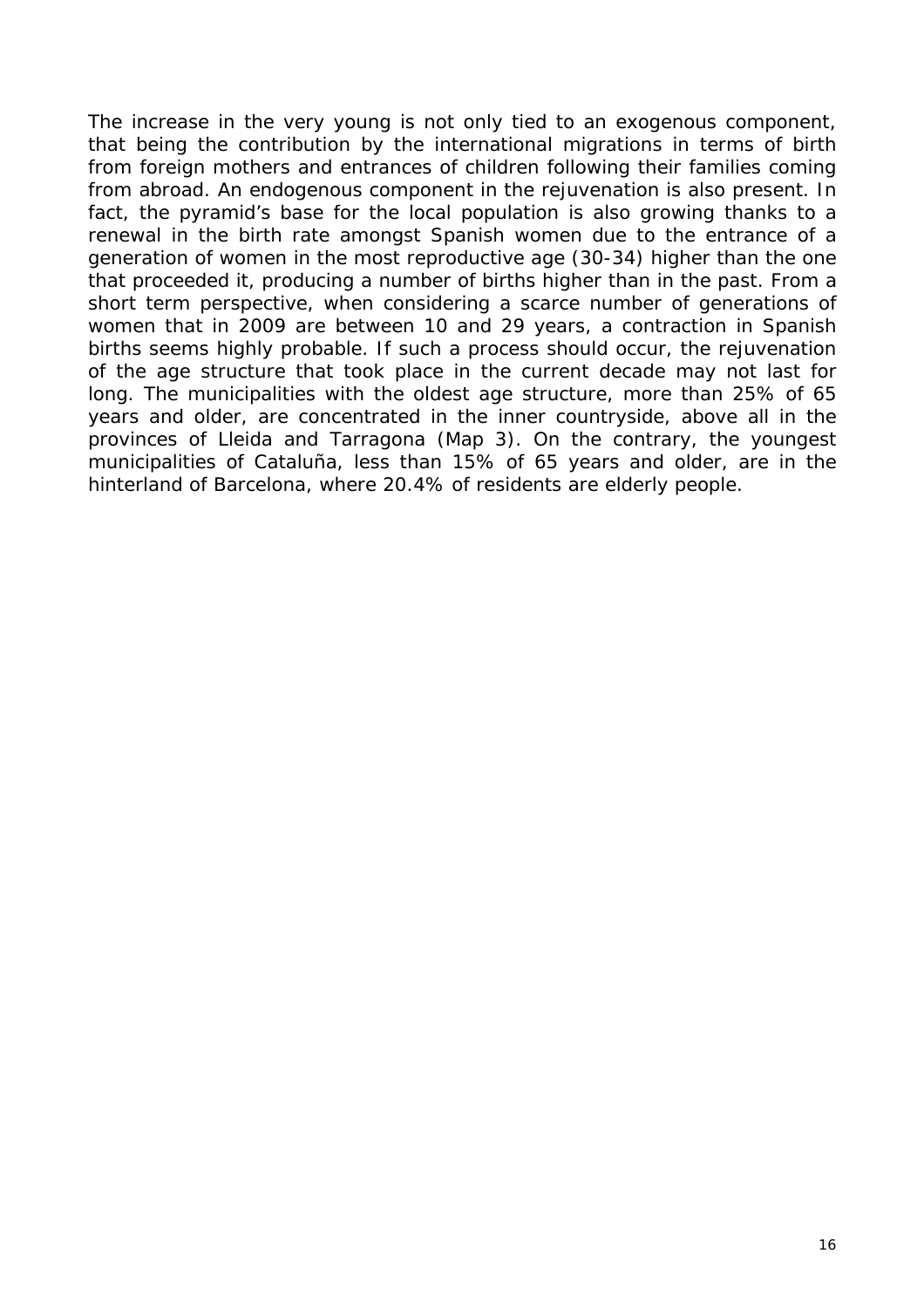The increase in the very young is not only tied to an exogenous component, that being the contribution by the international migrations in terms of birth from foreign mothers and entrances of children following their families coming from abroad. An endogenous component in the rejuvenation is also present. In fact, the pyramid's base for the local population is also growing thanks to a renewal in the birth rate amongst Spanish women due to the entrance of a generation of women in the most reproductive age (30-34) higher than the one that proceeded it, producing a number of births higher than in the past. From a short term perspective, when considering a scarce number of generations of women that in 2009 are between 10 and 29 years, a contraction in Spanish births seems highly probable. If such a process should occur, the rejuvenation of the age structure that took place in the current decade may not last for long. The municipalities with the oldest age structure, more than 25% of 65 years and older, are concentrated in the inner countryside, above all in the provinces of Lleida and Tarragona (Map 3). On the contrary, the youngest municipalities of Cataluña, less than 15% of 65 years and older, are in the hinterland of Barcelona, where 20.4% of residents are elderly people.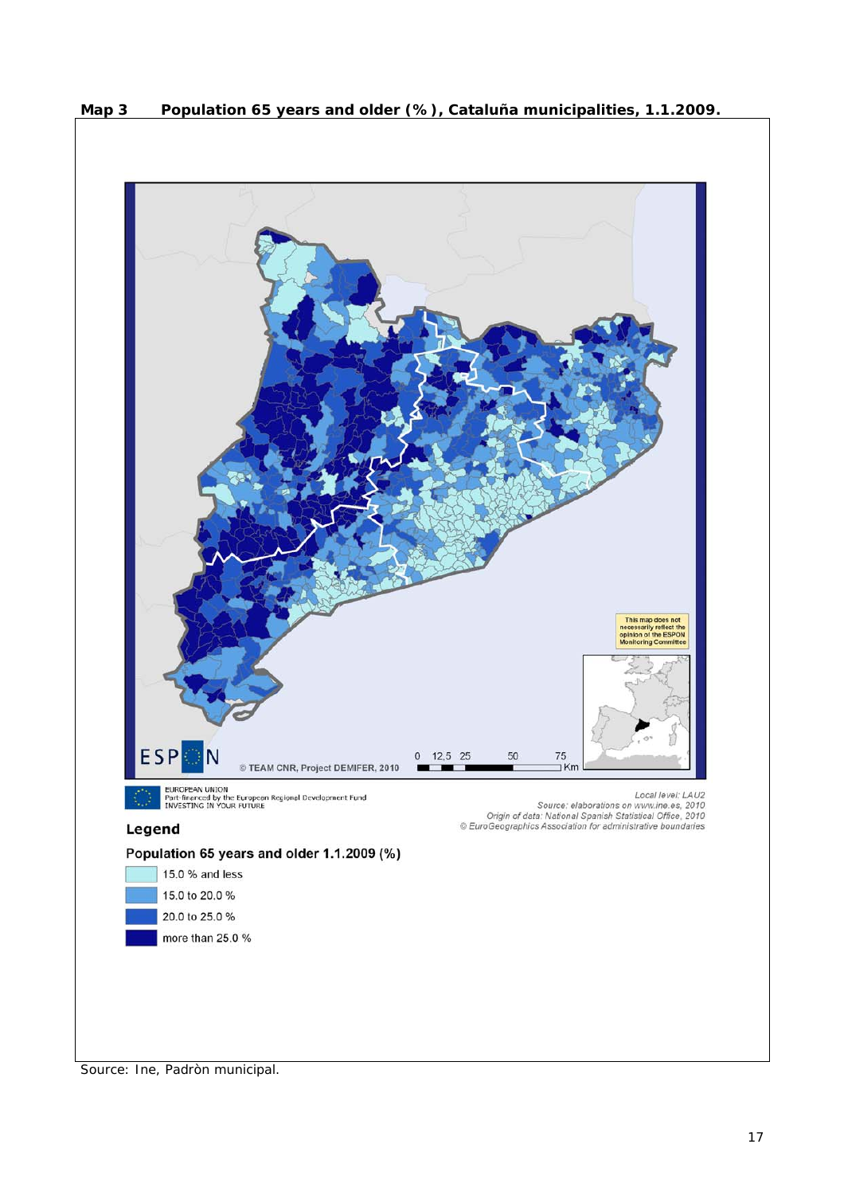**Map 3 Population 65 years and older (%), Cataluña municipalities, 1.1.2009.**

© TEAM CNR, Project DEMIFER, 2010

EUROPEAN UNION
Part-financed by the European Regional Development Fund
INVESTING IN YOUR FUTURE

Local level: LAU2
Source: elaborations on www.ine.es, 2010
Origin of data: National Spanish Statistical Office, 2010
© EuroGeographics Association for administrative boundaries

This map does not necessarily reflect the opinion of the ESPON Monitoring Committee

**Legend**

**Population 65 years and older 1.1.2009 (%)**

- 15.0 % and less
- 15.0 to 20.0 %
- 20.0 to 25.0 %
- more than 25.0 %

Source: Ine, Padròn municipal.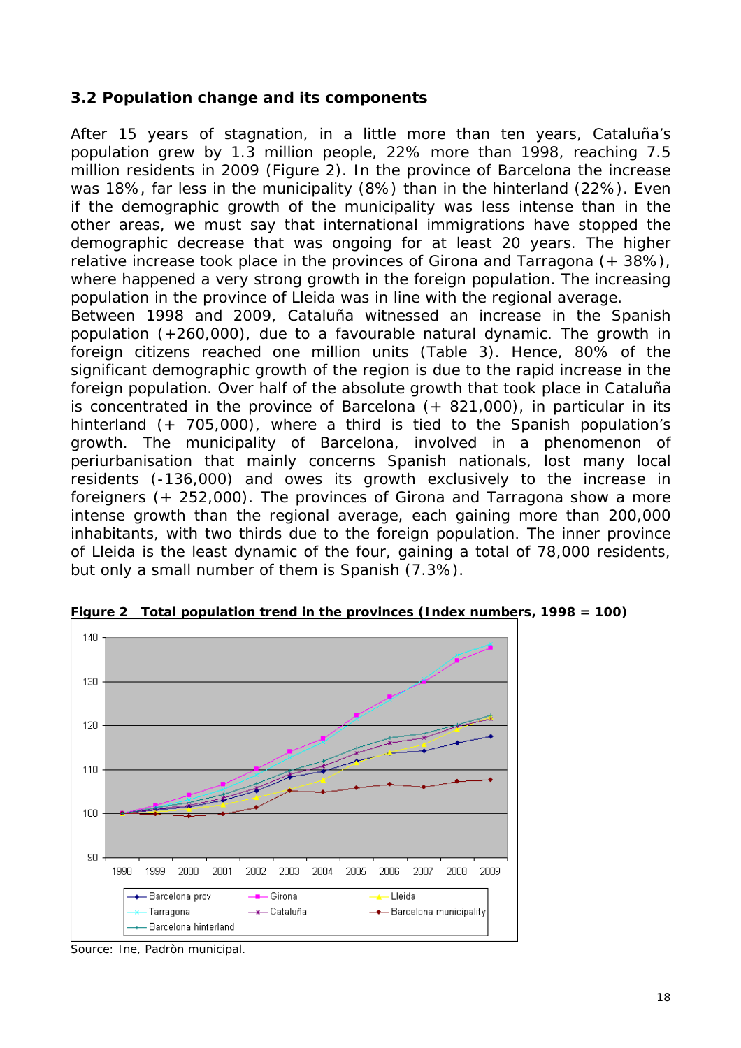### 3.2 Population change and its components

After 15 years of stagnation, in a little more than ten years, Cataluña's population grew by 1.3 million people, 22% more than 1998, reaching 7.5 million residents in 2009 (Figure 2). In the province of Barcelona the increase was 18%, far less in the municipality (8%) than in the hinterland (22%). Even if the demographic growth of the municipality was less intense than in the other areas, we must say that international immigrations have stopped the demographic decrease that was ongoing for at least 20 years. The higher relative increase took place in the provinces of Girona and Tarragona (+ 38%), where happened a very strong growth in the foreign population. The increasing population in the province of Lleida was in line with the regional average.
Between 1998 and 2009, Cataluña witnessed an increase in the Spanish population (+260,000), due to a favourable natural dynamic. The growth in foreign citizens reached one million units (Table 3). Hence, 80% of the significant demographic growth of the region is due to the rapid increase in the foreign population. Over half of the absolute growth that took place in Cataluña is concentrated in the province of Barcelona (+ 821,000), in particular in its hinterland (+ 705,000), where a third is tied to the Spanish population's growth. The municipality of Barcelona, involved in a phenomenon of periurbanisation that mainly concerns Spanish nationals, lost many local residents (-136,000) and owes its growth exclusively to the increase in foreigners (+ 252,000). The provinces of Girona and Tarragona show a more intense growth than the regional average, each gaining more than 200,000 inhabitants, with two thirds due to the foreign population. The inner province of Lleida is the least dynamic of the four, gaining a total of 78,000 residents, but only a small number of them is Spanish (7.3%).

**Figure 2 Total population trend in the provinces (Index numbers, 1998 = 100)**

Source: Ine, Padròn municipal.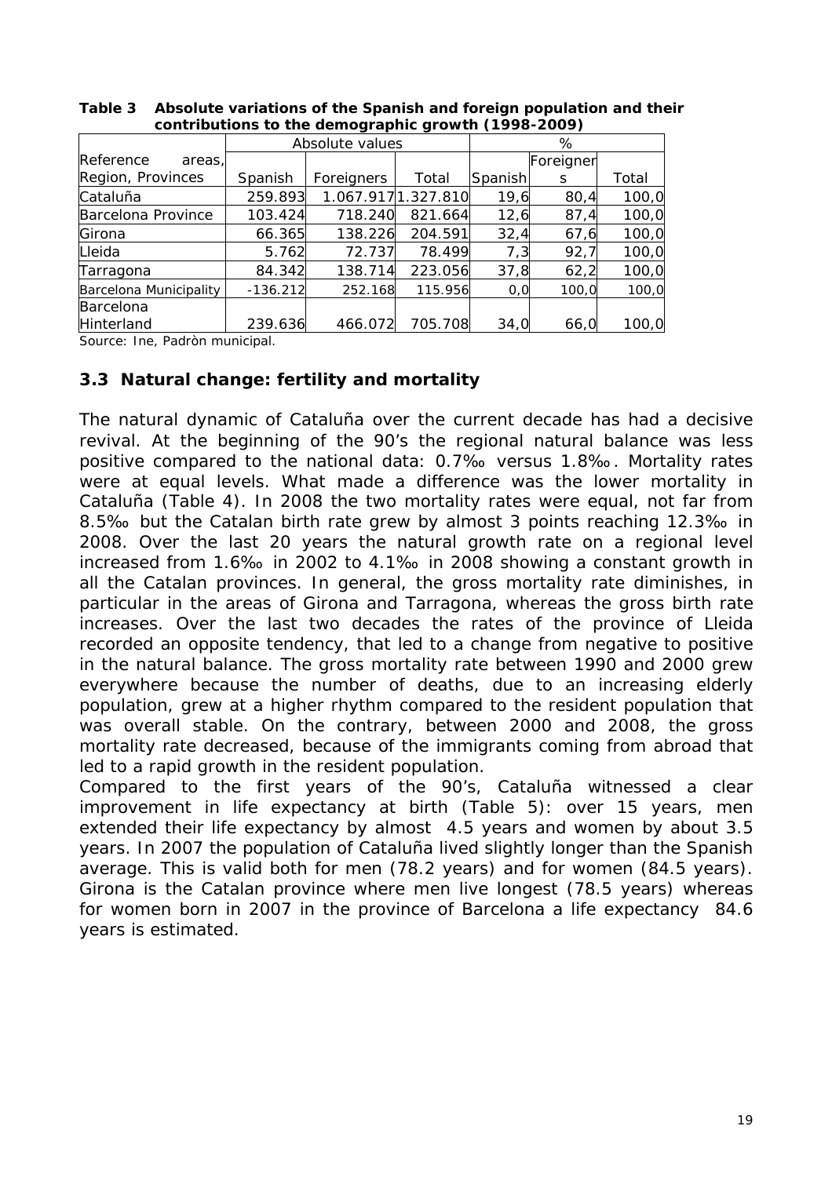**Table 3 Absolute variations of the Spanish and foreign population and their contributions to the demographic growth (1998-2009)**

| Reference areas, Region, Provinces | Absolute values | | | % | | |
|---|---|---|---|---|---|---|
| | Spanish | Foreigners | Total | Spanish | Foreigners | Total |
| Cataluña | 259.893 | 1.067.917 | 1.327.810 | 19,6 | 80,4 | 100,0 |
| Barcelona Province | 103.424 | 718.240 | 821.664 | 12,6 | 87,4 | 100,0 |
| Girona | 66.365 | 138.226 | 204.591 | 32,4 | 67,6 | 100,0 |
| Lleida | 5.762 | 72.737 | 78.499 | 7,3 | 92,7 | 100,0 |
| Tarragona | 84.342 | 138.714 | 223.056 | 37,8 | 62,2 | 100,0 |
| Barcelona Municipality | -136.212 | 252.168 | 115.956 | 0,0 | 100,0 | 100,0 |
| Barcelona Hinterland | 239.636 | 466.072 | 705.708 | 34,0 | 66,0 | 100,0 |

Source: Ine, Padròn municipal.

## 3.3 Natural change: fertility and mortality

The natural dynamic of Cataluña over the current decade has had a decisive revival. At the beginning of the 90's the regional natural balance was less positive compared to the national data: 0.7‰ versus 1.8‰. Mortality rates were at equal levels. What made a difference was the lower mortality in Cataluña (Table 4). In 2008 the two mortality rates were equal, not far from 8.5‰ but the Catalan birth rate grew by almost 3 points reaching 12.3‰ in 2008. Over the last 20 years the natural growth rate on a regional level increased from 1.6‰ in 2002 to 4.1‰ in 2008 showing a constant growth in all the Catalan provinces. In general, the gross mortality rate diminishes, in particular in the areas of Girona and Tarragona, whereas the gross birth rate increases. Over the last two decades the rates of the province of Lleida recorded an opposite tendency, that led to a change from negative to positive in the natural balance. The gross mortality rate between 1990 and 2000 grew everywhere because the number of deaths, due to an increasing elderly population, grew at a higher rhythm compared to the resident population that was overall stable. On the contrary, between 2000 and 2008, the gross mortality rate decreased, because of the immigrants coming from abroad that led to a rapid growth in the resident population.

Compared to the first years of the 90's, Cataluña witnessed a clear improvement in life expectancy at birth (Table 5): over 15 years, men extended their life expectancy by almost 4.5 years and women by about 3.5 years. In 2007 the population of Cataluña lived slightly longer than the Spanish average. This is valid both for men (78.2 years) and for women (84.5 years). Girona is the Catalan province where men live longest (78.5 years) whereas for women born in 2007 in the province of Barcelona a life expectancy 84.6 years is estimated.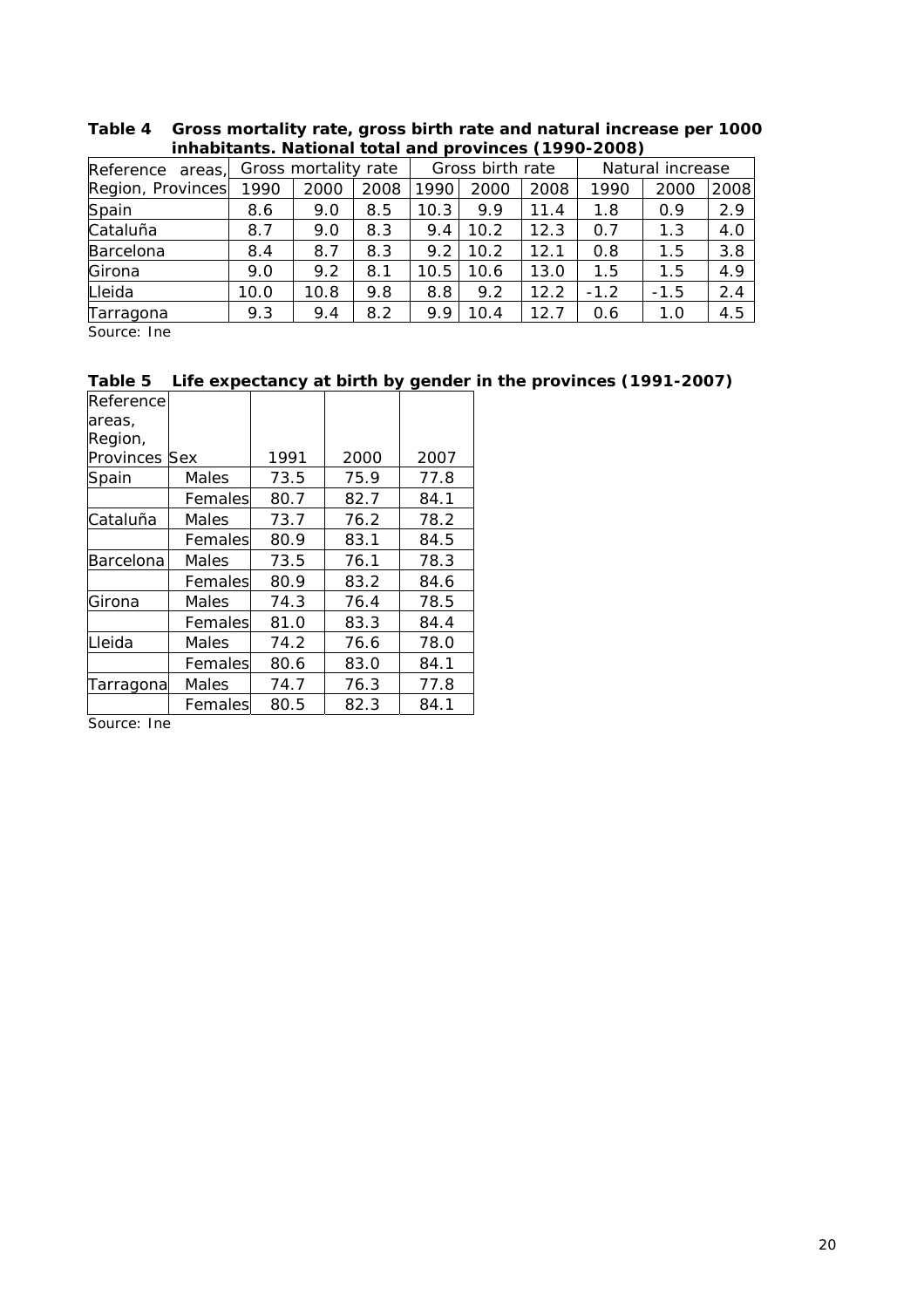**Table 4 Gross mortality rate, gross birth rate and natural increase per 1000 inhabitants. National total and provinces (1990-2008)**

| Reference areas, Region, Provinces | Gross mortality rate | | | Gross birth rate | | | Natural increase | | |
|---|---|---|---|---|---|---|---|---|---|
| | 1990 | 2000 | 2008 | 1990 | 2000 | 2008 | 1990 | 2000 | 2008 |
| Spain | 8.6 | 9.0 | 8.5 | 10.3 | 9.9 | 11.4 | 1.8 | 0.9 | 2.9 |
| Cataluña | 8.7 | 9.0 | 8.3 | 9.4 | 10.2 | 12.3 | 0.7 | 1.3 | 4.0 |
| Barcelona | 8.4 | 8.7 | 8.3 | 9.2 | 10.2 | 12.1 | 0.8 | 1.5 | 3.8 |
| Girona | 9.0 | 9.2 | 8.1 | 10.5 | 10.6 | 13.0 | 1.5 | 1.5 | 4.9 |
| Lleida | 10.0 | 10.8 | 9.8 | 8.8 | 9.2 | 12.2 | -1.2 | -1.5 | 2.4 |
| Tarragona | 9.3 | 9.4 | 8.2 | 9.9 | 10.4 | 12.7 | 0.6 | 1.0 | 4.5 |

Source: Ine

**Table 5 Life expectancy at birth by gender in the provinces (1991-2007)**

| Reference areas, Region, Provinces | Sex | 1991 | 2000 | 2007 |
|---|---|---|---|---|
| Spain | Males | 73.5 | 75.9 | 77.8 |
| | Females | 80.7 | 82.7 | 84.1 |
| Cataluña | Males | 73.7 | 76.2 | 78.2 |
| | Females | 80.9 | 83.1 | 84.5 |
| Barcelona | Males | 73.5 | 76.1 | 78.3 |
| | Females | 80.9 | 83.2 | 84.6 |
| Girona | Males | 74.3 | 76.4 | 78.5 |
| | Females | 81.0 | 83.3 | 84.4 |
| Lleida | Males | 74.2 | 76.6 | 78.0 |
| | Females | 80.6 | 83.0 | 84.1 |
| Tarragona | Males | 74.7 | 76.3 | 77.8 |
| | Females | 80.5 | 82.3 | 84.1 |

Source: Ine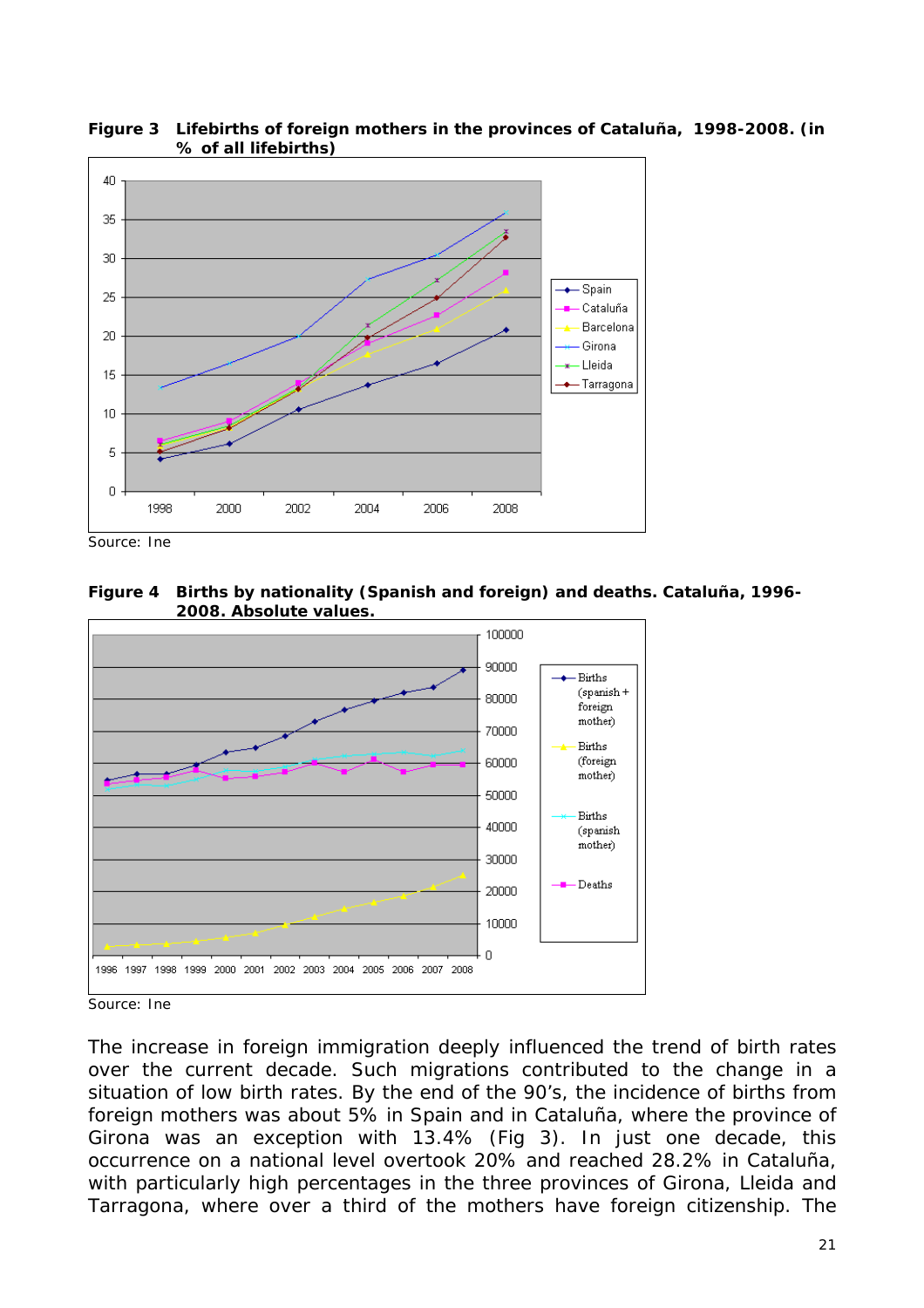**Figure 3 Lifebirths of foreign mothers in the provinces of Cataluña, 1998-2008. (in % of all lifebirths)**

Source: Ine

**Figure 4 Births by nationality (Spanish and foreign) and deaths. Cataluña, 1996-2008. Absolute values.**

Source: Ine

The increase in foreign immigration deeply influenced the trend of birth rates over the current decade. Such migrations contributed to the change in a situation of low birth rates. By the end of the 90's, the incidence of births from foreign mothers was about 5% in Spain and in Cataluña, where the province of Girona was an exception with 13.4% (Fig 3). In just one decade, this occurrence on a national level overtook 20% and reached 28.2% in Cataluña, with particularly high percentages in the three provinces of Girona, Lleida and Tarragona, where over a third of the mothers have foreign citizenship. The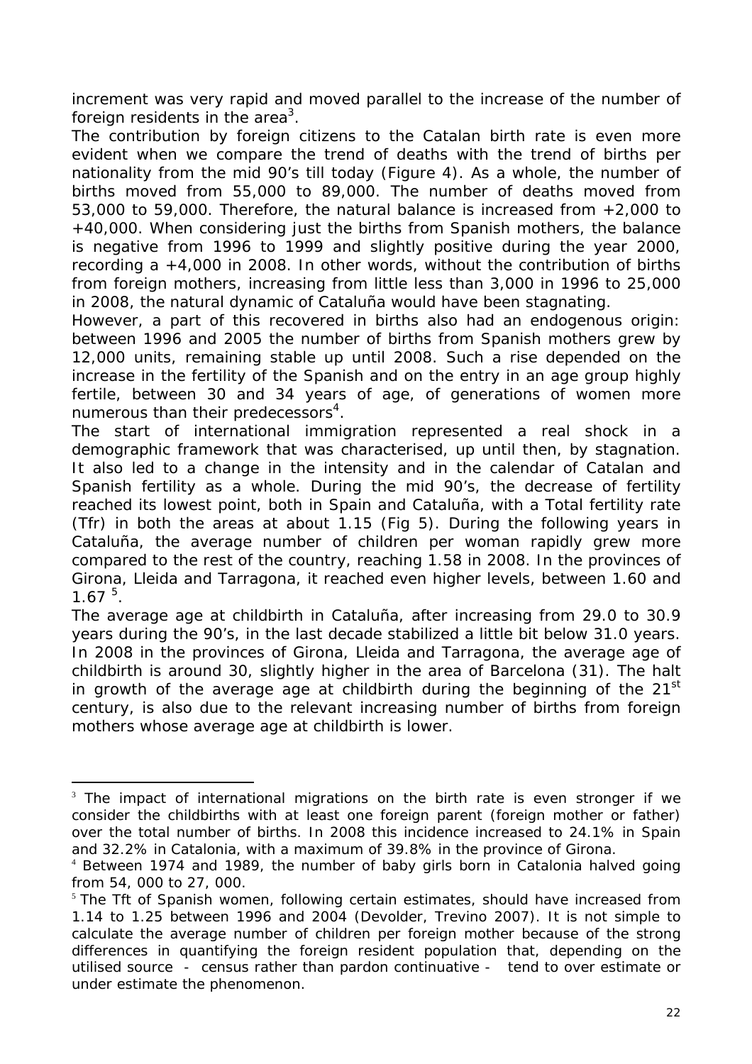increment was very rapid and moved parallel to the increase of the number of foreign residents in the area[3].

The contribution by foreign citizens to the Catalan birth rate is even more evident when we compare the trend of deaths with the trend of births per nationality from the mid 90's till today (Figure 4). As a whole, the number of births moved from 55,000 to 89,000. The number of deaths moved from 53,000 to 59,000. Therefore, the natural balance is increased from +2,000 to +40,000. When considering just the births from Spanish mothers, the balance is negative from 1996 to 1999 and slightly positive during the year 2000, recording a +4,000 in 2008. In other words, without the contribution of births from foreign mothers, increasing from little less than 3,000 in 1996 to 25,000 in 2008, the natural dynamic of Cataluña would have been stagnating.

However, a part of this recovered in births also had an endogenous origin: between 1996 and 2005 the number of births from Spanish mothers grew by 12,000 units, remaining stable up until 2008. Such a rise depended on the increase in the fertility of the Spanish and on the entry in an age group highly fertile, between 30 and 34 years of age, of generations of women more numerous than their predecessors[4].

The start of international immigration represented a real shock in a demographic framework that was characterised, up until then, by stagnation. It also led to a change in the intensity and in the calendar of Catalan and Spanish fertility as a whole. During the mid 90's, the decrease of fertility reached its lowest point, both in Spain and Cataluña, with a Total fertility rate (Tfr) in both the areas at about 1.15 (Fig 5). During the following years in Cataluña, the average number of children per woman rapidly grew more compared to the rest of the country, reaching 1.58 in 2008. In the provinces of Girona, Lleida and Tarragona, it reached even higher levels, between 1.60 and 1.67 [5].

The average age at childbirth in Cataluña, after increasing from 29.0 to 30.9 years during the 90's, in the last decade stabilized a little bit below 31.0 years. In 2008 in the provinces of Girona, Lleida and Tarragona, the average age of childbirth is around 30, slightly higher in the area of Barcelona (31). The halt in growth of the average age at childbirth during the beginning of the 21st century, is also due to the relevant increasing number of births from foreign mothers whose average age at childbirth is lower.

---

[3] The impact of international migrations on the birth rate is even stronger if we consider the childbirths with at least one foreign parent (foreign mother or father) over the total number of births. In 2008 this incidence increased to 24.1% in Spain and 32.2% in Catalonia, with a maximum of 39.8% in the province of Girona.

[4] Between 1974 and 1989, the number of baby girls born in Catalonia halved going from 54, 000 to 27, 000.

[5] The Tft of Spanish women, following certain estimates, should have increased from 1.14 to 1.25 between 1996 and 2004 (Devolder, Trevino 2007). It is not simple to calculate the average number of children per foreign mother because of the strong differences in quantifying the foreign resident population that, depending on the utilised source - census rather than pardon continuative - tend to over estimate or under estimate the phenomenon.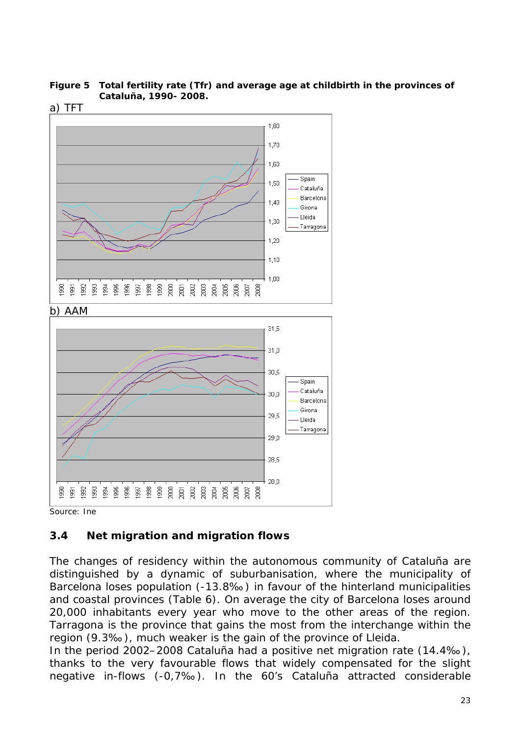**Figure 5 Total fertility rate (Tfr) and average age at childbirth in the provinces of Cataluña, 1990- 2008.**

a) TFT

b) AAM

Source: Ine

## 3.4 Net migration and migration flows

The changes of residency within the autonomous community of Cataluña are distinguished by a dynamic of suburbanisation, where the municipality of Barcelona loses population (-13.8‰) in favour of the hinterland municipalities and coastal provinces (Table 6). On average the city of Barcelona loses around 20,000 inhabitants every year who move to the other areas of the region. Tarragona is the province that gains the most from the interchange within the region (9.3‰), much weaker is the gain of the province of Lleida.

In the period 2002–2008 Cataluña had a positive net migration rate (14.4‰), thanks to the very favourable flows that widely compensated for the slight negative in-flows (-0,7‰). In the 60's Cataluña attracted considerable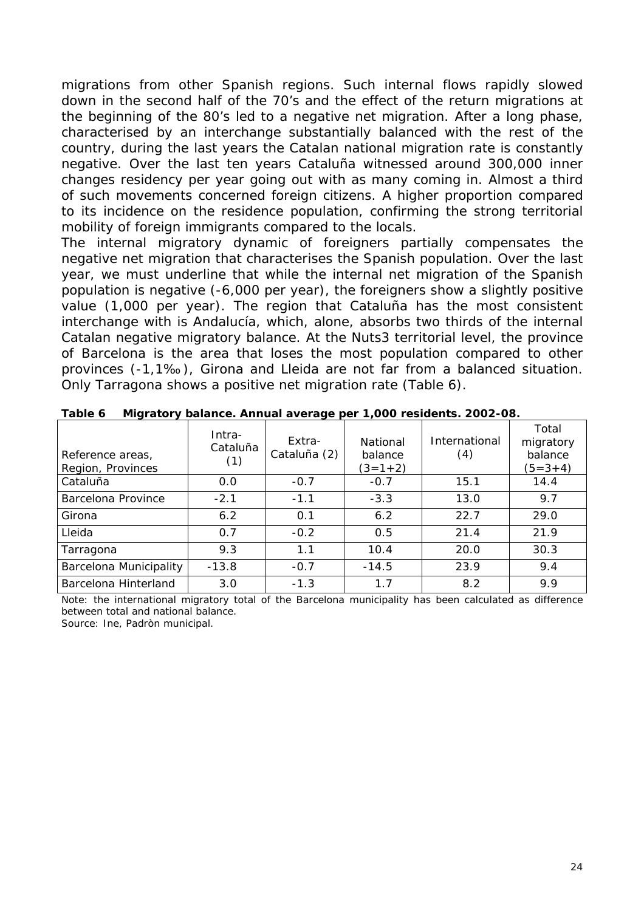migrations from other Spanish regions. Such internal flows rapidly slowed down in the second half of the 70's and the effect of the return migrations at the beginning of the 80's led to a negative net migration. After a long phase, characterised by an interchange substantially balanced with the rest of the country, during the last years the Catalan national migration rate is constantly negative. Over the last ten years Cataluña witnessed around 300,000 inner changes residency per year going out with as many coming in. Almost a third of such movements concerned foreign citizens. A higher proportion compared to its incidence on the residence population, confirming the strong territorial mobility of foreign immigrants compared to the locals.

The internal migratory dynamic of foreigners partially compensates the negative net migration that characterises the Spanish population. Over the last year, we must underline that while the internal net migration of the Spanish population is negative (-6,000 per year), the foreigners show a slightly positive value (1,000 per year). The region that Cataluña has the most consistent interchange with is Andalucía, which, alone, absorbs two thirds of the internal Catalan negative migratory balance. At the Nuts3 territorial level, the province of Barcelona is the area that loses the most population compared to other provinces (-1,1‰), Girona and Lleida are not far from a balanced situation. Only Tarragona shows a positive net migration rate (Table 6).

**Table 6 Migratory balance. Annual average per 1,000 residents. 2002-08.**

| Reference areas, Region, Provinces | Intra-Cataluña (1) | Extra-Cataluña (2) | National balance (3=1+2) | International (4) | Total migratory balance (5=3+4) |
|---|---|---|---|---|---|
| Cataluña | 0.0 | -0.7 | -0.7 | 15.1 | 14.4 |
| Barcelona Province | -2.1 | -1.1 | -3.3 | 13.0 | 9.7 |
| Girona | 6.2 | 0.1 | 6.2 | 22.7 | 29.0 |
| Lleida | 0.7 | -0.2 | 0.5 | 21.4 | 21.9 |
| Tarragona | 9.3 | 1.1 | 10.4 | 20.0 | 30.3 |
| Barcelona Municipality | -13.8 | -0.7 | -14.5 | 23.9 | 9.4 |
| Barcelona Hinterland | 3.0 | -1.3 | 1.7 | 8.2 | 9.9 |

Note: the international migratory total of the Barcelona municipality has been calculated as difference between total and national balance.

Source: Ine, Padròn municipal.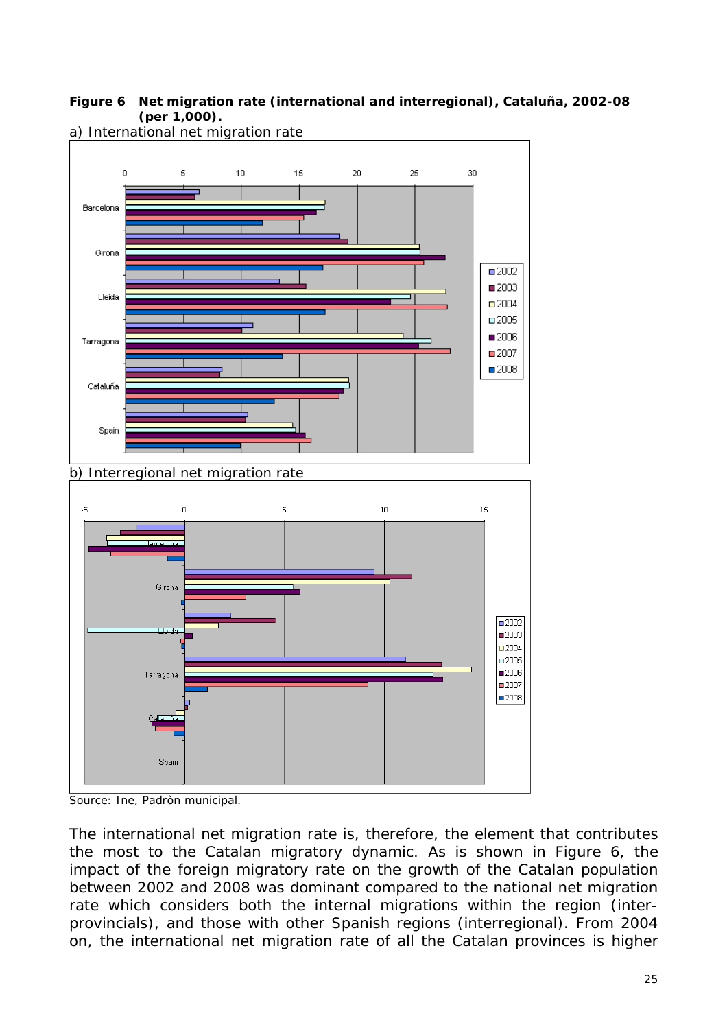**Figure 6 Net migration rate (international and interregional), Cataluña, 2002-08 (per 1,000).**

a) International net migration rate

b) Interregional net migration rate

Source: Ine, Padròn municipal.

The international net migration rate is, therefore, the element that contributes the most to the Catalan migratory dynamic. As is shown in Figure 6, the impact of the foreign migratory rate on the growth of the Catalan population between 2002 and 2008 was dominant compared to the national net migration rate which considers both the internal migrations within the region (inter-provincials), and those with other Spanish regions (interregional). From 2004 on, the international net migration rate of all the Catalan provinces is higher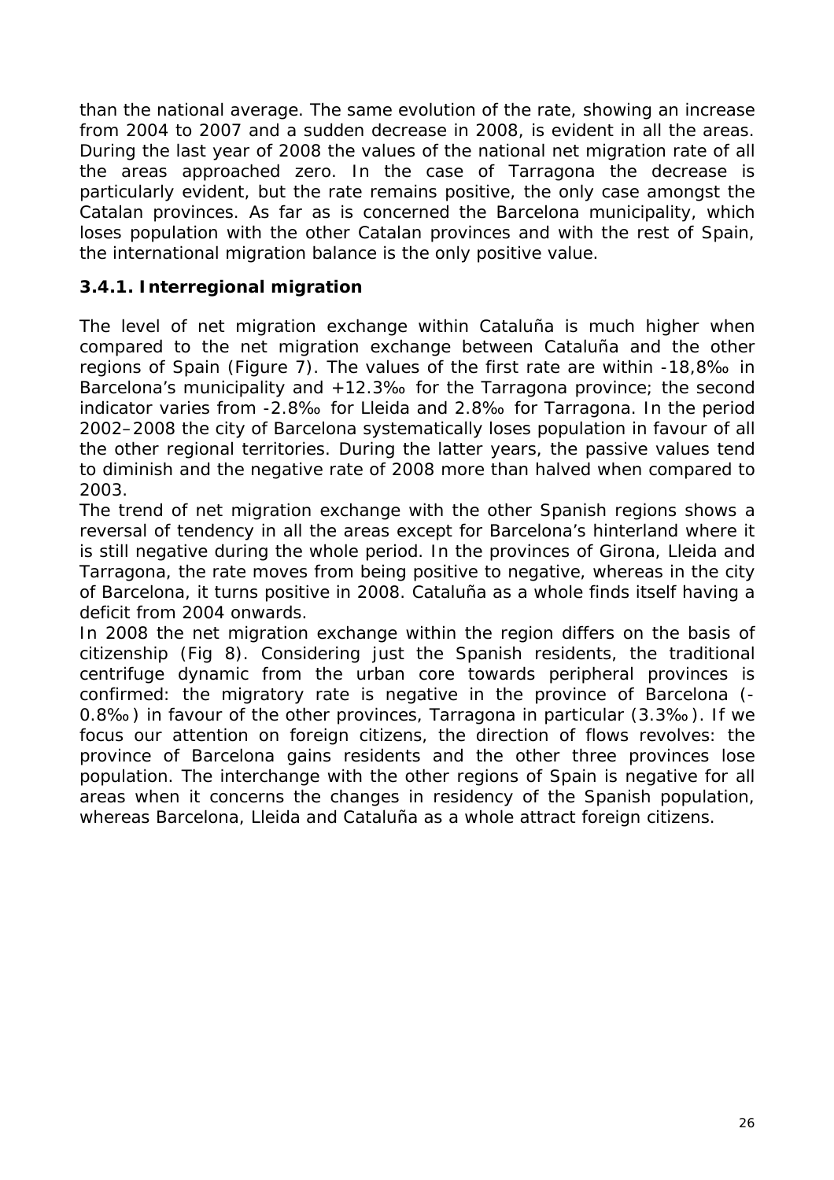than the national average. The same evolution of the rate, showing an increase from 2004 to 2007 and a sudden decrease in 2008, is evident in all the areas. During the last year of 2008 the values of the national net migration rate of all the areas approached zero. In the case of Tarragona the decrease is particularly evident, but the rate remains positive, the only case amongst the Catalan provinces. As far as is concerned the Barcelona municipality, which loses population with the other Catalan provinces and with the rest of Spain, the international migration balance is the only positive value.

### 3.4.1. Interregional migration

The level of net migration exchange within Cataluña is much higher when compared to the net migration exchange between Cataluña and the other regions of Spain (Figure 7). The values of the first rate are within -18,8‰ in Barcelona's municipality and +12.3‰ for the Tarragona province; the second indicator varies from -2.8‰ for Lleida and 2.8‰ for Tarragona. In the period 2002–2008 the city of Barcelona systematically loses population in favour of all the other regional territories. During the latter years, the passive values tend to diminish and the negative rate of 2008 more than halved when compared to 2003.

The trend of net migration exchange with the other Spanish regions shows a reversal of tendency in all the areas except for Barcelona's hinterland where it is still negative during the whole period. In the provinces of Girona, Lleida and Tarragona, the rate moves from being positive to negative, whereas in the city of Barcelona, it turns positive in 2008. Cataluña as a whole finds itself having a deficit from 2004 onwards.

In 2008 the net migration exchange within the region differs on the basis of citizenship (Fig 8). Considering just the Spanish residents, the traditional centrifuge dynamic from the urban core towards peripheral provinces is confirmed: the migratory rate is negative in the province of Barcelona (-0.8‰) in favour of the other provinces, Tarragona in particular (3.3‰). If we focus our attention on foreign citizens, the direction of flows revolves: the province of Barcelona gains residents and the other three provinces lose population. The interchange with the other regions of Spain is negative for all areas when it concerns the changes in residency of the Spanish population, whereas Barcelona, Lleida and Cataluña as a whole attract foreign citizens.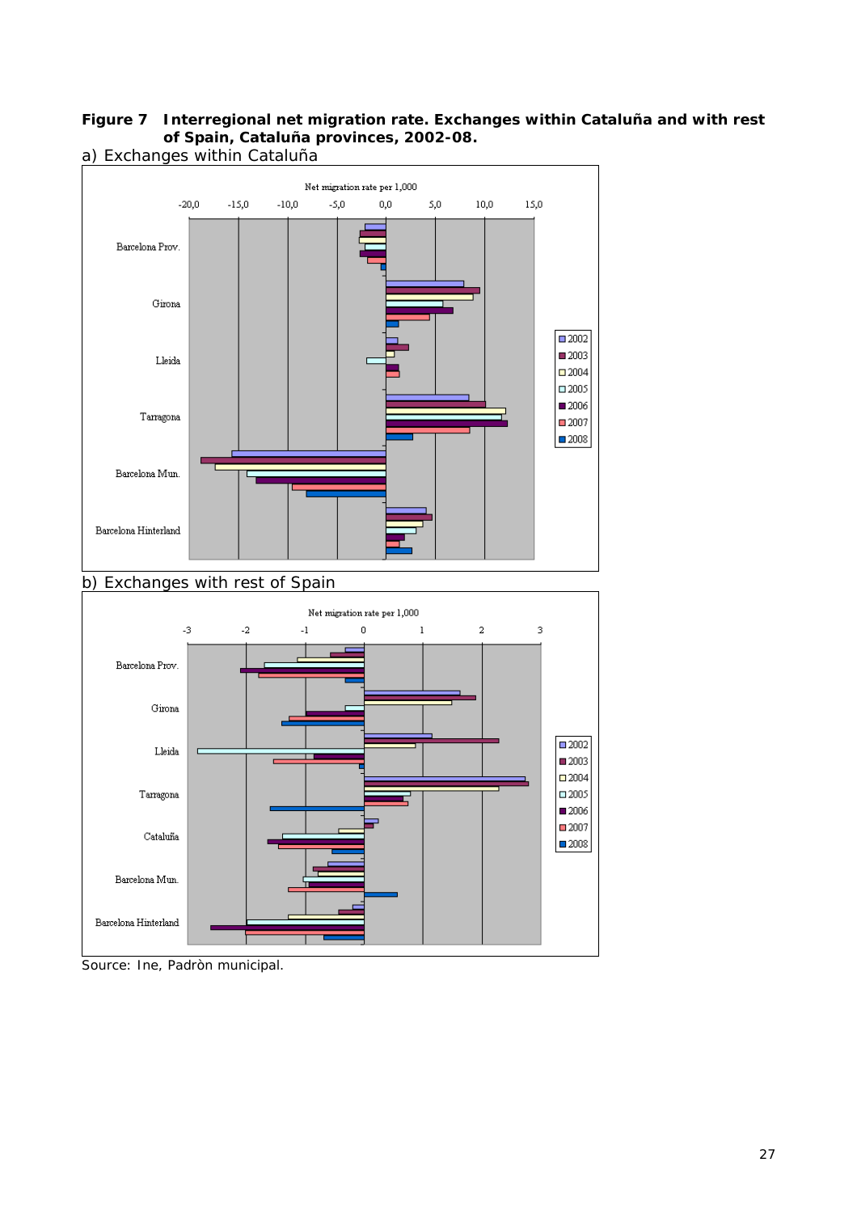**Figure 7 Interregional net migration rate. Exchanges within Cataluña and with rest of Spain, Cataluña provinces, 2002-08.**

a) Exchanges within Cataluña

b) Exchanges with rest of Spain

Source: Ine, Padròn municipal.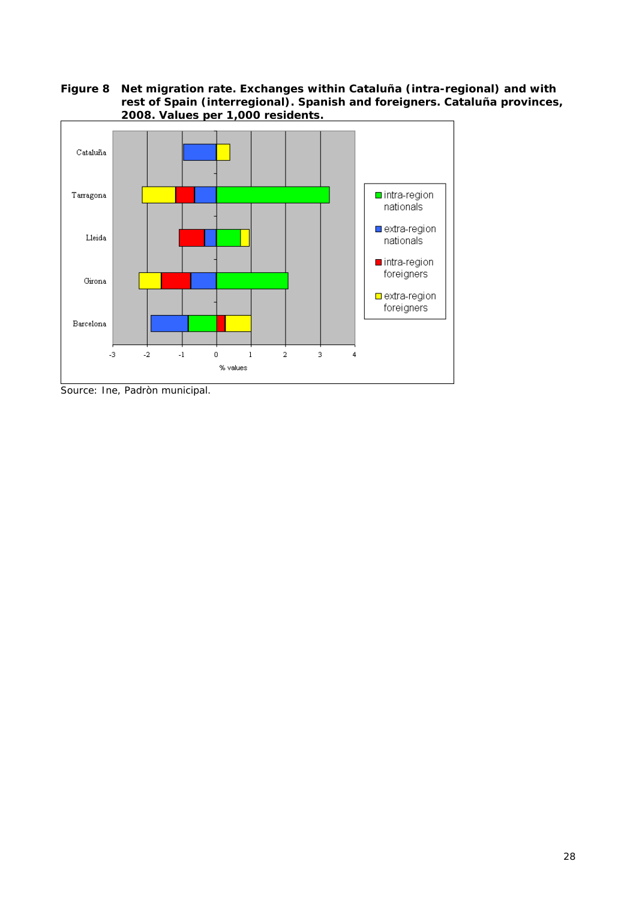**Figure 8 Net migration rate. Exchanges within Cataluña (intra-regional) and with rest of Spain (interregional). Spanish and foreigners. Cataluña provinces, 2008. Values per 1,000 residents.**

Source: Ine, Padròn municipal.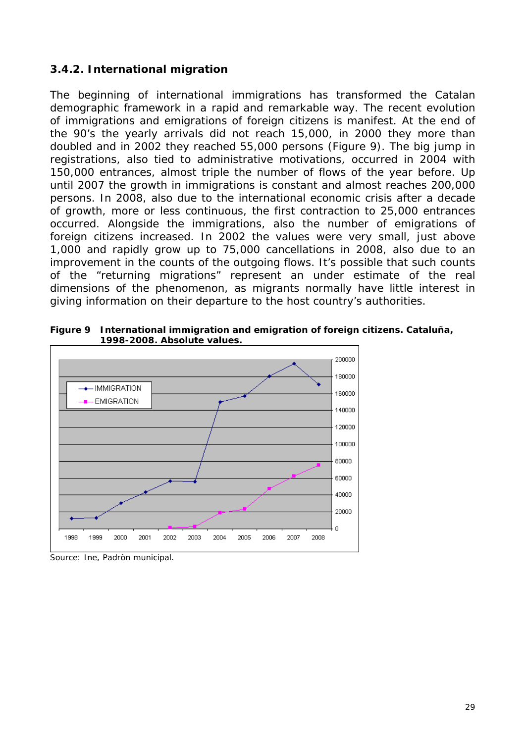### 3.4.2. International migration

The beginning of international immigrations has transformed the Catalan demographic framework in a rapid and remarkable way. The recent evolution of immigrations and emigrations of foreign citizens is manifest. At the end of the 90's the yearly arrivals did not reach 15,000, in 2000 they more than doubled and in 2002 they reached 55,000 persons (Figure 9). The big jump in registrations, also tied to administrative motivations, occurred in 2004 with 150,000 entrances, almost triple the number of flows of the year before. Up until 2007 the growth in immigrations is constant and almost reaches 200,000 persons. In 2008, also due to the international economic crisis after a decade of growth, more or less continuous, the first contraction to 25,000 entrances occurred. Alongside the immigrations, also the number of emigrations of foreign citizens increased. In 2002 the values were very small, just above 1,000 and rapidly grow up to 75,000 cancellations in 2008, also due to an improvement in the counts of the outgoing flows. It's possible that such counts of the "returning migrations" represent an under estimate of the real dimensions of the phenomenon, as migrants normally have little interest in giving information on their departure to the host country's authorities.

**Figure 9 International immigration and emigration of foreign citizens. Cataluña, 1998-2008. Absolute values.**

Source: Ine, Padròn municipal.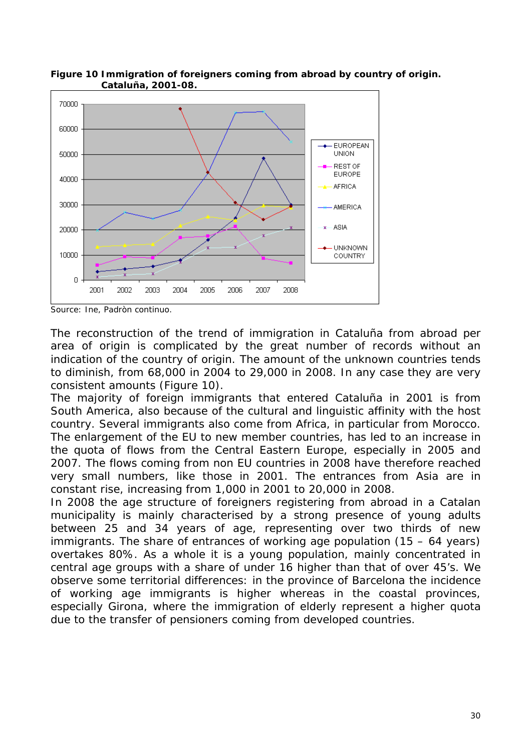**Figure 10 Immigration of foreigners coming from abroad by country of origin. Cataluña, 2001-08.**

Source: Ine, Padròn continuo.

The reconstruction of the trend of immigration in Cataluña from abroad per area of origin is complicated by the great number of records without an indication of the country of origin. The amount of the unknown countries tends to diminish, from 68,000 in 2004 to 29,000 in 2008. In any case they are very consistent amounts (Figure 10).

The majority of foreign immigrants that entered Cataluña in 2001 is from South America, also because of the cultural and linguistic affinity with the host country. Several immigrants also come from Africa, in particular from Morocco. The enlargement of the EU to new member countries, has led to an increase in the quota of flows from the Central Eastern Europe, especially in 2005 and 2007. The flows coming from non EU countries in 2008 have therefore reached very small numbers, like those in 2001. The entrances from Asia are in constant rise, increasing from 1,000 in 2001 to 20,000 in 2008.

In 2008 the age structure of foreigners registering from abroad in a Catalan municipality is mainly characterised by a strong presence of young adults between 25 and 34 years of age, representing over two thirds of new immigrants. The share of entrances of working age population (15 – 64 years) overtakes 80%. As a whole it is a young population, mainly concentrated in central age groups with a share of under 16 higher than that of over 45's. We observe some territorial differences: in the province of Barcelona the incidence of working age immigrants is higher whereas in the coastal provinces, especially Girona, where the immigration of elderly represent a higher quota due to the transfer of pensioners coming from developed countries.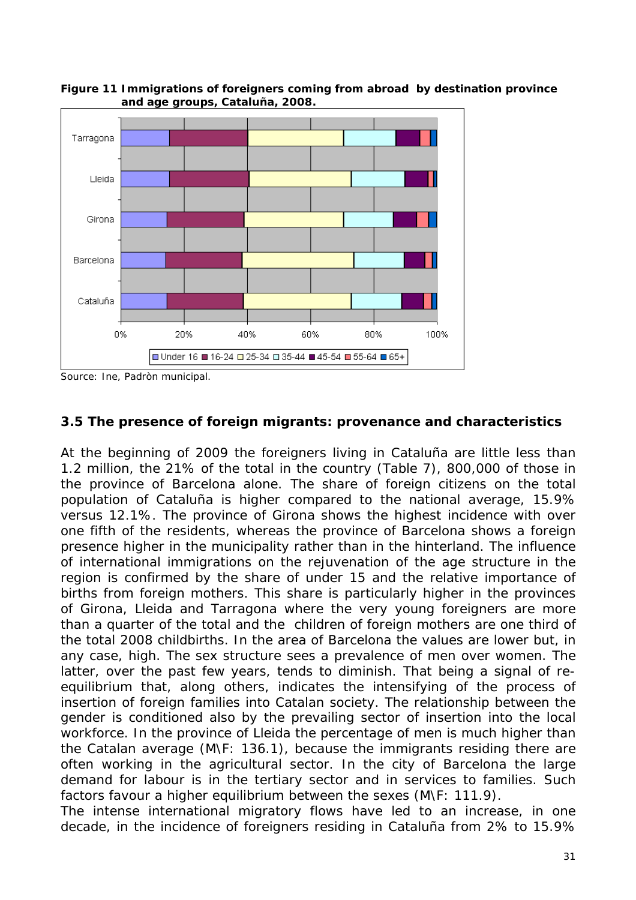**Figure 11 Immigrations of foreigners coming from abroad by destination province and age groups, Cataluña, 2008.**

Source: Ine, Padròn municipal.

### 3.5 The presence of foreign migrants: provenance and characteristics

At the beginning of 2009 the foreigners living in Cataluña are little less than 1.2 million, the 21% of the total in the country (Table 7), 800,000 of those in the province of Barcelona alone. The share of foreign citizens on the total population of Cataluña is higher compared to the national average, 15.9% versus 12.1%. The province of Girona shows the highest incidence with over one fifth of the residents, whereas the province of Barcelona shows a foreign presence higher in the municipality rather than in the hinterland. The influence of international immigrations on the rejuvenation of the age structure in the region is confirmed by the share of under 15 and the relative importance of births from foreign mothers. This share is particularly higher in the provinces of Girona, Lleida and Tarragona where the very young foreigners are more than a quarter of the total and the children of foreign mothers are one third of the total 2008 childbirths. In the area of Barcelona the values are lower but, in any case, high. The sex structure sees a prevalence of men over women. The latter, over the past few years, tends to diminish. That being a signal of re-equilibrium that, along others, indicates the intensifying of the process of insertion of foreign families into Catalan society. The relationship between the gender is conditioned also by the prevailing sector of insertion into the local workforce. In the province of Lleida the percentage of men is much higher than the Catalan average (M\F: 136.1), because the immigrants residing there are often working in the agricultural sector. In the city of Barcelona the large demand for labour is in the tertiary sector and in services to families. Such factors favour a higher equilibrium between the sexes (M\F: 111.9).

The intense international migratory flows have led to an increase, in one decade, in the incidence of foreigners residing in Cataluña from 2% to 15.9%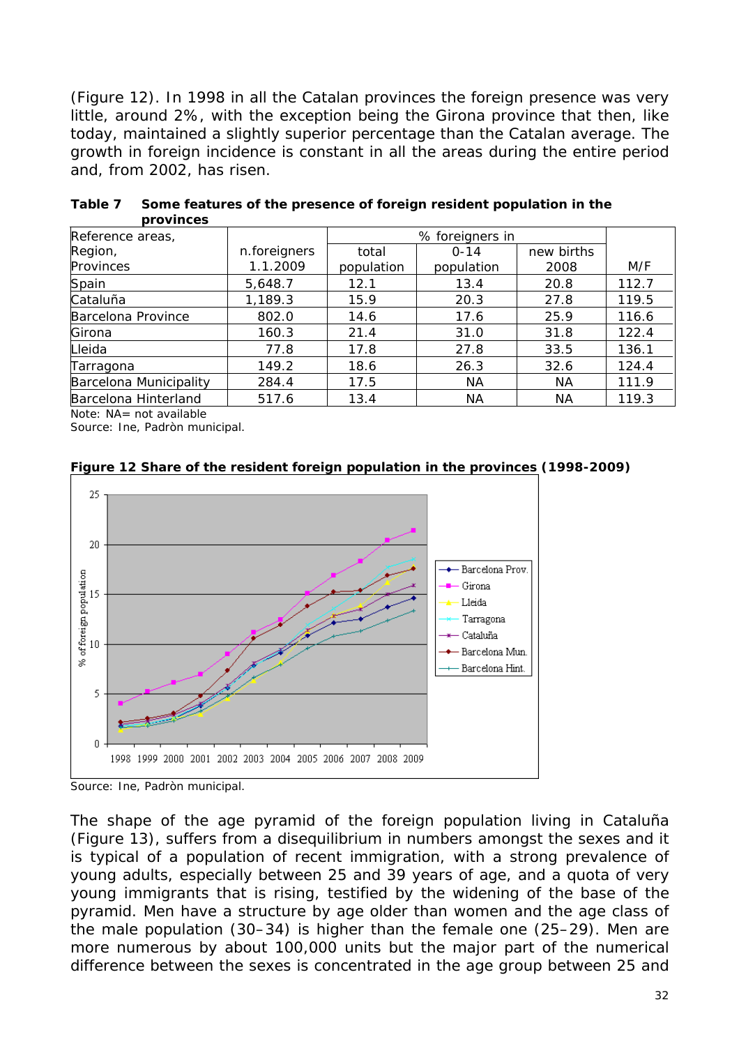(Figure 12). In 1998 in all the Catalan provinces the foreign presence was very little, around 2%, with the exception being the Girona province that then, like today, maintained a slightly superior percentage than the Catalan average. The growth in foreign incidence is constant in all the areas during the entire period and, from 2002, has risen.

**Table 7 Some features of the presence of foreign resident population in the provinces**

| Reference areas, Region, Provinces | n.foreigners 1.1.2009 | % foreigners in total population | % foreigners in 0-14 population | % foreigners in new births 2008 | M/F |
|---|---|---|---|---|---|
| Spain | 5,648.7 | 12.1 | 13.4 | 20.8 | 112.7 |
| Cataluña | 1,189.3 | 15.9 | 20.3 | 27.8 | 119.5 |
| Barcelona Province | 802.0 | 14.6 | 17.6 | 25.9 | 116.6 |
| Girona | 160.3 | 21.4 | 31.0 | 31.8 | 122.4 |
| Lleida | 77.8 | 17.8 | 27.8 | 33.5 | 136.1 |
| Tarragona | 149.2 | 18.6 | 26.3 | 32.6 | 124.4 |
| Barcelona Municipality | 284.4 | 17.5 | NA | NA | 111.9 |
| Barcelona Hinterland | 517.6 | 13.4 | NA | NA | 119.3 |

Note: NA= not available
Source: Ine, Padròn municipal.

**Figure 12 Share of the resident foreign population in the provinces (1998-2009)**

Source: Ine, Padròn municipal.

The shape of the age pyramid of the foreign population living in Cataluña (Figure 13), suffers from a disequilibrium in numbers amongst the sexes and it is typical of a population of recent immigration, with a strong prevalence of young adults, especially between 25 and 39 years of age, and a quota of very young immigrants that is rising, testified by the widening of the base of the pyramid. Men have a structure by age older than women and the age class of the male population (30–34) is higher than the female one (25–29). Men are more numerous by about 100,000 units but the major part of the numerical difference between the sexes is concentrated in the age group between 25 and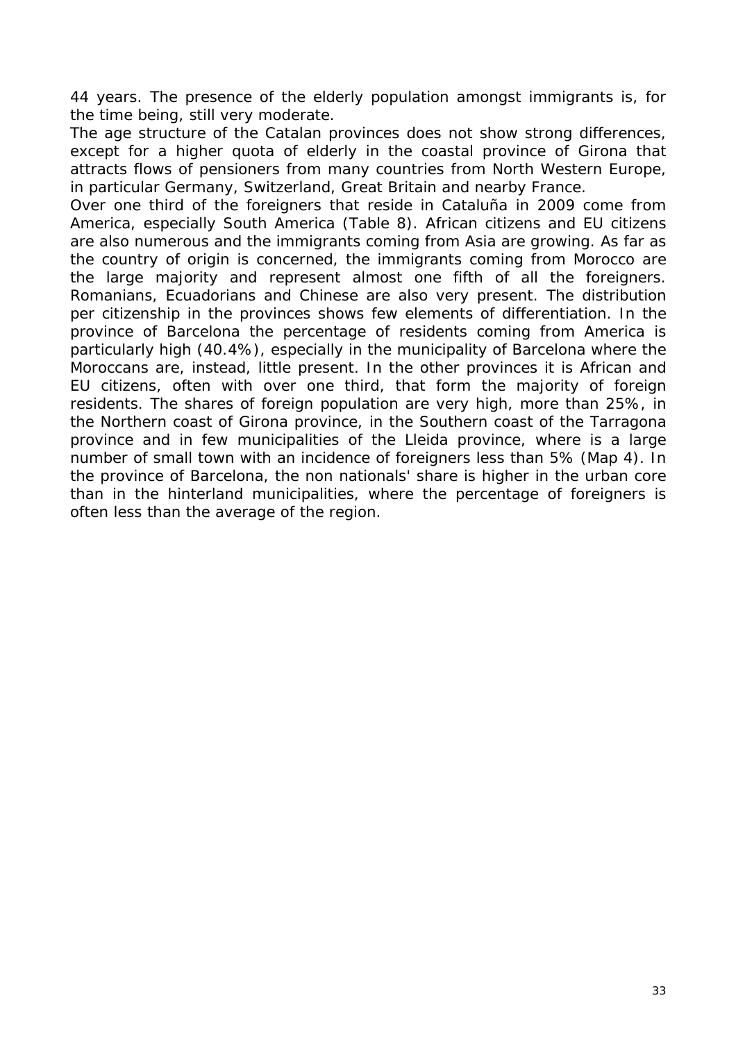44 years. The presence of the elderly population amongst immigrants is, for the time being, still very moderate.

The age structure of the Catalan provinces does not show strong differences, except for a higher quota of elderly in the coastal province of Girona that attracts flows of pensioners from many countries from North Western Europe, in particular Germany, Switzerland, Great Britain and nearby France.

Over one third of the foreigners that reside in Cataluña in 2009 come from America, especially South America (Table 8). African citizens and EU citizens are also numerous and the immigrants coming from Asia are growing. As far as the country of origin is concerned, the immigrants coming from Morocco are the large majority and represent almost one fifth of all the foreigners. Romanians, Ecuadorians and Chinese are also very present. The distribution per citizenship in the provinces shows few elements of differentiation. In the province of Barcelona the percentage of residents coming from America is particularly high (40.4%), especially in the municipality of Barcelona where the Moroccans are, instead, little present. In the other provinces it is African and EU citizens, often with over one third, that form the majority of foreign residents. The shares of foreign population are very high, more than 25%, in the Northern coast of Girona province, in the Southern coast of the Tarragona province and in few municipalities of the Lleida province, where is a large number of small town with an incidence of foreigners less than 5% (Map 4). In the province of Barcelona, the non nationals' share is higher in the urban core than in the hinterland municipalities, where the percentage of foreigners is often less than the average of the region.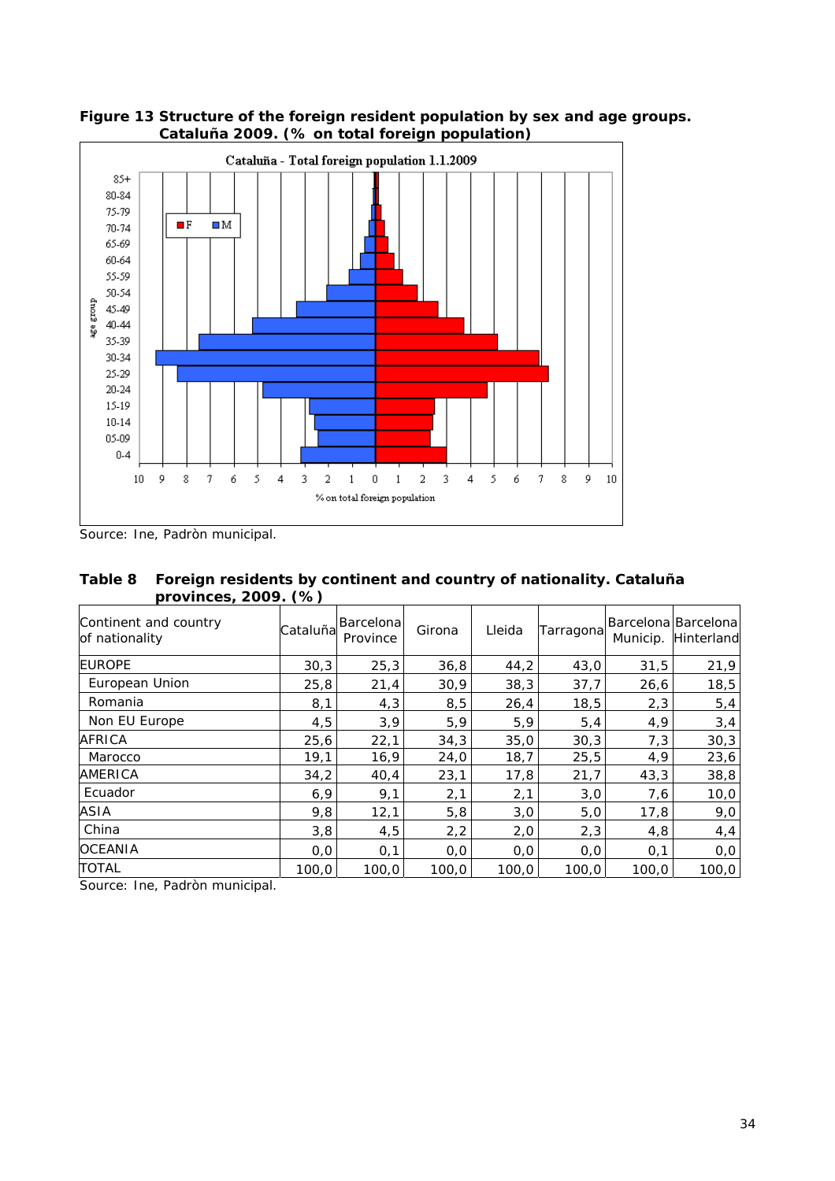**Figure 13 Structure of the foreign resident population by sex and age groups. Cataluña 2009. (% on total foreign population)**

Source: Ine, Padròn municipal.

**Table 8 Foreign residents by continent and country of nationality. Cataluña provinces, 2009. (%)**

| Continent and country of nationality | Cataluña | Barcelona Province | Girona | Lleida | Tarragona | Barcelona Municip. | Barcelona Hinterland |
|---|---|---|---|---|---|---|---|
| EUROPE | 30,3 | 25,3 | 36,8 | 44,2 | 43,0 | 31,5 | 21,9 |
| European Union | 25,8 | 21,4 | 30,9 | 38,3 | 37,7 | 26,6 | 18,5 |
| Romania | 8,1 | 4,3 | 8,5 | 26,4 | 18,5 | 2,3 | 5,4 |
| Non EU Europe | 4,5 | 3,9 | 5,9 | 5,9 | 5,4 | 4,9 | 3,4 |
| AFRICA | 25,6 | 22,1 | 34,3 | 35,0 | 30,3 | 7,3 | 30,3 |
| Marocco | 19,1 | 16,9 | 24,0 | 18,7 | 25,5 | 4,9 | 23,6 |
| AMERICA | 34,2 | 40,4 | 23,1 | 17,8 | 21,7 | 43,3 | 38,8 |
| Ecuador | 6,9 | 9,1 | 2,1 | 2,1 | 3,0 | 7,6 | 10,0 |
| ASIA | 9,8 | 12,1 | 5,8 | 3,0 | 5,0 | 17,8 | 9,0 |
| China | 3,8 | 4,5 | 2,2 | 2,0 | 2,3 | 4,8 | 4,4 |
| OCEANIA | 0,0 | 0,1 | 0,0 | 0,0 | 0,0 | 0,1 | 0,0 |
| TOTAL | 100,0 | 100,0 | 100,0 | 100,0 | 100,0 | 100,0 | 100,0 |

Source: Ine, Padròn municipal.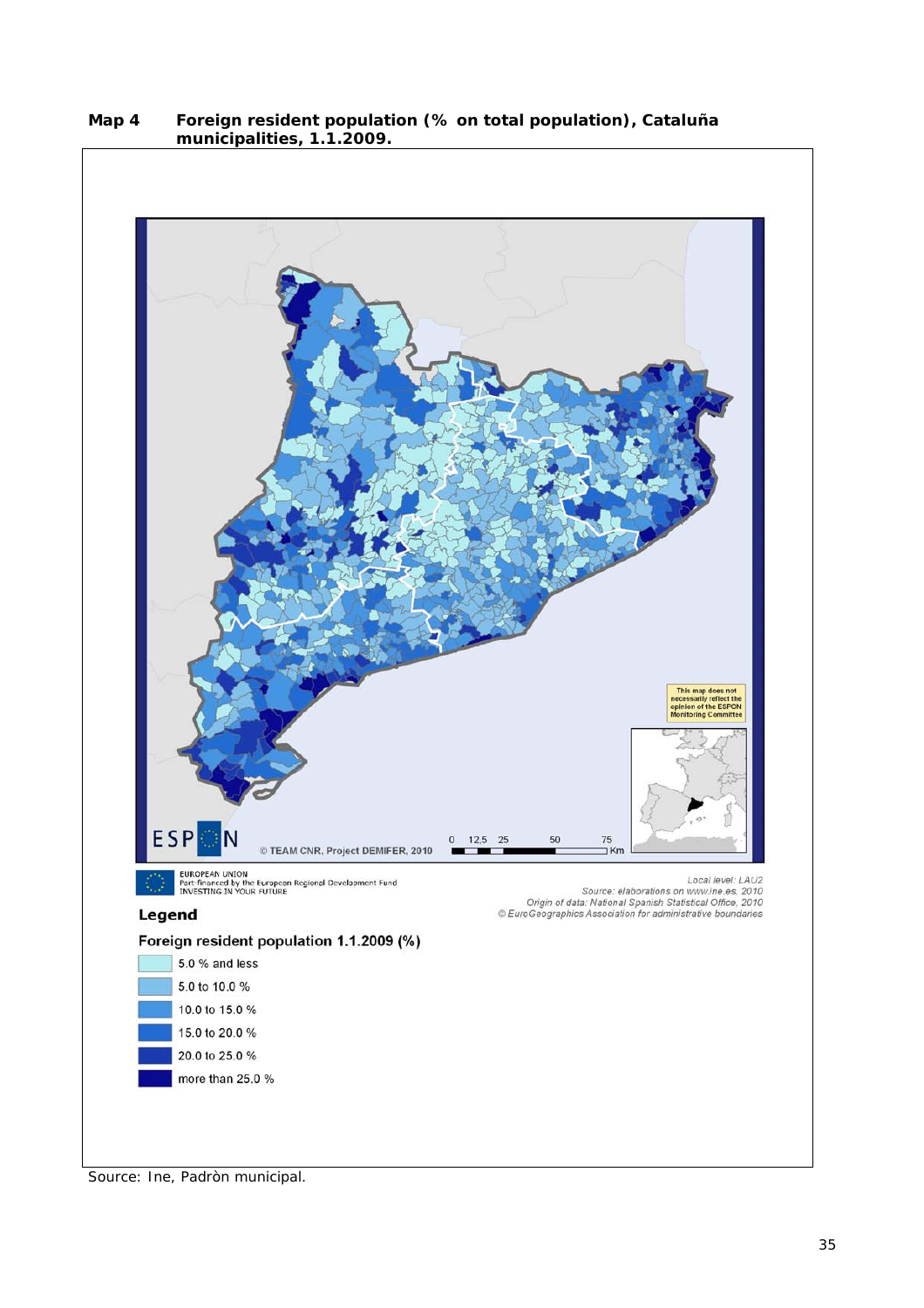**Map 4 Foreign resident population (% on total population), Cataluña municipalities, 1.1.2009.**

This map does not necessarily reflect the opinion of the ESPON Monitoring Committee

ESPON

© TEAM CNR, Project DEMIFER, 2010

0 12.5 25 50 75 Km

EUROPEAN UNION
Part-financed by the European Regional Development Fund
INVESTING IN YOUR FUTURE

Local level: LAU2
Source: elaborations on www.ine.es, 2010
Origin of data: National Spanish Statistical Office, 2010
© EuroGeographics Association for administrative boundaries

**Legend**

Foreign resident population 1.1.2009 (%)

- 5.0 % and less
- 5.0 to 10.0 %
- 10.0 to 15.0 %
- 15.0 to 20.0 %
- 20.0 to 25.0 %
- more than 25.0 %

Source: Ine, Padròn municipal.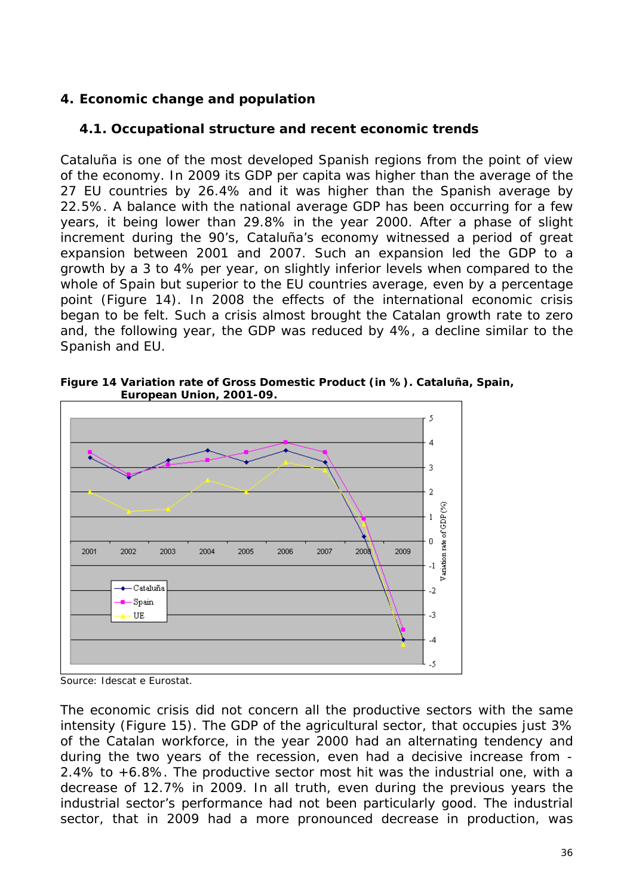## 4. Economic change and population

### 4.1. Occupational structure and recent economic trends

Cataluña is one of the most developed Spanish regions from the point of view of the economy. In 2009 its GDP per capita was higher than the average of the 27 EU countries by 26.4% and it was higher than the Spanish average by 22.5%. A balance with the national average GDP has been occurring for a few years, it being lower than 29.8% in the year 2000. After a phase of slight increment during the 90's, Cataluña's economy witnessed a period of great expansion between 2001 and 2007. Such an expansion led the GDP to a growth by a 3 to 4% per year, on slightly inferior levels when compared to the whole of Spain but superior to the EU countries average, even by a percentage point (Figure 14). In 2008 the effects of the international economic crisis began to be felt. Such a crisis almost brought the Catalan growth rate to zero and, the following year, the GDP was reduced by 4%, a decline similar to the Spanish and EU.

**Figure 14 Variation rate of Gross Domestic Product (in %). Cataluña, Spain, European Union, 2001-09.**

Source: Idescat e Eurostat.

The economic crisis did not concern all the productive sectors with the same intensity (Figure 15). The GDP of the agricultural sector, that occupies just 3% of the Catalan workforce, in the year 2000 had an alternating tendency and during the two years of the recession, even had a decisive increase from -2.4% to +6.8%. The productive sector most hit was the industrial one, with a decrease of 12.7% in 2009. In all truth, even during the previous years the industrial sector's performance had not been particularly good. The industrial sector, that in 2009 had a more pronounced decrease in production, was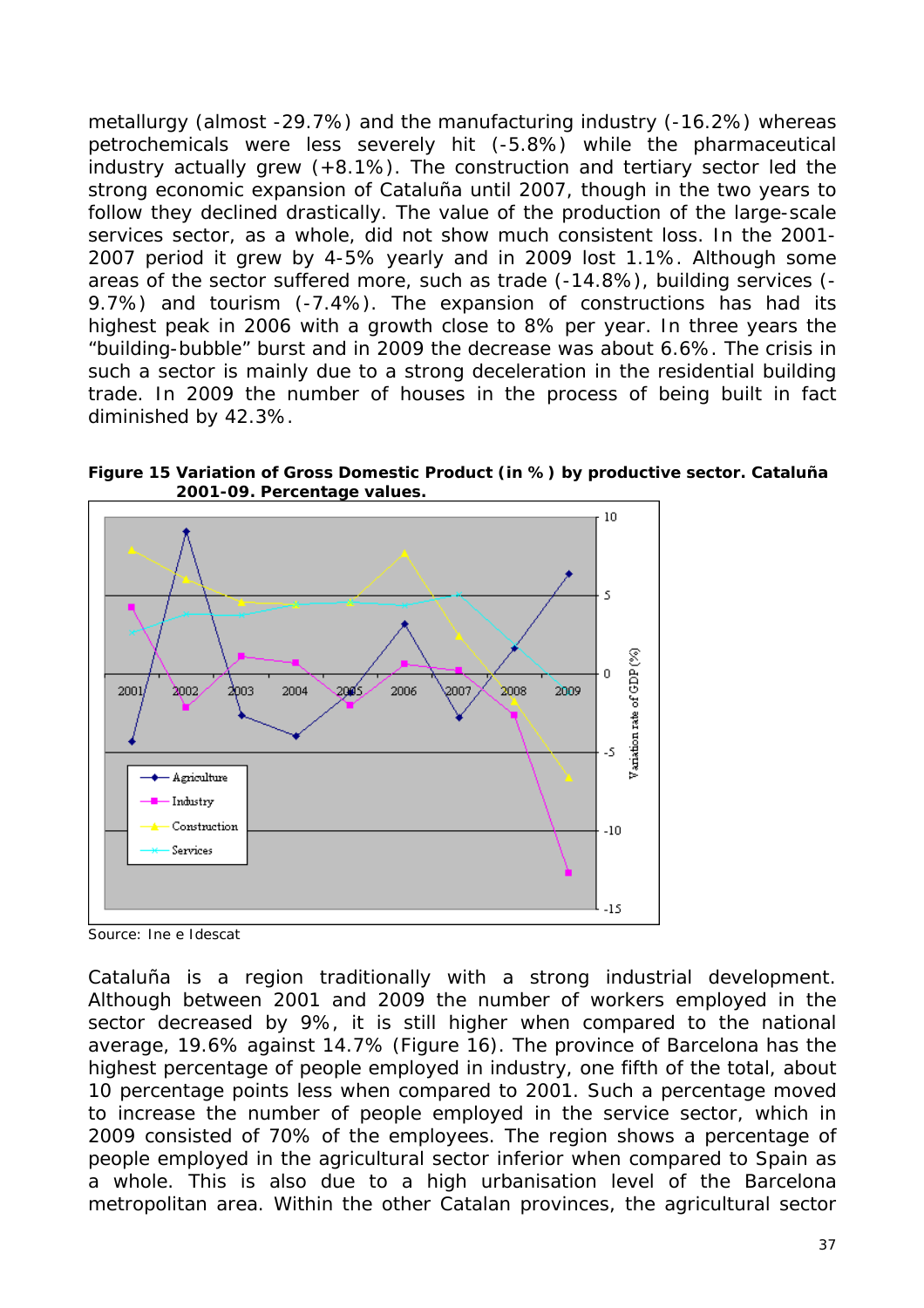metallurgy (almost -29.7%) and the manufacturing industry (-16.2%) whereas petrochemicals were less severely hit (-5.8%) while the pharmaceutical industry actually grew (+8.1%). The construction and tertiary sector led the strong economic expansion of Cataluña until 2007, though in the two years to follow they declined drastically. The value of the production of the large-scale services sector, as a whole, did not show much consistent loss. In the 2001-2007 period it grew by 4-5% yearly and in 2009 lost 1.1%. Although some areas of the sector suffered more, such as trade (-14.8%), building services (-9.7%) and tourism (-7.4%). The expansion of constructions has had its highest peak in 2006 with a growth close to 8% per year. In three years the "building-bubble" burst and in 2009 the decrease was about 6.6%. The crisis in such a sector is mainly due to a strong deceleration in the residential building trade. In 2009 the number of houses in the process of being built in fact diminished by 42.3%.

**Figure 15 Variation of Gross Domestic Product (in %) by productive sector. Cataluña 2001-09. Percentage values.**

Source: Ine e Idescat

Cataluña is a region traditionally with a strong industrial development. Although between 2001 and 2009 the number of workers employed in the sector decreased by 9%, it is still higher when compared to the national average, 19.6% against 14.7% (Figure 16). The province of Barcelona has the highest percentage of people employed in industry, one fifth of the total, about 10 percentage points less when compared to 2001. Such a percentage moved to increase the number of people employed in the service sector, which in 2009 consisted of 70% of the employees. The region shows a percentage of people employed in the agricultural sector inferior when compared to Spain as a whole. This is also due to a high urbanisation level of the Barcelona metropolitan area. Within the other Catalan provinces, the agricultural sector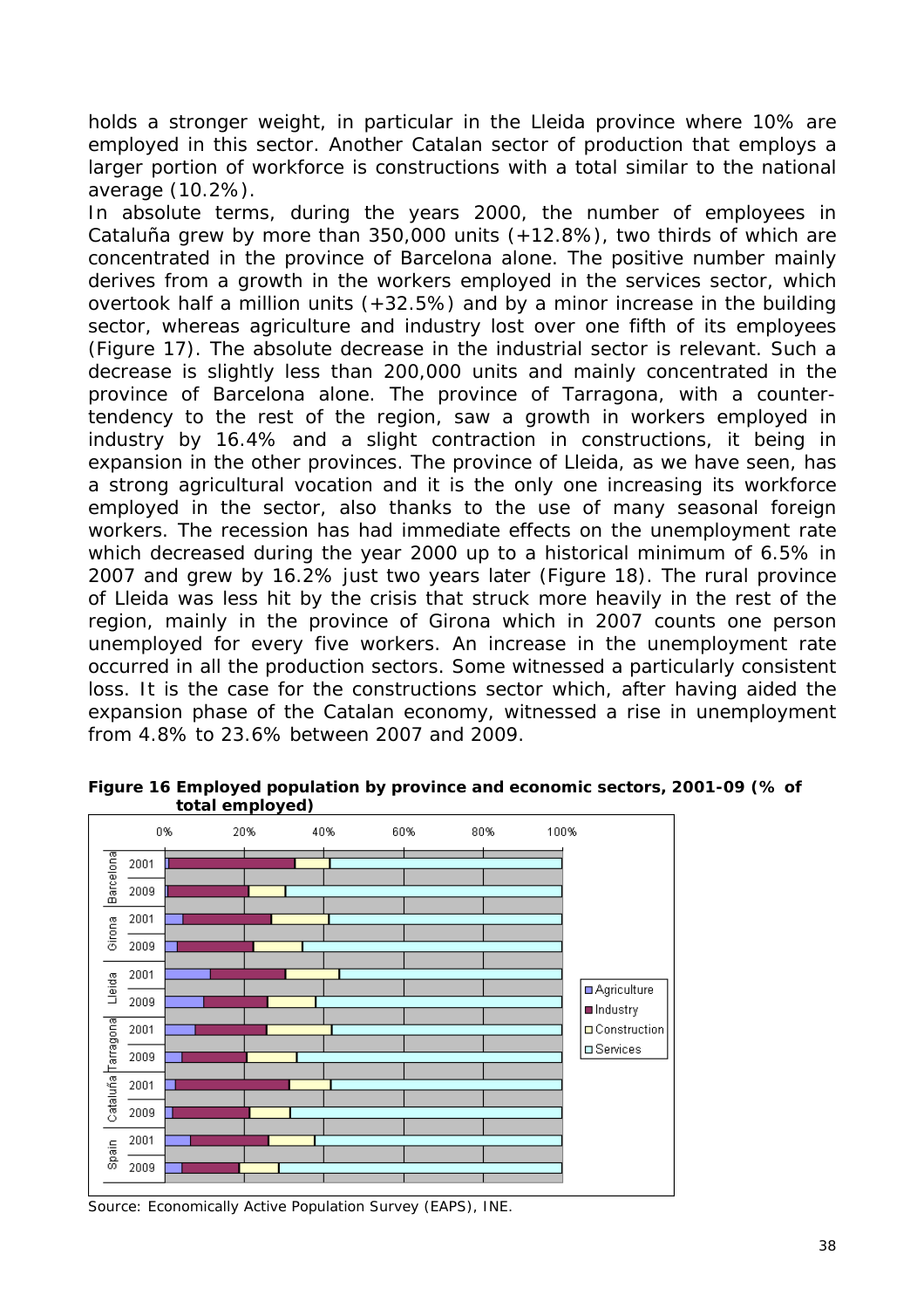holds a stronger weight, in particular in the Lleida province where 10% are employed in this sector. Another Catalan sector of production that employs a larger portion of workforce is constructions with a total similar to the national average (10.2%).

In absolute terms, during the years 2000, the number of employees in Cataluña grew by more than 350,000 units (+12.8%), two thirds of which are concentrated in the province of Barcelona alone. The positive number mainly derives from a growth in the workers employed in the services sector, which overtook half a million units (+32.5%) and by a minor increase in the building sector, whereas agriculture and industry lost over one fifth of its employees (Figure 17). The absolute decrease in the industrial sector is relevant. Such a decrease is slightly less than 200,000 units and mainly concentrated in the province of Barcelona alone. The province of Tarragona, with a counter-tendency to the rest of the region, saw a growth in workers employed in industry by 16.4% and a slight contraction in constructions, it being in expansion in the other provinces. The province of Lleida, as we have seen, has a strong agricultural vocation and it is the only one increasing its workforce employed in the sector, also thanks to the use of many seasonal foreign workers. The recession has had immediate effects on the unemployment rate which decreased during the year 2000 up to a historical minimum of 6.5% in 2007 and grew by 16.2% just two years later (Figure 18). The rural province of Lleida was less hit by the crisis that struck more heavily in the rest of the region, mainly in the province of Girona which in 2007 counts one person unemployed for every five workers. An increase in the unemployment rate occurred in all the production sectors. Some witnessed a particularly consistent loss. It is the case for the constructions sector which, after having aided the expansion phase of the Catalan economy, witnessed a rise in unemployment from 4.8% to 23.6% between 2007 and 2009.

**Figure 16 Employed population by province and economic sectors, 2001-09 (% of total employed)**

Source: Economically Active Population Survey (EAPS), INE.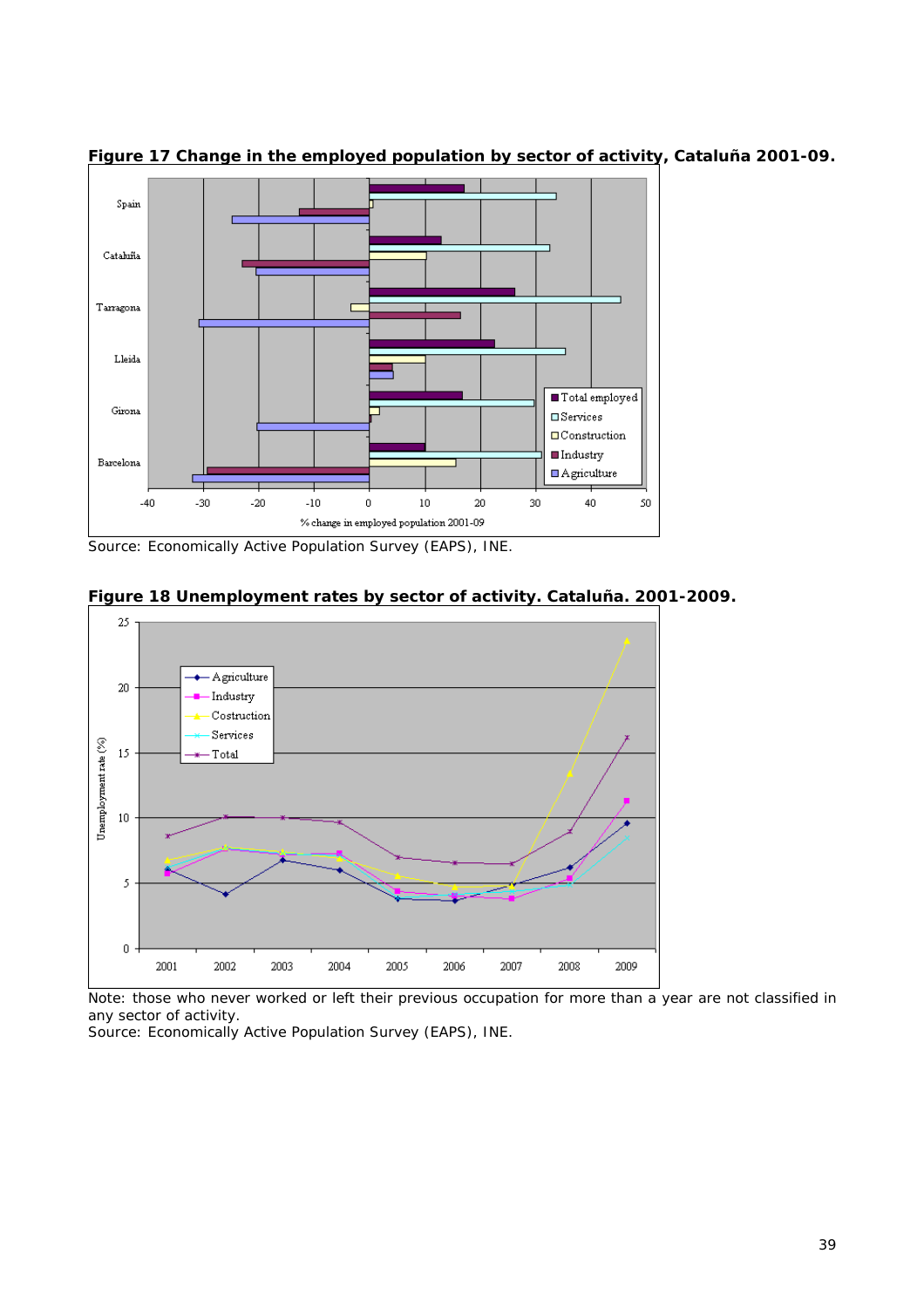**Figure 17 Change in the employed population by sector of activity, Cataluña 2001-09.**

Source: Economically Active Population Survey (EAPS), INE.

**Figure 18 Unemployment rates by sector of activity. Cataluña. 2001-2009.**

Note: those who never worked or left their previous occupation for more than a year are not classified in any sector of activity.
Source: Economically Active Population Survey (EAPS), INE.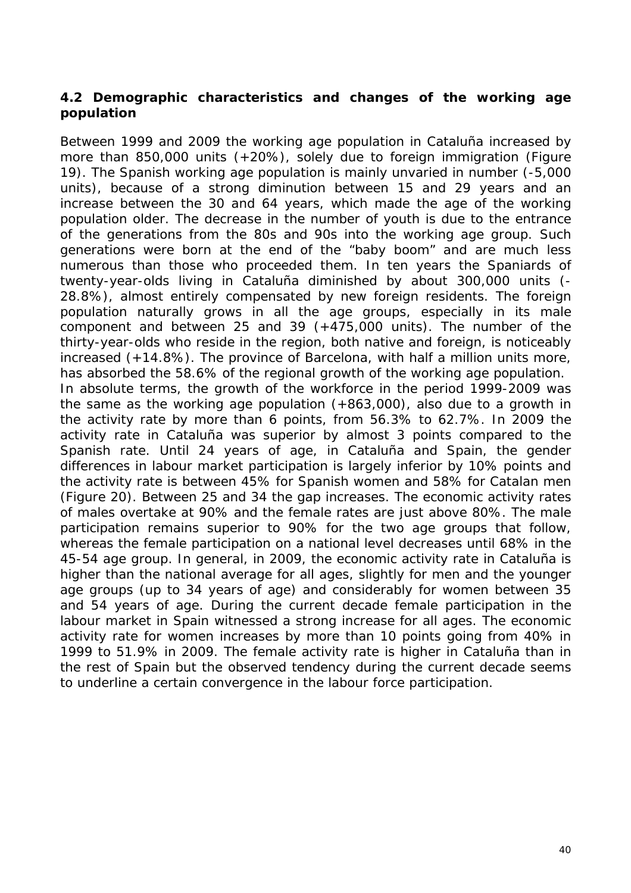### 4.2 Demographic characteristics and changes of the working age population

Between 1999 and 2009 the working age population in Cataluña increased by more than 850,000 units (+20%), solely due to foreign immigration (Figure 19). The Spanish working age population is mainly unvaried in number (-5,000 units), because of a strong diminution between 15 and 29 years and an increase between the 30 and 64 years, which made the age of the working population older. The decrease in the number of youth is due to the entrance of the generations from the 80s and 90s into the working age group. Such generations were born at the end of the "baby boom" and are much less numerous than those who proceeded them. In ten years the Spaniards of twenty-year-olds living in Cataluña diminished by about 300,000 units (-28.8%), almost entirely compensated by new foreign residents. The foreign population naturally grows in all the age groups, especially in its male component and between 25 and 39 (+475,000 units). The number of the thirty-year-olds who reside in the region, both native and foreign, is noticeably increased (+14.8%). The province of Barcelona, with half a million units more, has absorbed the 58.6% of the regional growth of the working age population.

In absolute terms, the growth of the workforce in the period 1999-2009 was the same as the working age population (+863,000), also due to a growth in the activity rate by more than 6 points, from 56.3% to 62.7%. In 2009 the activity rate in Cataluña was superior by almost 3 points compared to the Spanish rate. Until 24 years of age, in Cataluña and Spain, the gender differences in labour market participation is largely inferior by 10% points and the activity rate is between 45% for Spanish women and 58% for Catalan men (Figure 20). Between 25 and 34 the gap increases. The economic activity rates of males overtake at 90% and the female rates are just above 80%. The male participation remains superior to 90% for the two age groups that follow, whereas the female participation on a national level decreases until 68% in the 45-54 age group. In general, in 2009, the economic activity rate in Cataluña is higher than the national average for all ages, slightly for men and the younger age groups (up to 34 years of age) and considerably for women between 35 and 54 years of age. During the current decade female participation in the labour market in Spain witnessed a strong increase for all ages. The economic activity rate for women increases by more than 10 points going from 40% in 1999 to 51.9% in 2009. The female activity rate is higher in Cataluña than in the rest of Spain but the observed tendency during the current decade seems to underline a certain convergence in the labour force participation.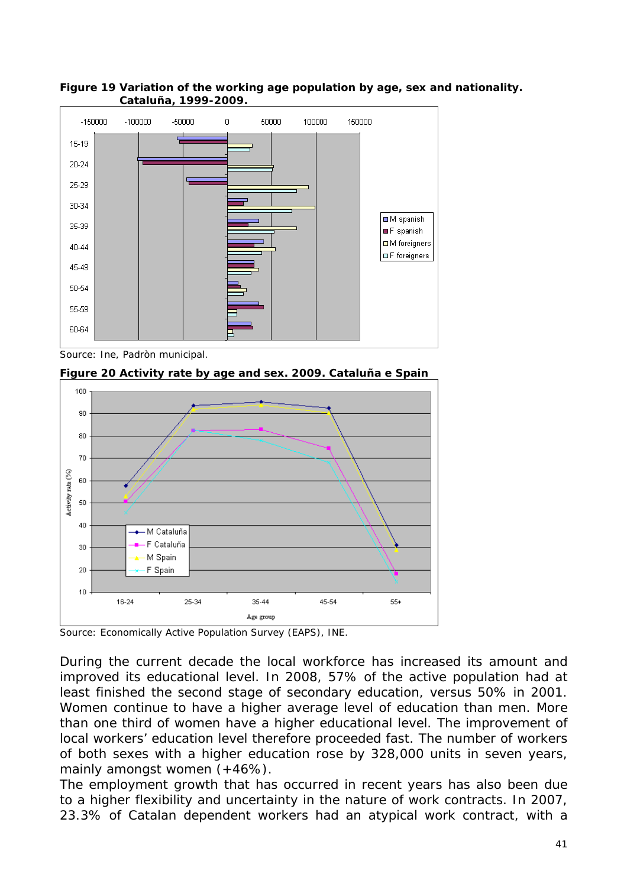**Figure 19 Variation of the working age population by age, sex and nationality. Cataluña, 1999-2009.**

Source: Ine, Padròn municipal.

**Figure 20 Activity rate by age and sex. 2009. Cataluña e Spain**

Source: Economically Active Population Survey (EAPS), INE.

During the current decade the local workforce has increased its amount and improved its educational level. In 2008, 57% of the active population had at least finished the second stage of secondary education, versus 50% in 2001. Women continue to have a higher average level of education than men. More than one third of women have a higher educational level. The improvement of local workers' education level therefore proceeded fast. The number of workers of both sexes with a higher education rose by 328,000 units in seven years, mainly amongst women (+46%).

The employment growth that has occurred in recent years has also been due to a higher flexibility and uncertainty in the nature of work contracts. In 2007, 23.3% of Catalan dependent workers had an atypical work contract, with a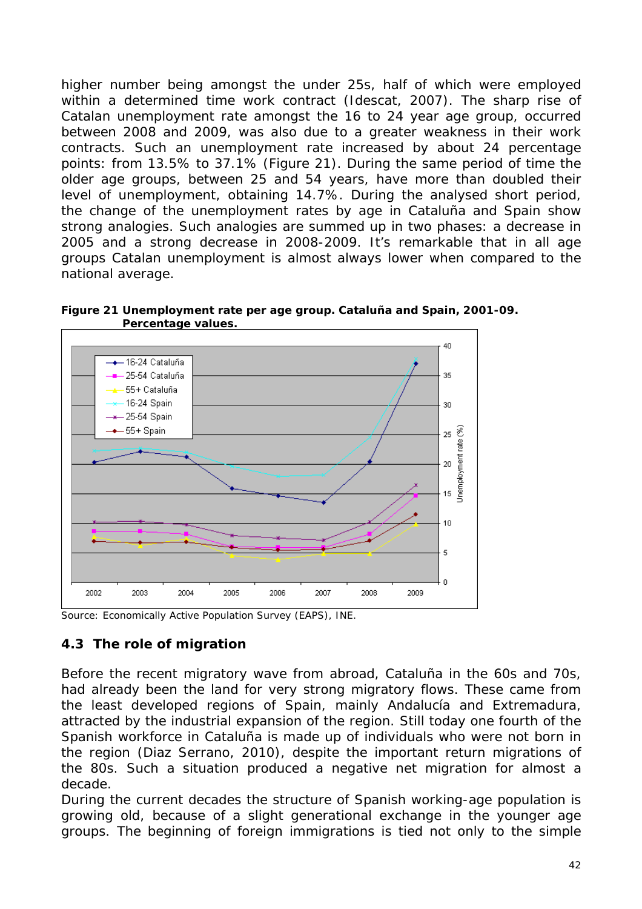higher number being amongst the under 25s, half of which were employed within a determined time work contract (Idescat, 2007). The sharp rise of Catalan unemployment rate amongst the 16 to 24 year age group, occurred between 2008 and 2009, was also due to a greater weakness in their work contracts. Such an unemployment rate increased by about 24 percentage points: from 13.5% to 37.1% (Figure 21). During the same period of time the older age groups, between 25 and 54 years, have more than doubled their level of unemployment, obtaining 14.7%. During the analysed short period, the change of the unemployment rates by age in Cataluña and Spain show strong analogies. Such analogies are summed up in two phases: a decrease in 2005 and a strong decrease in 2008-2009. It's remarkable that in all age groups Catalan unemployment is almost always lower when compared to the national average.

**Figure 21 Unemployment rate per age group. Cataluña and Spain, 2001-09. Percentage values.**

Source: Economically Active Population Survey (EAPS), INE.

## 4.3 The role of migration

Before the recent migratory wave from abroad, Cataluña in the 60s and 70s, had already been the land for very strong migratory flows. These came from the least developed regions of Spain, mainly Andalucía and Extremadura, attracted by the industrial expansion of the region. Still today one fourth of the Spanish workforce in Cataluña is made up of individuals who were not born in the region (Diaz Serrano, 2010), despite the important return migrations of the 80s. Such a situation produced a negative net migration for almost a decade.

During the current decades the structure of Spanish working-age population is growing old, because of a slight generational exchange in the younger age groups. The beginning of foreign immigrations is tied not only to the simple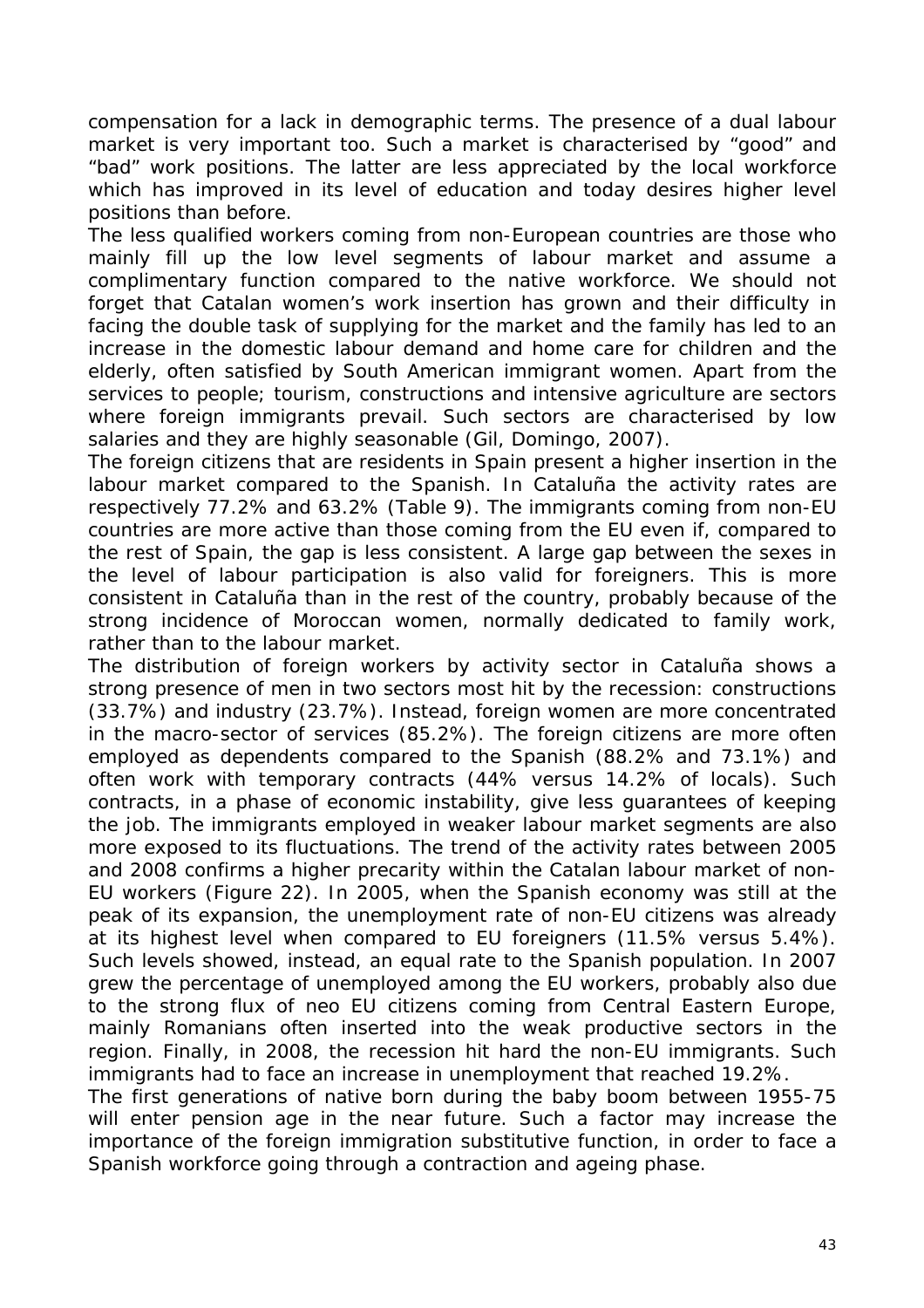compensation for a lack in demographic terms. The presence of a dual labour market is very important too. Such a market is characterised by "good" and "bad" work positions. The latter are less appreciated by the local workforce which has improved in its level of education and today desires higher level positions than before.

The less qualified workers coming from non-European countries are those who mainly fill up the low level segments of labour market and assume a complimentary function compared to the native workforce. We should not forget that Catalan women's work insertion has grown and their difficulty in facing the double task of supplying for the market and the family has led to an increase in the domestic labour demand and home care for children and the elderly, often satisfied by South American immigrant women. Apart from the services to people; tourism, constructions and intensive agriculture are sectors where foreign immigrants prevail. Such sectors are characterised by low salaries and they are highly seasonable (Gil, Domingo, 2007).

The foreign citizens that are residents in Spain present a higher insertion in the labour market compared to the Spanish. In Cataluña the activity rates are respectively 77.2% and 63.2% (Table 9). The immigrants coming from non-EU countries are more active than those coming from the EU even if, compared to the rest of Spain, the gap is less consistent. A large gap between the sexes in the level of labour participation is also valid for foreigners. This is more consistent in Cataluña than in the rest of the country, probably because of the strong incidence of Moroccan women, normally dedicated to family work, rather than to the labour market.

The distribution of foreign workers by activity sector in Cataluña shows a strong presence of men in two sectors most hit by the recession: constructions (33.7%) and industry (23.7%). Instead, foreign women are more concentrated in the macro-sector of services (85.2%). The foreign citizens are more often employed as dependents compared to the Spanish (88.2% and 73.1%) and often work with temporary contracts (44% versus 14.2% of locals). Such contracts, in a phase of economic instability, give less guarantees of keeping the job. The immigrants employed in weaker labour market segments are also more exposed to its fluctuations. The trend of the activity rates between 2005 and 2008 confirms a higher precarity within the Catalan labour market of non-EU workers (Figure 22). In 2005, when the Spanish economy was still at the peak of its expansion, the unemployment rate of non-EU citizens was already at its highest level when compared to EU foreigners (11.5% versus 5.4%). Such levels showed, instead, an equal rate to the Spanish population. In 2007 grew the percentage of unemployed among the EU workers, probably also due to the strong flux of neo EU citizens coming from Central Eastern Europe, mainly Romanians often inserted into the weak productive sectors in the region. Finally, in 2008, the recession hit hard the non-EU immigrants. Such immigrants had to face an increase in unemployment that reached 19.2%.

The first generations of native born during the baby boom between 1955-75 will enter pension age in the near future. Such a factor may increase the importance of the foreign immigration substitutive function, in order to face a Spanish workforce going through a contraction and ageing phase.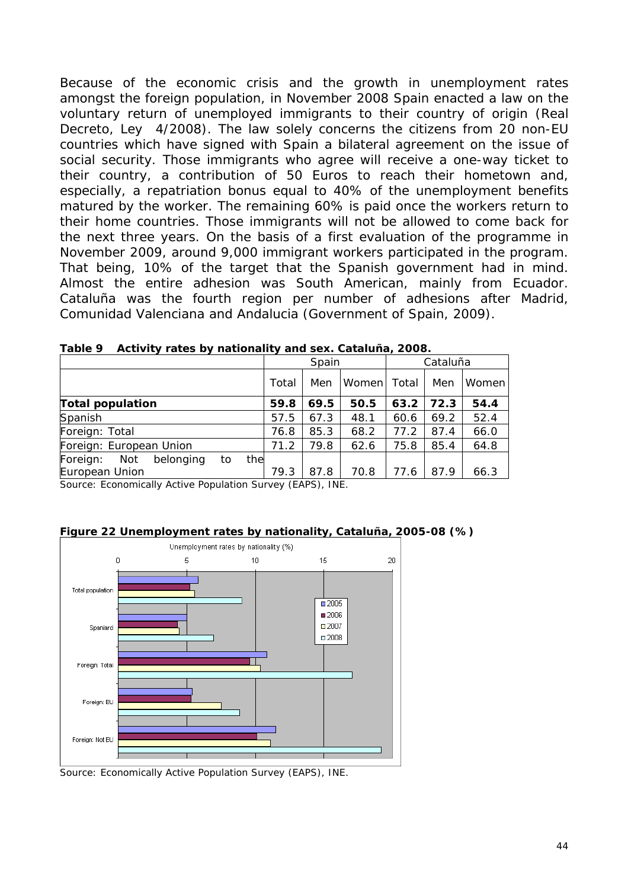Because of the economic crisis and the growth in unemployment rates amongst the foreign population, in November 2008 Spain enacted a law on the voluntary return of unemployed immigrants to their country of origin (Real Decreto, Ley 4/2008). The law solely concerns the citizens from 20 non-EU countries which have signed with Spain a bilateral agreement on the issue of social security. Those immigrants who agree will receive a one-way ticket to their country, a contribution of 50 Euros to reach their hometown and, especially, a repatriation bonus equal to 40% of the unemployment benefits matured by the worker. The remaining 60% is paid once the workers return to their home countries. Those immigrants will not be allowed to come back for the next three years. On the basis of a first evaluation of the programme in November 2009, around 9,000 immigrant workers participated in the program. That being, 10% of the target that the Spanish government had in mind. Almost the entire adhesion was South American, mainly from Ecuador. Cataluña was the fourth region per number of adhesions after Madrid, Comunidad Valenciana and Andalucia (Government of Spain, 2009).

**Table 9 Activity rates by nationality and sex. Cataluña, 2008.**

| | Spain | | | Cataluña | | |
|---|---|---|---|---|---|---|
| | Total | Men | Women | Total | Men | Women |
| **Total population** | **59.8** | **69.5** | **50.5** | **63.2** | **72.3** | **54.4** |
| Spanish | 57.5 | 67.3 | 48.1 | 60.6 | 69.2 | 52.4 |
| Foreign: Total | 76.8 | 85.3 | 68.2 | 77.2 | 87.4 | 66.0 |
| Foreign: European Union | 71.2 | 79.8 | 62.6 | 75.8 | 85.4 | 64.8 |
| Foreign: Not belonging to the European Union | 79.3 | 87.8 | 70.8 | 77.6 | 87.9 | 66.3 |

Source: Economically Active Population Survey (EAPS), INE.

**Figure 22 Unemployment rates by nationality, Cataluña, 2005-08 (%)**

Source: Economically Active Population Survey (EAPS), INE.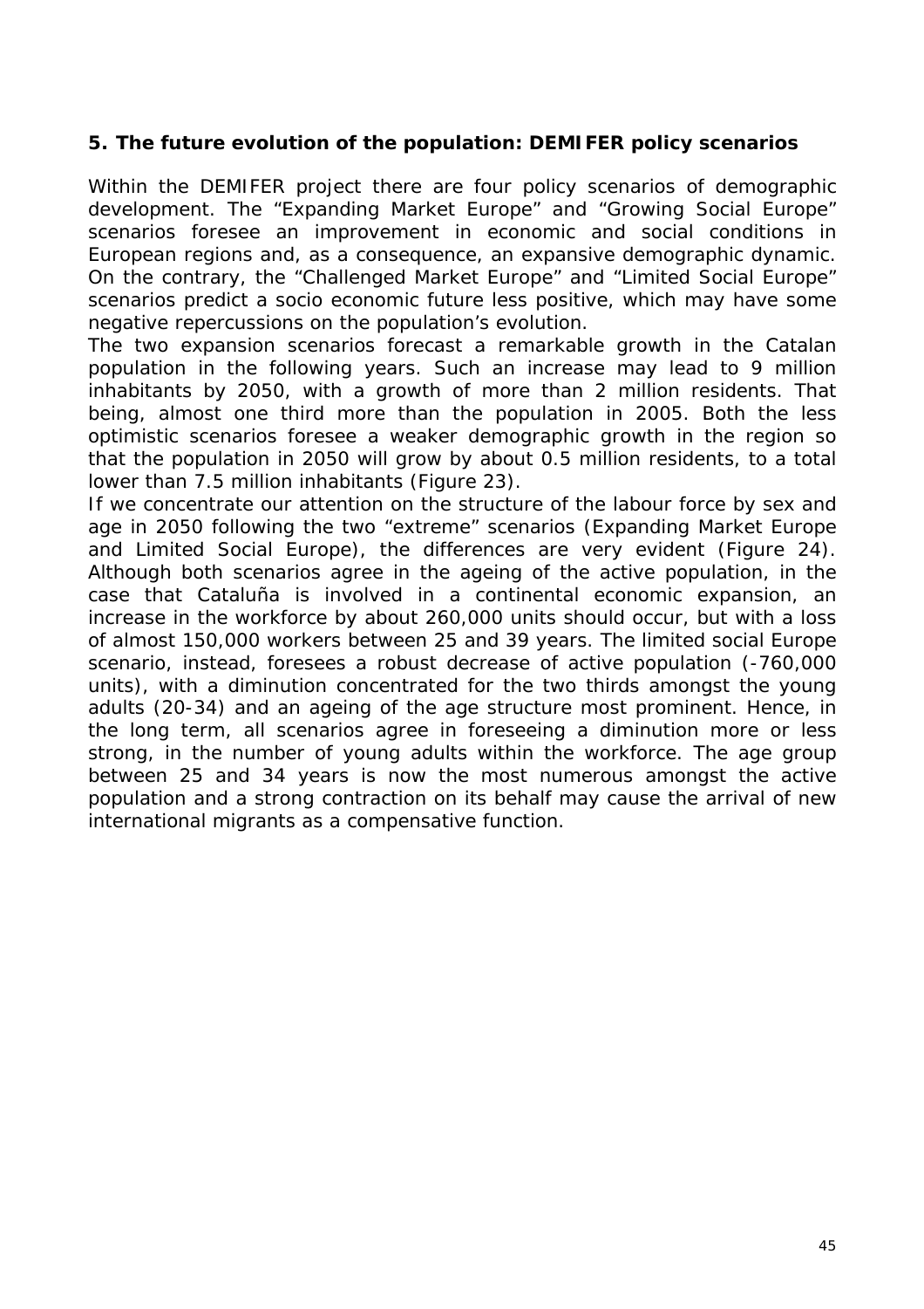## 5. The future evolution of the population: DEMIFER policy scenarios

Within the DEMIFER project there are four policy scenarios of demographic development. The "Expanding Market Europe" and "Growing Social Europe" scenarios foresee an improvement in economic and social conditions in European regions and, as a consequence, an expansive demographic dynamic. On the contrary, the "Challenged Market Europe" and "Limited Social Europe" scenarios predict a socio economic future less positive, which may have some negative repercussions on the population's evolution.

The two expansion scenarios forecast a remarkable growth in the Catalan population in the following years. Such an increase may lead to 9 million inhabitants by 2050, with a growth of more than 2 million residents. That being, almost one third more than the population in 2005. Both the less optimistic scenarios foresee a weaker demographic growth in the region so that the population in 2050 will grow by about 0.5 million residents, to a total lower than 7.5 million inhabitants (Figure 23).

If we concentrate our attention on the structure of the labour force by sex and age in 2050 following the two "extreme" scenarios (Expanding Market Europe and Limited Social Europe), the differences are very evident (Figure 24). Although both scenarios agree in the ageing of the active population, in the case that Cataluña is involved in a continental economic expansion, an increase in the workforce by about 260,000 units should occur, but with a loss of almost 150,000 workers between 25 and 39 years. The limited social Europe scenario, instead, foresees a robust decrease of active population (-760,000 units), with a diminution concentrated for the two thirds amongst the young adults (20-34) and an ageing of the age structure most prominent. Hence, in the long term, all scenarios agree in foreseeing a diminution more or less strong, in the number of young adults within the workforce. The age group between 25 and 34 years is now the most numerous amongst the active population and a strong contraction on its behalf may cause the arrival of new international migrants as a compensative function.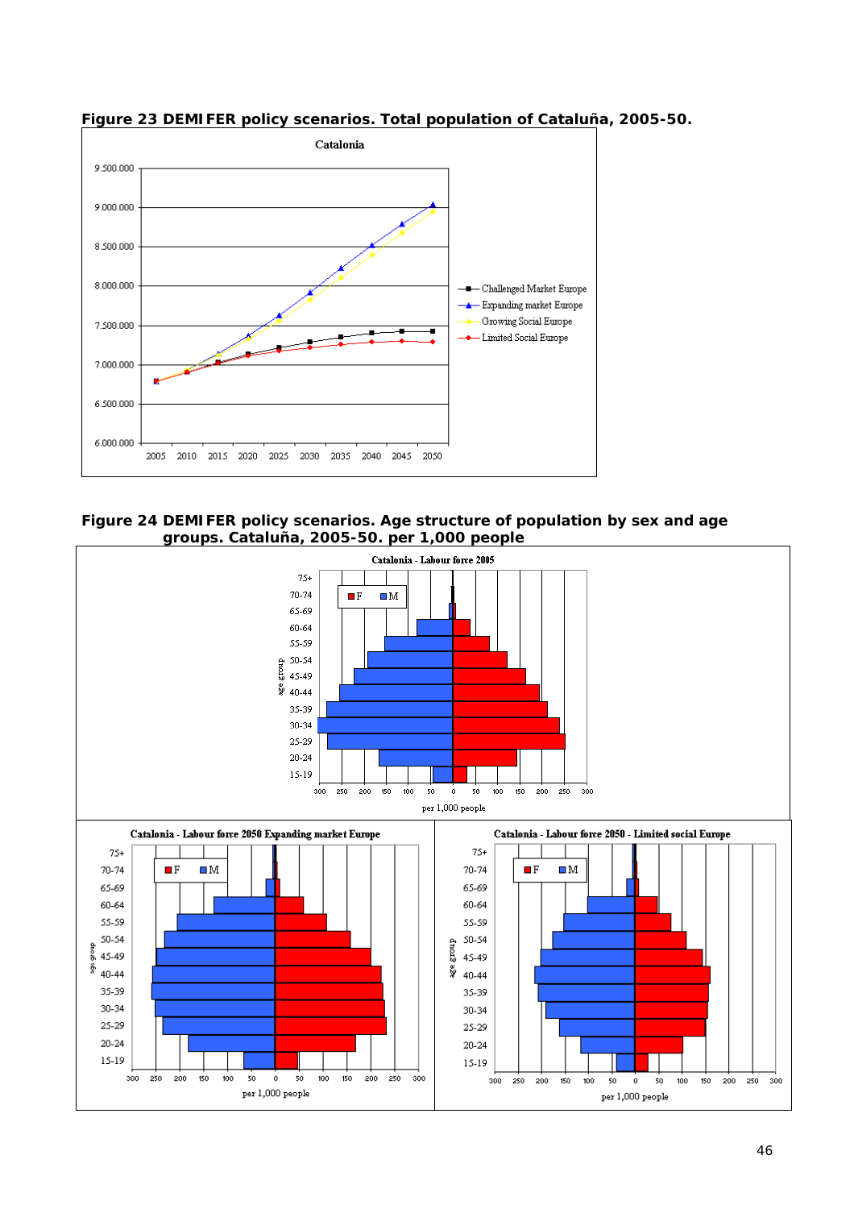**Figure 23 DEMIFER policy scenarios. Total population of Cataluña, 2005-50.**

**Figure 24 DEMIFER policy scenarios. Age structure of population by sex and age groups. Cataluña, 2005-50. per 1,000 people**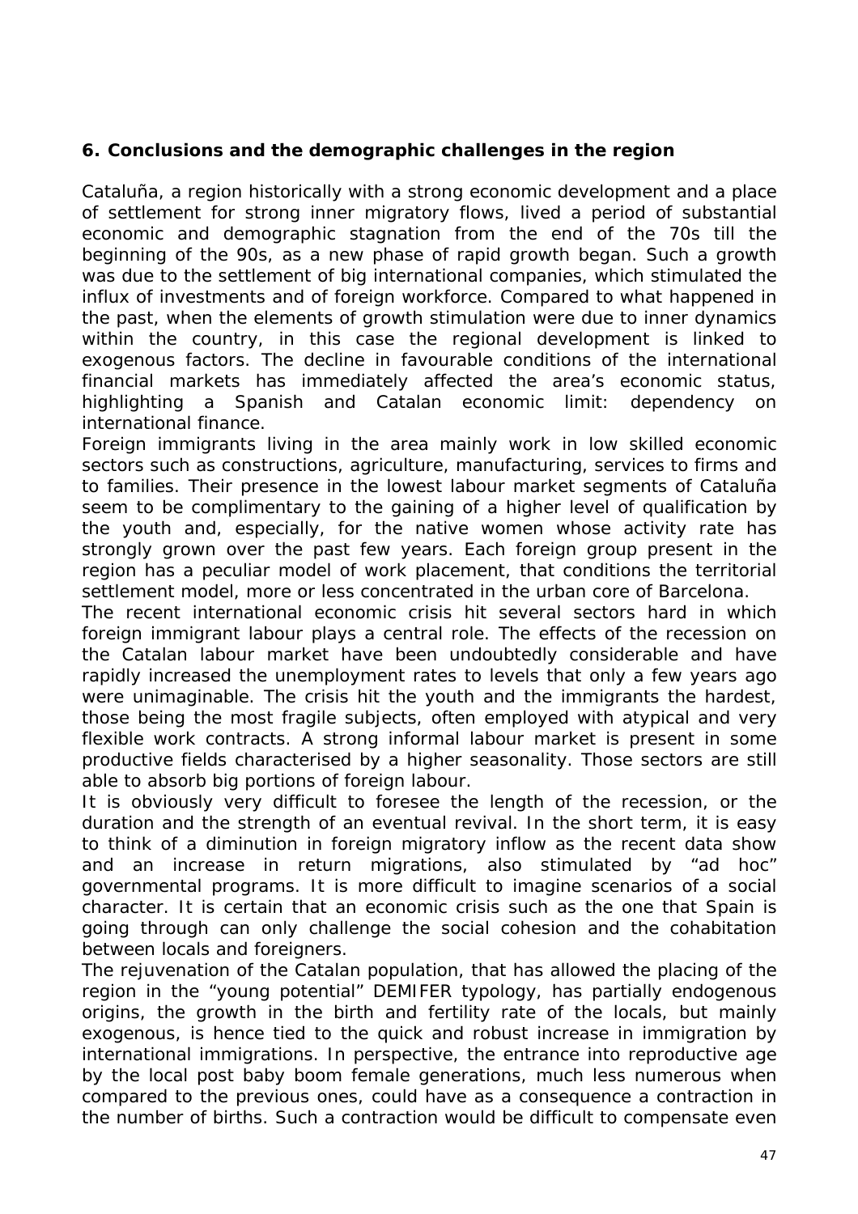## 6. Conclusions and the demographic challenges in the region

Cataluña, a region historically with a strong economic development and a place of settlement for strong inner migratory flows, lived a period of substantial economic and demographic stagnation from the end of the 70s till the beginning of the 90s, as a new phase of rapid growth began. Such a growth was due to the settlement of big international companies, which stimulated the influx of investments and of foreign workforce. Compared to what happened in the past, when the elements of growth stimulation were due to inner dynamics within the country, in this case the regional development is linked to exogenous factors. The decline in favourable conditions of the international financial markets has immediately affected the area's economic status, highlighting a Spanish and Catalan economic limit: dependency on international finance.

Foreign immigrants living in the area mainly work in low skilled economic sectors such as constructions, agriculture, manufacturing, services to firms and to families. Their presence in the lowest labour market segments of Cataluña seem to be complimentary to the gaining of a higher level of qualification by the youth and, especially, for the native women whose activity rate has strongly grown over the past few years. Each foreign group present in the region has a peculiar model of work placement, that conditions the territorial settlement model, more or less concentrated in the urban core of Barcelona.

The recent international economic crisis hit several sectors hard in which foreign immigrant labour plays a central role. The effects of the recession on the Catalan labour market have been undoubtedly considerable and have rapidly increased the unemployment rates to levels that only a few years ago were unimaginable. The crisis hit the youth and the immigrants the hardest, those being the most fragile subjects, often employed with atypical and very flexible work contracts. A strong informal labour market is present in some productive fields characterised by a higher seasonality. Those sectors are still able to absorb big portions of foreign labour.

It is obviously very difficult to foresee the length of the recession, or the duration and the strength of an eventual revival. In the short term, it is easy to think of a diminution in foreign migratory inflow as the recent data show and an increase in return migrations, also stimulated by "ad hoc" governmental programs. It is more difficult to imagine scenarios of a social character. It is certain that an economic crisis such as the one that Spain is going through can only challenge the social cohesion and the cohabitation between locals and foreigners.

The rejuvenation of the Catalan population, that has allowed the placing of the region in the "young potential" DEMIFER typology, has partially endogenous origins, the growth in the birth and fertility rate of the locals, but mainly exogenous, is hence tied to the quick and robust increase in immigration by international immigrations. In perspective, the entrance into reproductive age by the local post baby boom female generations, much less numerous when compared to the previous ones, could have as a consequence a contraction in the number of births. Such a contraction would be difficult to compensate even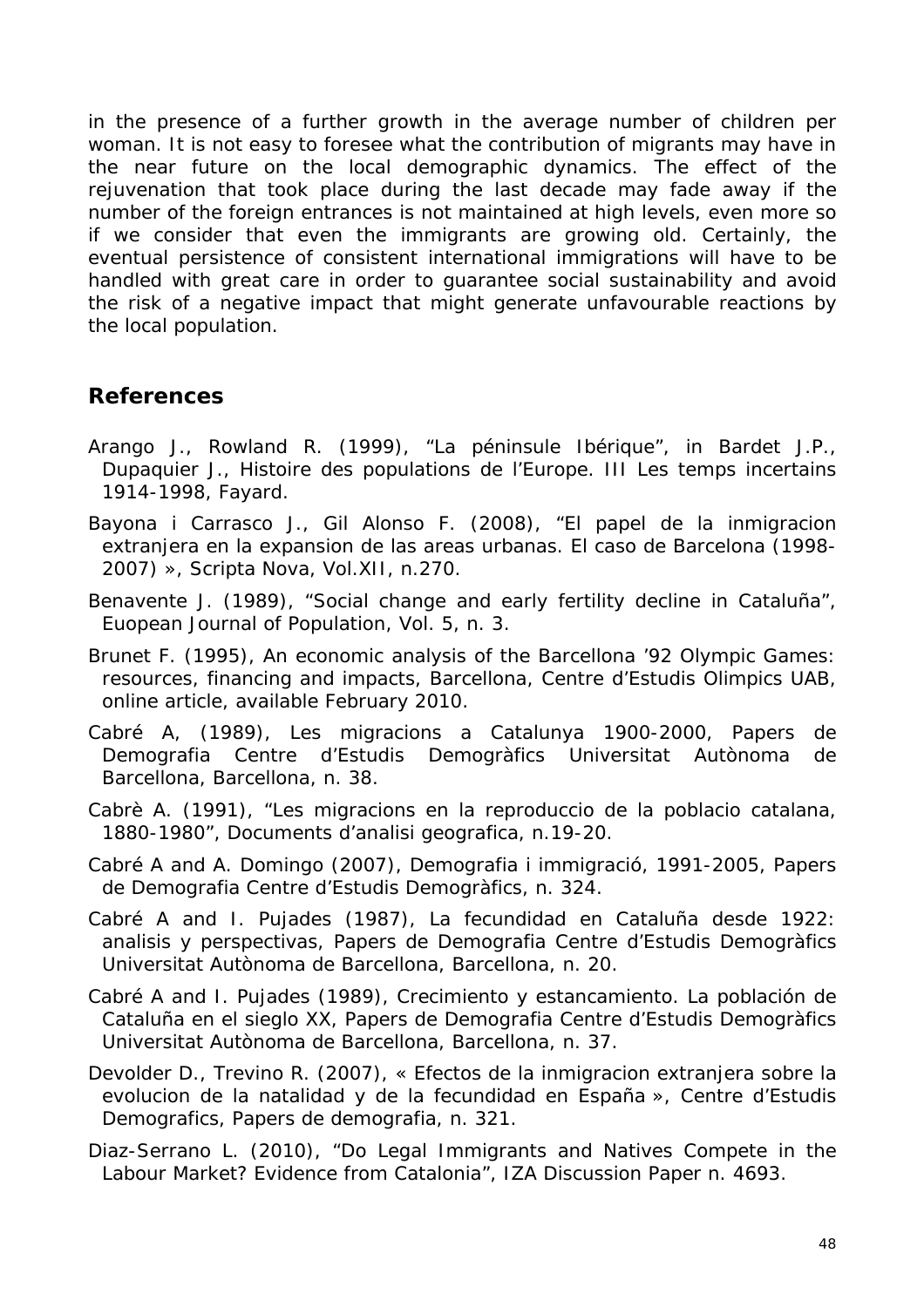in the presence of a further growth in the average number of children per woman. It is not easy to foresee what the contribution of migrants may have in the near future on the local demographic dynamics. The effect of the rejuvenation that took place during the last decade may fade away if the number of the foreign entrances is not maintained at high levels, even more so if we consider that even the immigrants are growing old. Certainly, the eventual persistence of consistent international immigrations will have to be handled with great care in order to guarantee social sustainability and avoid the risk of a negative impact that might generate unfavourable reactions by the local population.

## References

Arango J., Rowland R. (1999), "La péninsule Ibérique", in Bardet J.P., Dupaquier J., Histoire des populations de l'Europe. III Les temps incertains 1914-1998, Fayard.

Bayona i Carrasco J., Gil Alonso F. (2008), "El papel de la inmigracion extranjera en la expansion de las areas urbanas. El caso de Barcelona (1998-2007) », Scripta Nova, Vol.XII, n.270.

Benavente J. (1989), "Social change and early fertility decline in Cataluña", Euopean Journal of Population, Vol. 5, n. 3.

Brunet F. (1995), An economic analysis of the Barcellona '92 Olympic Games: resources, financing and impacts, Barcellona, Centre d'Estudis Olimpics UAB, online article, available February 2010.

Cabré A, (1989), Les migracions a Catalunya 1900-2000, Papers de Demografia Centre d'Estudis Demogràfics Universitat Autònoma de Barcellona, Barcellona, n. 38.

Cabrè A. (1991), "Les migracions en la reproduccio de la poblacio catalana, 1880-1980", Documents d'analisi geografica, n.19-20.

Cabré A and A. Domingo (2007), Demografia i immigració, 1991-2005, Papers de Demografia Centre d'Estudis Demogràfics, n. 324.

Cabré A and I. Pujades (1987), La fecundidad en Cataluña desde 1922: analisis y perspectivas, Papers de Demografia Centre d'Estudis Demogràfics Universitat Autònoma de Barcellona, Barcellona, n. 20.

Cabré A and I. Pujades (1989), Crecimiento y estancamiento. La población de Cataluña en el sieglo XX, Papers de Demografia Centre d'Estudis Demogràfics Universitat Autònoma de Barcellona, Barcellona, n. 37.

Devolder D., Trevino R. (2007), « Efectos de la inmigracion extranjera sobre la evolucion de la natalidad y de la fecundidad en España », Centre d'Estudis Demografics, Papers de demografia, n. 321.

Diaz-Serrano L. (2010), "Do Legal Immigrants and Natives Compete in the Labour Market? Evidence from Catalonia", IZA Discussion Paper n. 4693.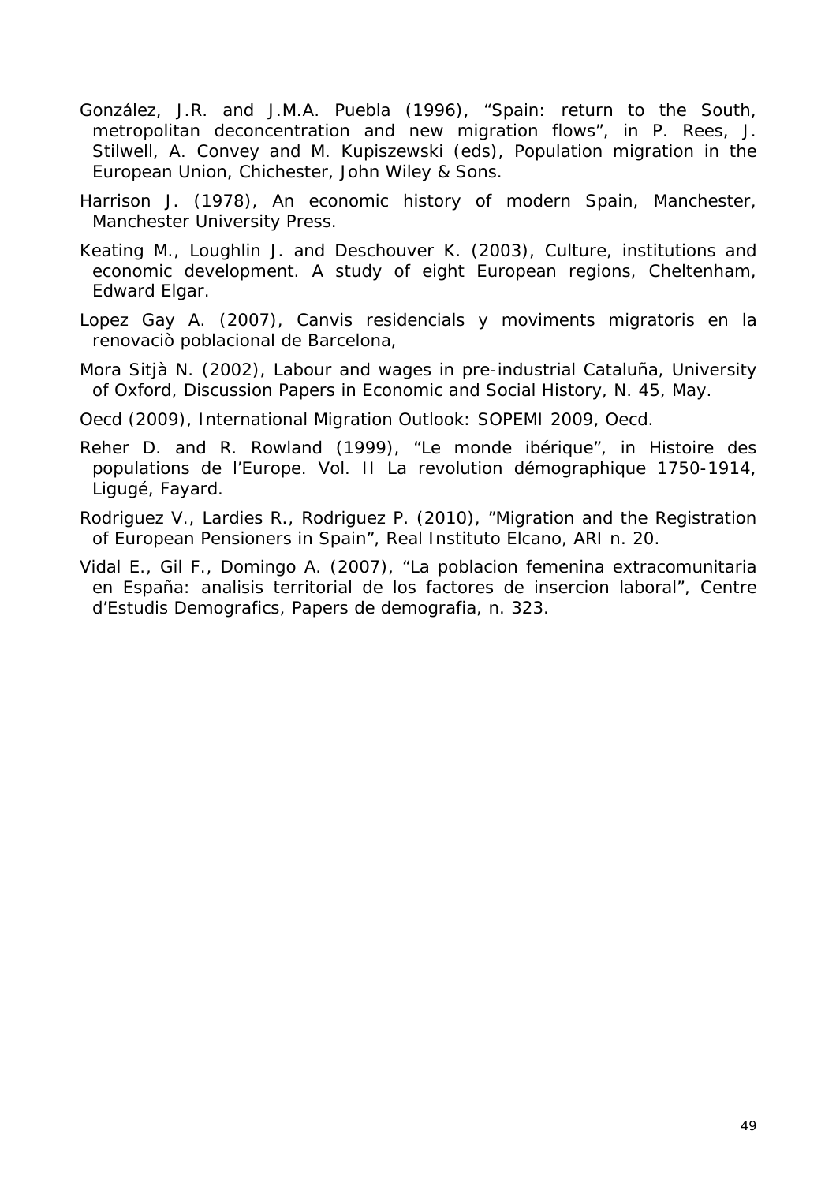González, J.R. and J.M.A. Puebla (1996), "Spain: return to the South, metropolitan deconcentration and new migration flows", in P. Rees, J. Stilwell, A. Convey and M. Kupiszewski (eds), Population migration in the European Union, Chichester, John Wiley & Sons.

Harrison J. (1978), An economic history of modern Spain, Manchester, Manchester University Press.

Keating M., Loughlin J. and Deschouver K. (2003), Culture, institutions and economic development. A study of eight European regions, Cheltenham, Edward Elgar.

Lopez Gay A. (2007), Canvis residencials y moviments migratoris en la renovaciò poblacional de Barcelona,

Mora Sitjà N. (2002), Labour and wages in pre-industrial Cataluña, University of Oxford, Discussion Papers in Economic and Social History, N. 45, May.

Oecd (2009), International Migration Outlook: SOPEMI 2009, Oecd.

Reher D. and R. Rowland (1999), "Le monde ibérique", in Histoire des populations de l'Europe. Vol. II La revolution démographique 1750-1914, Ligugé, Fayard.

Rodriguez V., Lardies R., Rodriguez P. (2010), "Migration and the Registration of European Pensioners in Spain", Real Instituto Elcano, ARI n. 20.

Vidal E., Gil F., Domingo A. (2007), "La poblacion femenina extracomunitaria en España: analisis territorial de los factores de insercion laboral", Centre d'Estudis Demografics, Papers de demografia, n. 323.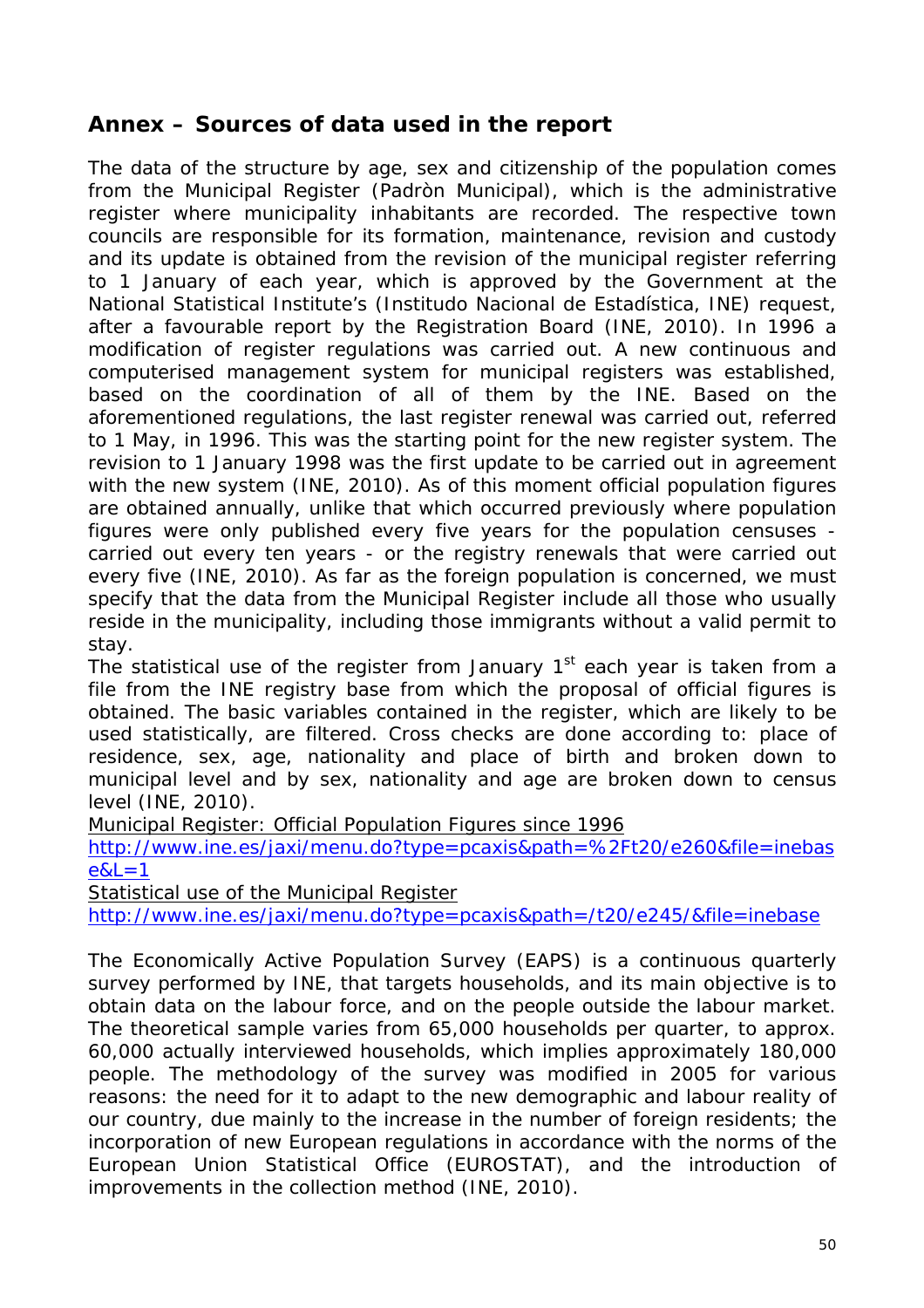## Annex – Sources of data used in the report

The data of the structure by age, sex and citizenship of the population comes from the Municipal Register (Padròn Municipal), which is the administrative register where municipality inhabitants are recorded. The respective town councils are responsible for its formation, maintenance, revision and custody and its update is obtained from the revision of the municipal register referring to 1 January of each year, which is approved by the Government at the National Statistical Institute's (Institudo Nacional de Estadística, INE) request, after a favourable report by the Registration Board (INE, 2010). In 1996 a modification of register regulations was carried out. A new continuous and computerised management system for municipal registers was established, based on the coordination of all of them by the INE. Based on the aforementioned regulations, the last register renewal was carried out, referred to 1 May, in 1996. This was the starting point for the new register system. The revision to 1 January 1998 was the first update to be carried out in agreement with the new system (INE, 2010). As of this moment official population figures are obtained annually, unlike that which occurred previously where population figures were only published every five years for the population censuses - carried out every ten years - or the registry renewals that were carried out every five (INE, 2010). As far as the foreign population is concerned, we must specify that the data from the Municipal Register include all those who usually reside in the municipality, including those immigrants without a valid permit to stay.

The statistical use of the register from January 1st each year is taken from a file from the INE registry base from which the proposal of official figures is obtained. The basic variables contained in the register, which are likely to be used statistically, are filtered. Cross checks are done according to: place of residence, sex, age, nationality and place of birth and broken down to municipal level and by sex, nationality and age are broken down to census level (INE, 2010).

Municipal Register: Official Population Figures since 1996

http://www.ine.es/jaxi/menu.do?type=pcaxis&path=%2Ft20/e260&file=inebase&L=1

Statistical use of the Municipal Register

http://www.ine.es/jaxi/menu.do?type=pcaxis&path=/t20/e245/&file=inebase

The Economically Active Population Survey (EAPS) is a continuous quarterly survey performed by INE, that targets households, and its main objective is to obtain data on the labour force, and on the people outside the labour market. The theoretical sample varies from 65,000 households per quarter, to approx. 60,000 actually interviewed households, which implies approximately 180,000 people. The methodology of the survey was modified in 2005 for various reasons: the need for it to adapt to the new demographic and labour reality of our country, due mainly to the increase in the number of foreign residents; the incorporation of new European regulations in accordance with the norms of the European Union Statistical Office (EUROSTAT), and the introduction of improvements in the collection method (INE, 2010).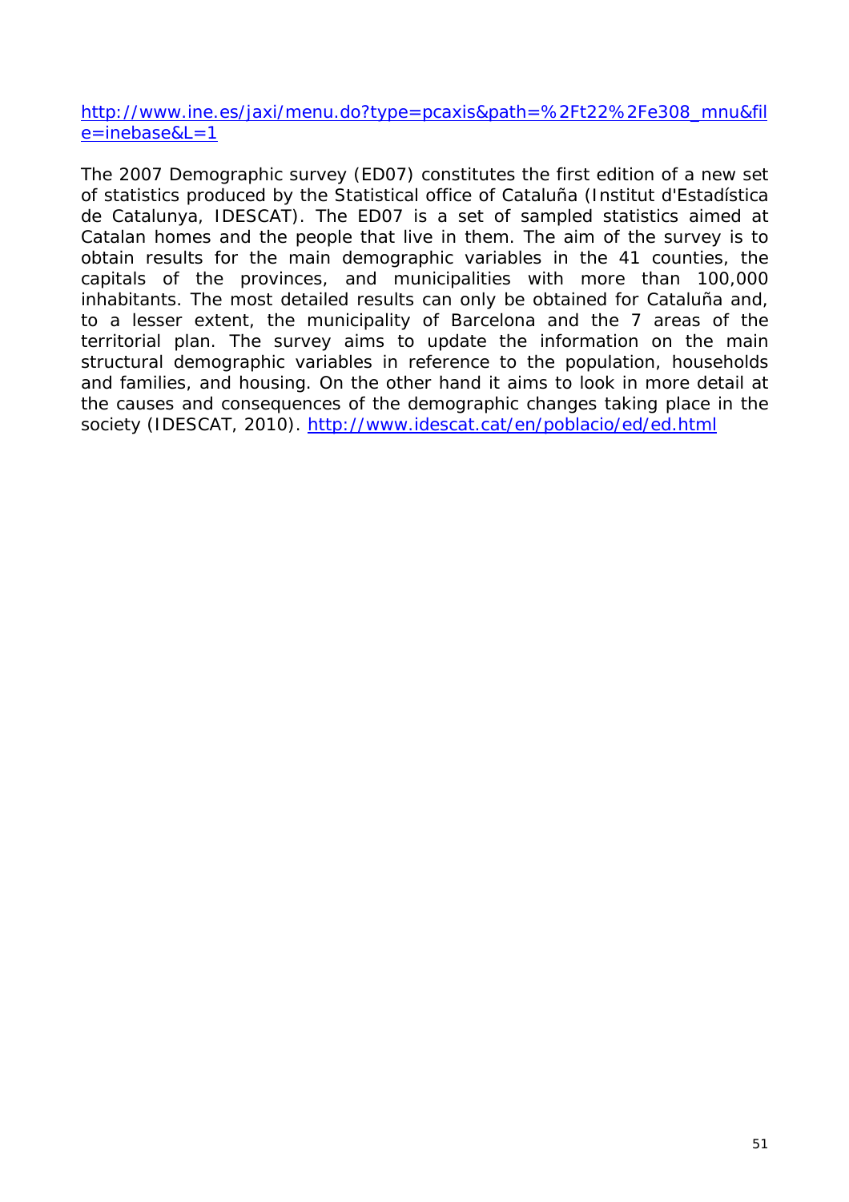[http://www.ine.es/jaxi/menu.do?type=pcaxis&path=%2Ft22%2Fe308_mnu&file=inebase&L=1](http://www.ine.es/jaxi/menu.do?type=pcaxis&path=%2Ft22%2Fe308_mnu&file=inebase&L=1)

The 2007 Demographic survey (ED07) constitutes the first edition of a new set of statistics produced by the Statistical office of Cataluña (Institut d'Estadística de Catalunya, IDESCAT). The ED07 is a set of sampled statistics aimed at Catalan homes and the people that live in them. The aim of the survey is to obtain results for the main demographic variables in the 41 counties, the capitals of the provinces, and municipalities with more than 100,000 inhabitants. The most detailed results can only be obtained for Cataluña and, to a lesser extent, the municipality of Barcelona and the 7 areas of the territorial plan. The survey aims to update the information on the main structural demographic variables in reference to the population, households and families, and housing. On the other hand it aims to look in more detail at the causes and consequences of the demographic changes taking place in the society (IDESCAT, 2010). [http://www.idescat.cat/en/poblacio/ed/ed.html](http://www.idescat.cat/en/poblacio/ed/ed.html)